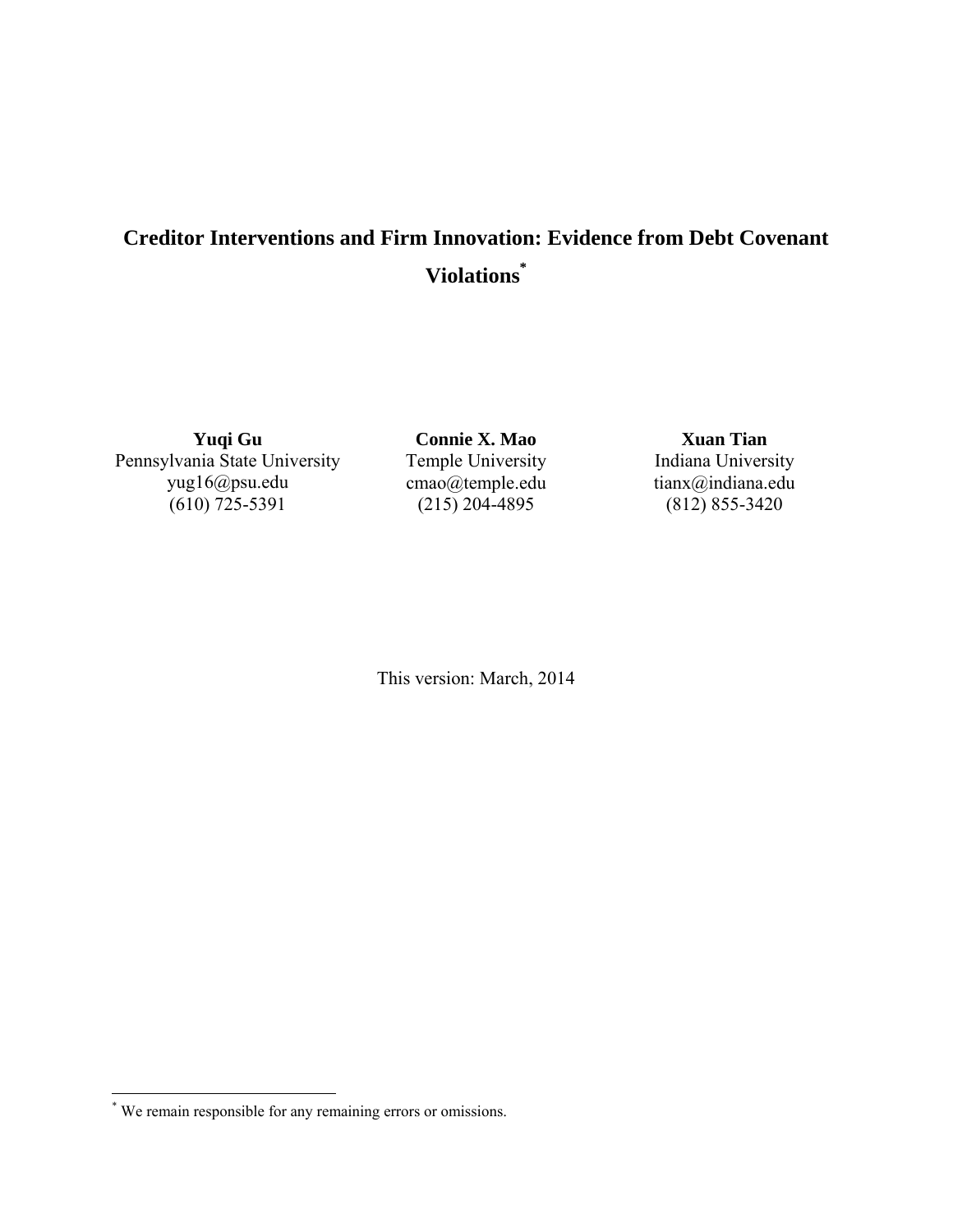# Creditor Interventions and Firm Innovation: Evidence from Debt Covenant Violations[*]

**Yuqi Gu**
Pennsylvania State University
yug16@psu.edu
(610) 725-5391

**Connie X. Mao**
Temple University
cmao@temple.edu
(215) 204-4895

**Xuan Tian**
Indiana University
tianx@indiana.edu
(812) 855-3420

This version: March, 2014

[*] We remain responsible for any remaining errors or omissions.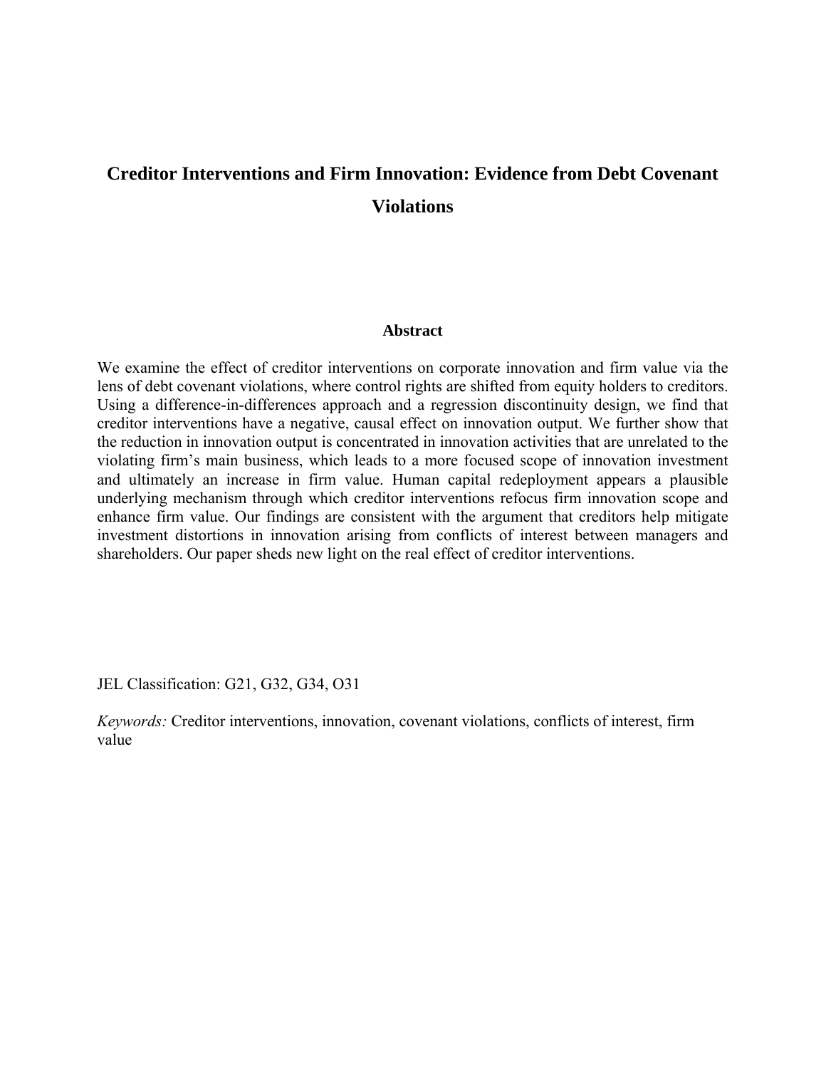# Creditor Interventions and Firm Innovation: Evidence from Debt Covenant Violations

## Abstract

We examine the effect of creditor interventions on corporate innovation and firm value via the lens of debt covenant violations, where control rights are shifted from equity holders to creditors. Using a difference-in-differences approach and a regression discontinuity design, we find that creditor interventions have a negative, causal effect on innovation output. We further show that the reduction in innovation output is concentrated in innovation activities that are unrelated to the violating firm's main business, which leads to a more focused scope of innovation investment and ultimately an increase in firm value. Human capital redeployment appears a plausible underlying mechanism through which creditor interventions refocus firm innovation scope and enhance firm value. Our findings are consistent with the argument that creditors help mitigate investment distortions in innovation arising from conflicts of interest between managers and shareholders. Our paper sheds new light on the real effect of creditor interventions.

JEL Classification: G21, G32, G34, O31

*Keywords:* Creditor interventions, innovation, covenant violations, conflicts of interest, firm value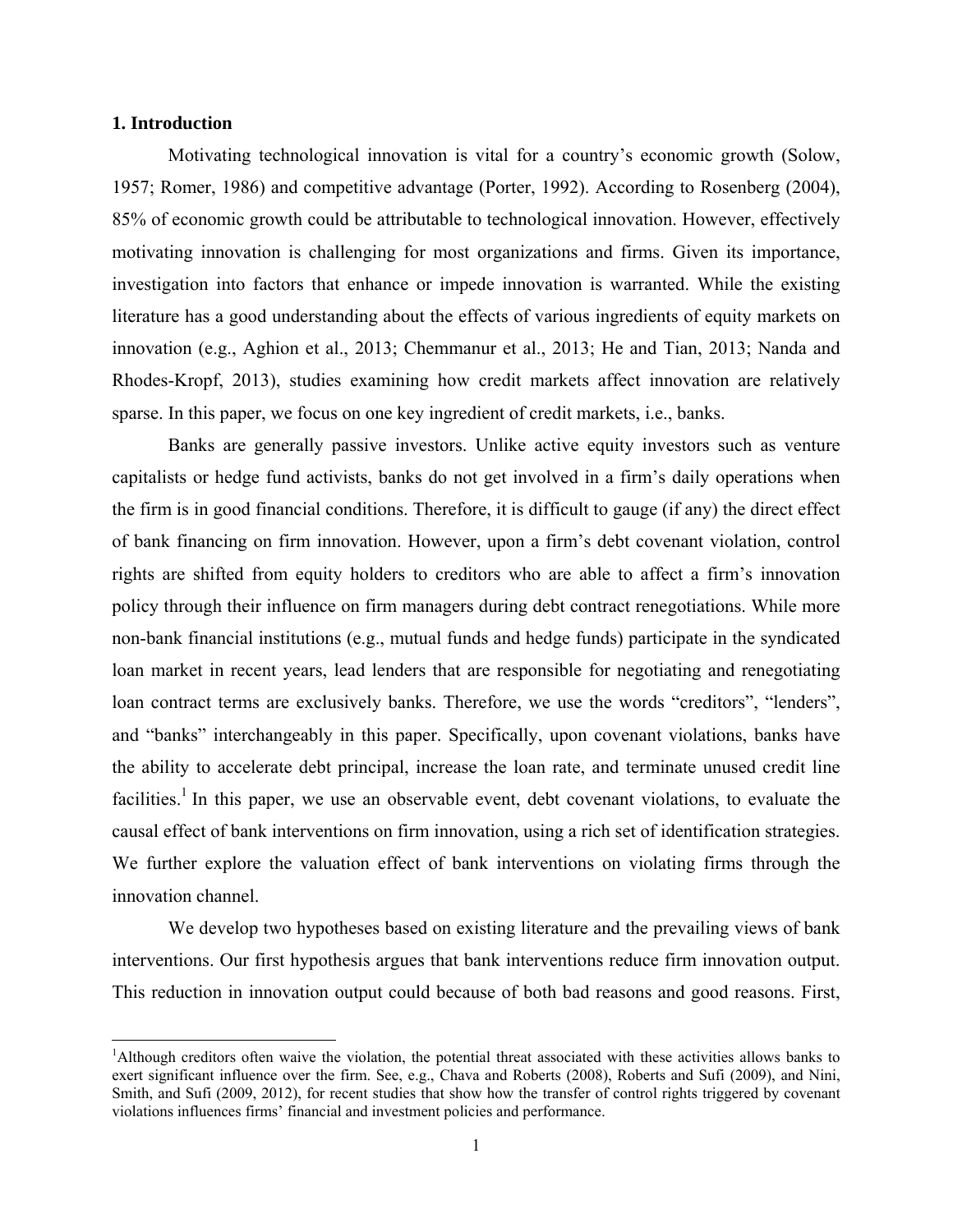## 1. Introduction

Motivating technological innovation is vital for a country's economic growth (Solow, 1957; Romer, 1986) and competitive advantage (Porter, 1992). According to Rosenberg (2004), 85% of economic growth could be attributable to technological innovation. However, effectively motivating innovation is challenging for most organizations and firms. Given its importance, investigation into factors that enhance or impede innovation is warranted. While the existing literature has a good understanding about the effects of various ingredients of equity markets on innovation (e.g., Aghion et al., 2013; Chemmanur et al., 2013; He and Tian, 2013; Nanda and Rhodes-Kropf, 2013), studies examining how credit markets affect innovation are relatively sparse. In this paper, we focus on one key ingredient of credit markets, i.e., banks.

Banks are generally passive investors. Unlike active equity investors such as venture capitalists or hedge fund activists, banks do not get involved in a firm's daily operations when the firm is in good financial conditions. Therefore, it is difficult to gauge (if any) the direct effect of bank financing on firm innovation. However, upon a firm's debt covenant violation, control rights are shifted from equity holders to creditors who are able to affect a firm's innovation policy through their influence on firm managers during debt contract renegotiations. While more non-bank financial institutions (e.g., mutual funds and hedge funds) participate in the syndicated loan market in recent years, lead lenders that are responsible for negotiating and renegotiating loan contract terms are exclusively banks. Therefore, we use the words "creditors", "lenders", and "banks" interchangeably in this paper. Specifically, upon covenant violations, banks have the ability to accelerate debt principal, increase the loan rate, and terminate unused credit line facilities.[1] In this paper, we use an observable event, debt covenant violations, to evaluate the causal effect of bank interventions on firm innovation, using a rich set of identification strategies. We further explore the valuation effect of bank interventions on violating firms through the innovation channel.

We develop two hypotheses based on existing literature and the prevailing views of bank interventions. Our first hypothesis argues that bank interventions reduce firm innovation output. This reduction in innovation output could because of both bad reasons and good reasons. First,

---

[1] Although creditors often waive the violation, the potential threat associated with these activities allows banks to exert significant influence over the firm. See, e.g., Chava and Roberts (2008), Roberts and Sufi (2009), and Nini, Smith, and Sufi (2009, 2012), for recent studies that show how the transfer of control rights triggered by covenant violations influences firms' financial and investment policies and performance.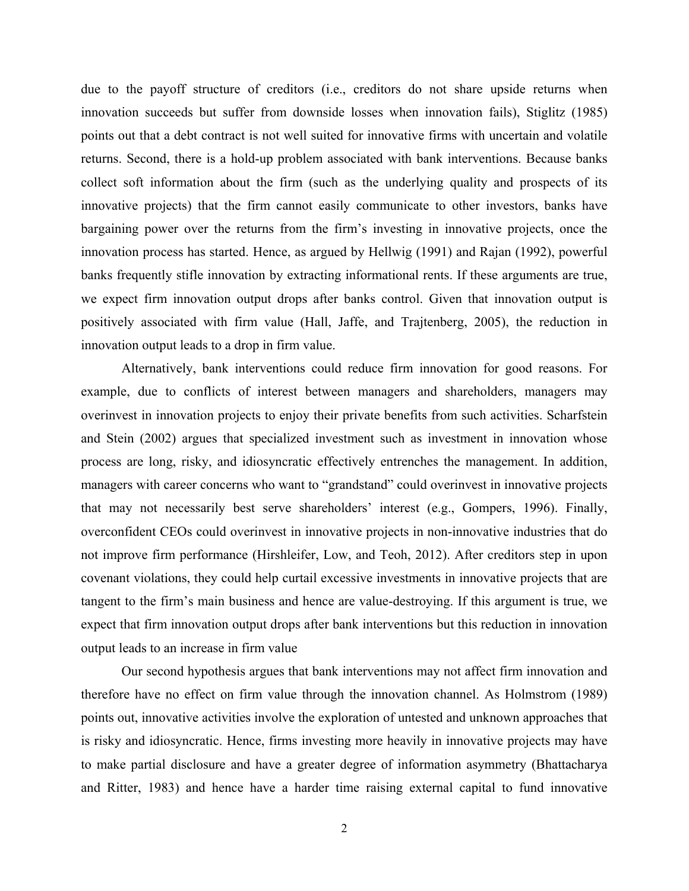due to the payoff structure of creditors (i.e., creditors do not share upside returns when innovation succeeds but suffer from downside losses when innovation fails), Stiglitz (1985) points out that a debt contract is not well suited for innovative firms with uncertain and volatile returns. Second, there is a hold-up problem associated with bank interventions. Because banks collect soft information about the firm (such as the underlying quality and prospects of its innovative projects) that the firm cannot easily communicate to other investors, banks have bargaining power over the returns from the firm's investing in innovative projects, once the innovation process has started. Hence, as argued by Hellwig (1991) and Rajan (1992), powerful banks frequently stifle innovation by extracting informational rents. If these arguments are true, we expect firm innovation output drops after banks control. Given that innovation output is positively associated with firm value (Hall, Jaffe, and Trajtenberg, 2005), the reduction in innovation output leads to a drop in firm value.

Alternatively, bank interventions could reduce firm innovation for good reasons. For example, due to conflicts of interest between managers and shareholders, managers may overinvest in innovation projects to enjoy their private benefits from such activities. Scharfstein and Stein (2002) argues that specialized investment such as investment in innovation whose process are long, risky, and idiosyncratic effectively entrenches the management. In addition, managers with career concerns who want to "grandstand" could overinvest in innovative projects that may not necessarily best serve shareholders' interest (e.g., Gompers, 1996). Finally, overconfident CEOs could overinvest in innovative projects in non-innovative industries that do not improve firm performance (Hirshleifer, Low, and Teoh, 2012). After creditors step in upon covenant violations, they could help curtail excessive investments in innovative projects that are tangent to the firm's main business and hence are value-destroying. If this argument is true, we expect that firm innovation output drops after bank interventions but this reduction in innovation output leads to an increase in firm value

Our second hypothesis argues that bank interventions may not affect firm innovation and therefore have no effect on firm value through the innovation channel. As Holmstrom (1989) points out, innovative activities involve the exploration of untested and unknown approaches that is risky and idiosyncratic. Hence, firms investing more heavily in innovative projects may have to make partial disclosure and have a greater degree of information asymmetry (Bhattacharya and Ritter, 1983) and hence have a harder time raising external capital to fund innovative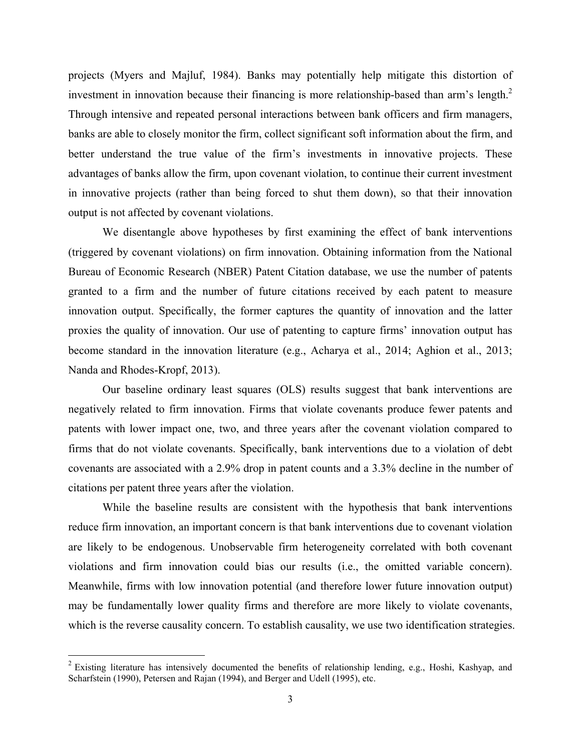projects (Myers and Majluf, 1984). Banks may potentially help mitigate this distortion of investment in innovation because their financing is more relationship-based than arm's length.[2] Through intensive and repeated personal interactions between bank officers and firm managers, banks are able to closely monitor the firm, collect significant soft information about the firm, and better understand the true value of the firm's investments in innovative projects. These advantages of banks allow the firm, upon covenant violation, to continue their current investment in innovative projects (rather than being forced to shut them down), so that their innovation output is not affected by covenant violations.

We disentangle above hypotheses by first examining the effect of bank interventions (triggered by covenant violations) on firm innovation. Obtaining information from the National Bureau of Economic Research (NBER) Patent Citation database, we use the number of patents granted to a firm and the number of future citations received by each patent to measure innovation output. Specifically, the former captures the quantity of innovation and the latter proxies the quality of innovation. Our use of patenting to capture firms' innovation output has become standard in the innovation literature (e.g., Acharya et al., 2014; Aghion et al., 2013; Nanda and Rhodes-Kropf, 2013).

Our baseline ordinary least squares (OLS) results suggest that bank interventions are negatively related to firm innovation. Firms that violate covenants produce fewer patents and patents with lower impact one, two, and three years after the covenant violation compared to firms that do not violate covenants. Specifically, bank interventions due to a violation of debt covenants are associated with a 2.9% drop in patent counts and a 3.3% decline in the number of citations per patent three years after the violation.

While the baseline results are consistent with the hypothesis that bank interventions reduce firm innovation, an important concern is that bank interventions due to covenant violation are likely to be endogenous. Unobservable firm heterogeneity correlated with both covenant violations and firm innovation could bias our results (i.e., the omitted variable concern). Meanwhile, firms with low innovation potential (and therefore lower future innovation output) may be fundamentally lower quality firms and therefore are more likely to violate covenants, which is the reverse causality concern. To establish causality, we use two identification strategies.

[2] Existing literature has intensively documented the benefits of relationship lending, e.g., Hoshi, Kashyap, and Scharfstein (1990), Petersen and Rajan (1994), and Berger and Udell (1995), etc.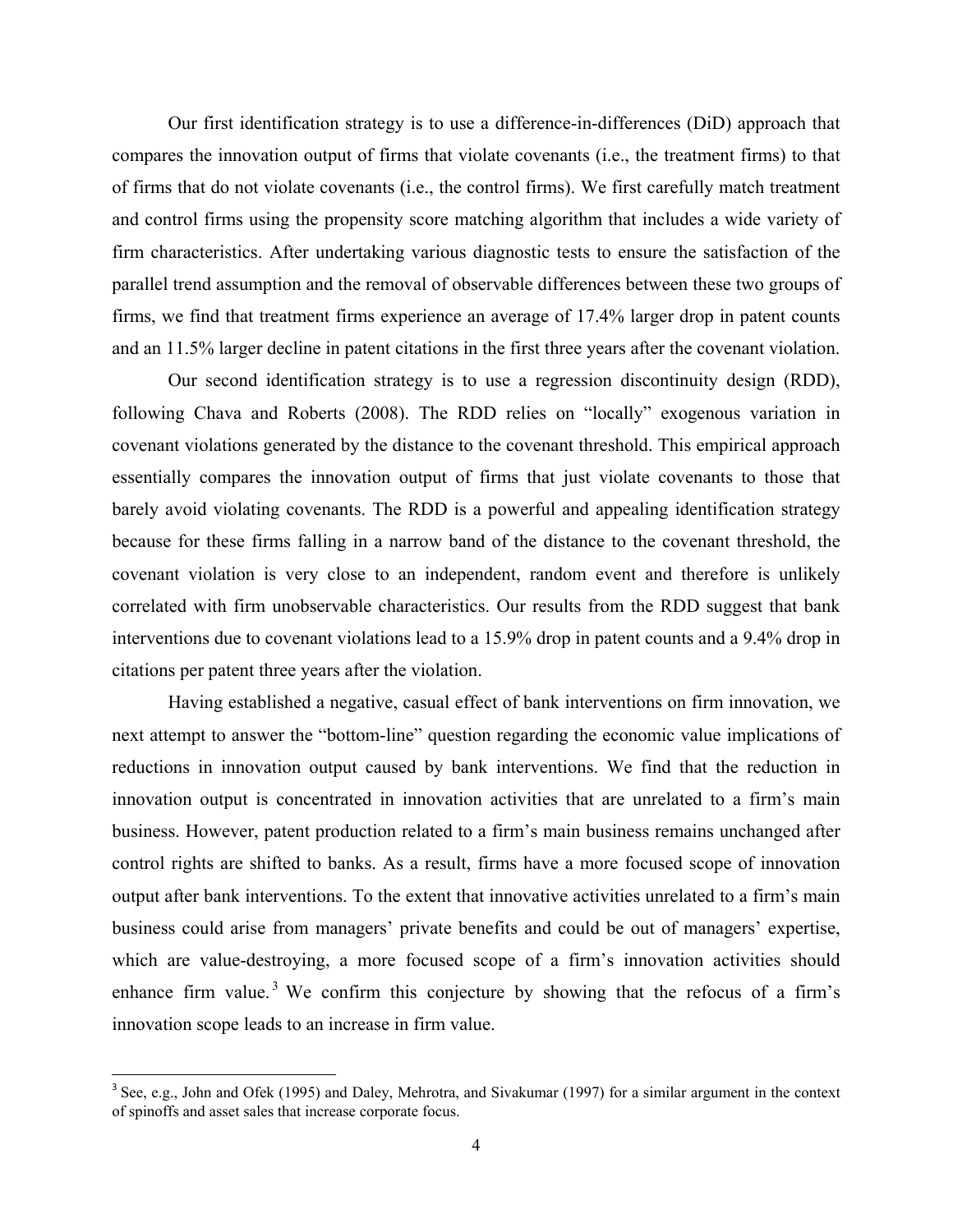Our first identification strategy is to use a difference-in-differences (DiD) approach that compares the innovation output of firms that violate covenants (i.e., the treatment firms) to that of firms that do not violate covenants (i.e., the control firms). We first carefully match treatment and control firms using the propensity score matching algorithm that includes a wide variety of firm characteristics. After undertaking various diagnostic tests to ensure the satisfaction of the parallel trend assumption and the removal of observable differences between these two groups of firms, we find that treatment firms experience an average of 17.4% larger drop in patent counts and an 11.5% larger decline in patent citations in the first three years after the covenant violation.

Our second identification strategy is to use a regression discontinuity design (RDD), following Chava and Roberts (2008). The RDD relies on "locally" exogenous variation in covenant violations generated by the distance to the covenant threshold. This empirical approach essentially compares the innovation output of firms that just violate covenants to those that barely avoid violating covenants. The RDD is a powerful and appealing identification strategy because for these firms falling in a narrow band of the distance to the covenant threshold, the covenant violation is very close to an independent, random event and therefore is unlikely correlated with firm unobservable characteristics. Our results from the RDD suggest that bank interventions due to covenant violations lead to a 15.9% drop in patent counts and a 9.4% drop in citations per patent three years after the violation.

Having established a negative, casual effect of bank interventions on firm innovation, we next attempt to answer the "bottom-line" question regarding the economic value implications of reductions in innovation output caused by bank interventions. We find that the reduction in innovation output is concentrated in innovation activities that are unrelated to a firm's main business. However, patent production related to a firm's main business remains unchanged after control rights are shifted to banks. As a result, firms have a more focused scope of innovation output after bank interventions. To the extent that innovative activities unrelated to a firm's main business could arise from managers' private benefits and could be out of managers' expertise, which are value-destroying, a more focused scope of a firm's innovation activities should enhance firm value.[3] We confirm this conjecture by showing that the refocus of a firm's innovation scope leads to an increase in firm value.

[3] See, e.g., John and Ofek (1995) and Daley, Mehrotra, and Sivakumar (1997) for a similar argument in the context of spinoffs and asset sales that increase corporate focus.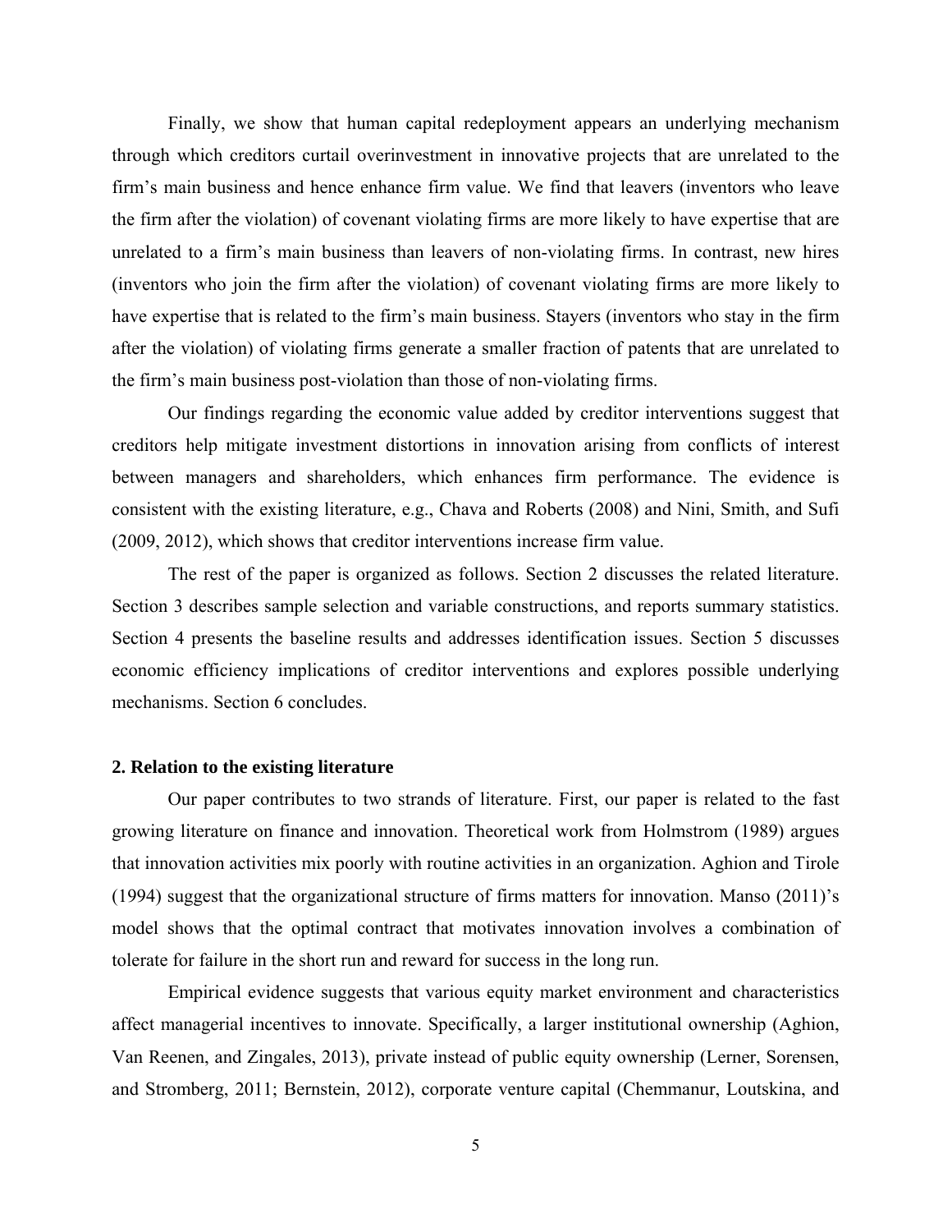Finally, we show that human capital redeployment appears an underlying mechanism through which creditors curtail overinvestment in innovative projects that are unrelated to the firm's main business and hence enhance firm value. We find that leavers (inventors who leave the firm after the violation) of covenant violating firms are more likely to have expertise that are unrelated to a firm's main business than leavers of non-violating firms. In contrast, new hires (inventors who join the firm after the violation) of covenant violating firms are more likely to have expertise that is related to the firm's main business. Stayers (inventors who stay in the firm after the violation) of violating firms generate a smaller fraction of patents that are unrelated to the firm's main business post-violation than those of non-violating firms.

Our findings regarding the economic value added by creditor interventions suggest that creditors help mitigate investment distortions in innovation arising from conflicts of interest between managers and shareholders, which enhances firm performance. The evidence is consistent with the existing literature, e.g., Chava and Roberts (2008) and Nini, Smith, and Sufi (2009, 2012), which shows that creditor interventions increase firm value.

The rest of the paper is organized as follows. Section 2 discusses the related literature. Section 3 describes sample selection and variable constructions, and reports summary statistics. Section 4 presents the baseline results and addresses identification issues. Section 5 discusses economic efficiency implications of creditor interventions and explores possible underlying mechanisms. Section 6 concludes.

## 2. Relation to the existing literature

Our paper contributes to two strands of literature. First, our paper is related to the fast growing literature on finance and innovation. Theoretical work from Holmstrom (1989) argues that innovation activities mix poorly with routine activities in an organization. Aghion and Tirole (1994) suggest that the organizational structure of firms matters for innovation. Manso (2011)'s model shows that the optimal contract that motivates innovation involves a combination of tolerate for failure in the short run and reward for success in the long run.

Empirical evidence suggests that various equity market environment and characteristics affect managerial incentives to innovate. Specifically, a larger institutional ownership (Aghion, Van Reenen, and Zingales, 2013), private instead of public equity ownership (Lerner, Sorensen, and Stromberg, 2011; Bernstein, 2012), corporate venture capital (Chemmanur, Loutskina, and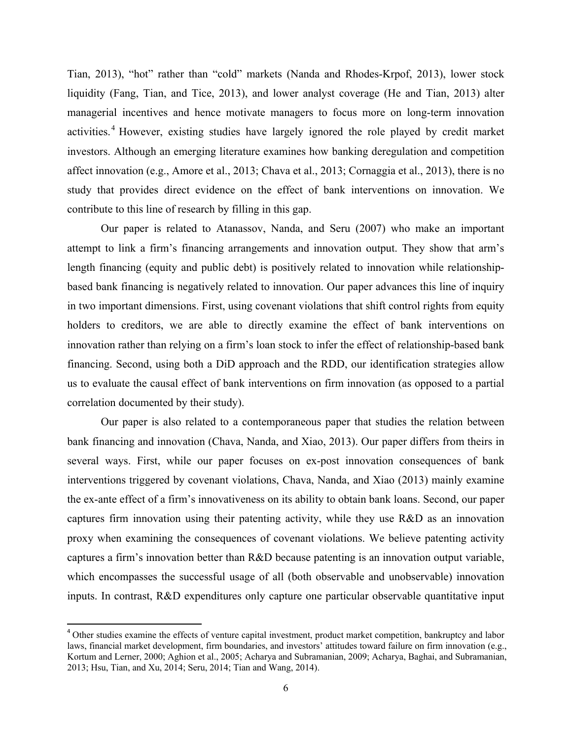Tian, 2013), "hot" rather than "cold" markets (Nanda and Rhodes-Krpof, 2013), lower stock liquidity (Fang, Tian, and Tice, 2013), and lower analyst coverage (He and Tian, 2013) alter managerial incentives and hence motivate managers to focus more on long-term innovation activities.[4] However, existing studies have largely ignored the role played by credit market investors. Although an emerging literature examines how banking deregulation and competition affect innovation (e.g., Amore et al., 2013; Chava et al., 2013; Cornaggia et al., 2013), there is no study that provides direct evidence on the effect of bank interventions on innovation. We contribute to this line of research by filling in this gap.

Our paper is related to Atanassov, Nanda, and Seru (2007) who make an important attempt to link a firm's financing arrangements and innovation output. They show that arm's length financing (equity and public debt) is positively related to innovation while relationship-based bank financing is negatively related to innovation. Our paper advances this line of inquiry in two important dimensions. First, using covenant violations that shift control rights from equity holders to creditors, we are able to directly examine the effect of bank interventions on innovation rather than relying on a firm's loan stock to infer the effect of relationship-based bank financing. Second, using both a DiD approach and the RDD, our identification strategies allow us to evaluate the causal effect of bank interventions on firm innovation (as opposed to a partial correlation documented by their study).

Our paper is also related to a contemporaneous paper that studies the relation between bank financing and innovation (Chava, Nanda, and Xiao, 2013). Our paper differs from theirs in several ways. First, while our paper focuses on ex-post innovation consequences of bank interventions triggered by covenant violations, Chava, Nanda, and Xiao (2013) mainly examine the ex-ante effect of a firm's innovativeness on its ability to obtain bank loans. Second, our paper captures firm innovation using their patenting activity, while they use R&D as an innovation proxy when examining the consequences of covenant violations. We believe patenting activity captures a firm's innovation better than R&D because patenting is an innovation output variable, which encompasses the successful usage of all (both observable and unobservable) innovation inputs. In contrast, R&D expenditures only capture one particular observable quantitative input

[4] Other studies examine the effects of venture capital investment, product market competition, bankruptcy and labor laws, financial market development, firm boundaries, and investors' attitudes toward failure on firm innovation (e.g., Kortum and Lerner, 2000; Aghion et al., 2005; Acharya and Subramanian, 2009; Acharya, Baghai, and Subramanian, 2013; Hsu, Tian, and Xu, 2014; Seru, 2014; Tian and Wang, 2014).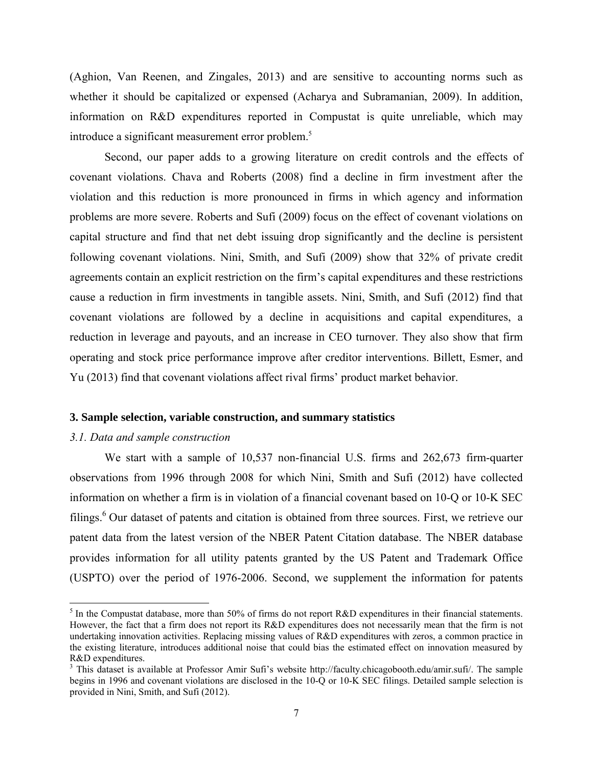(Aghion, Van Reenen, and Zingales, 2013) and are sensitive to accounting norms such as whether it should be capitalized or expensed (Acharya and Subramanian, 2009). In addition, information on R&D expenditures reported in Compustat is quite unreliable, which may introduce a significant measurement error problem.[5]

Second, our paper adds to a growing literature on credit controls and the effects of covenant violations. Chava and Roberts (2008) find a decline in firm investment after the violation and this reduction is more pronounced in firms in which agency and information problems are more severe. Roberts and Sufi (2009) focus on the effect of covenant violations on capital structure and find that net debt issuing drop significantly and the decline is persistent following covenant violations. Nini, Smith, and Sufi (2009) show that 32% of private credit agreements contain an explicit restriction on the firm's capital expenditures and these restrictions cause a reduction in firm investments in tangible assets. Nini, Smith, and Sufi (2012) find that covenant violations are followed by a decline in acquisitions and capital expenditures, a reduction in leverage and payouts, and an increase in CEO turnover. They also show that firm operating and stock price performance improve after creditor interventions. Billett, Esmer, and Yu (2013) find that covenant violations affect rival firms' product market behavior.

### 3. Sample selection, variable construction, and summary statistics

#### *3.1. Data and sample construction*

We start with a sample of 10,537 non-financial U.S. firms and 262,673 firm-quarter observations from 1996 through 2008 for which Nini, Smith and Sufi (2012) have collected information on whether a firm is in violation of a financial covenant based on 10-Q or 10-K SEC filings.[6] Our dataset of patents and citation is obtained from three sources. First, we retrieve our patent data from the latest version of the NBER Patent Citation database. The NBER database provides information for all utility patents granted by the US Patent and Trademark Office (USPTO) over the period of 1976-2006. Second, we supplement the information for patents

---

[5] In the Compustat database, more than 50% of firms do not report R&D expenditures in their financial statements. However, the fact that a firm does not report its R&D expenditures does not necessarily mean that the firm is not undertaking innovation activities. Replacing missing values of R&D expenditures with zeros, a common practice in the existing literature, introduces additional noise that could bias the estimated effect on innovation measured by R&D expenditures.

[3] This dataset is available at Professor Amir Sufi's website http://faculty.chicagobooth.edu/amir.sufi/. The sample begins in 1996 and covenant violations are disclosed in the 10-Q or 10-K SEC filings. Detailed sample selection is provided in Nini, Smith, and Sufi (2012).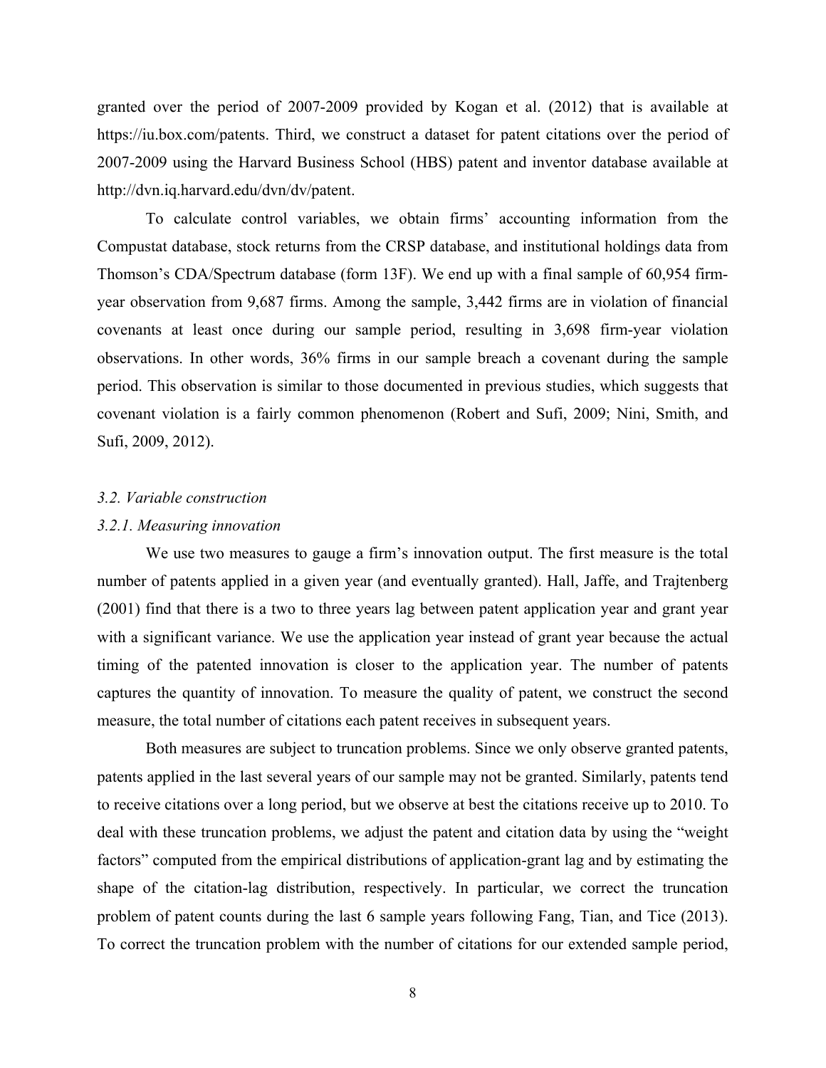granted over the period of 2007-2009 provided by Kogan et al. (2012) that is available at https://iu.box.com/patents. Third, we construct a dataset for patent citations over the period of 2007-2009 using the Harvard Business School (HBS) patent and inventor database available at http://dvn.iq.harvard.edu/dvn/dv/patent.

To calculate control variables, we obtain firms' accounting information from the Compustat database, stock returns from the CRSP database, and institutional holdings data from Thomson's CDA/Spectrum database (form 13F). We end up with a final sample of 60,954 firm-year observation from 9,687 firms. Among the sample, 3,442 firms are in violation of financial covenants at least once during our sample period, resulting in 3,698 firm-year violation observations. In other words, 36% firms in our sample breach a covenant during the sample period. This observation is similar to those documented in previous studies, which suggests that covenant violation is a fairly common phenomenon (Robert and Sufi, 2009; Nini, Smith, and Sufi, 2009, 2012).

### *3.2. Variable construction*

#### *3.2.1. Measuring innovation*

We use two measures to gauge a firm's innovation output. The first measure is the total number of patents applied in a given year (and eventually granted). Hall, Jaffe, and Trajtenberg (2001) find that there is a two to three years lag between patent application year and grant year with a significant variance. We use the application year instead of grant year because the actual timing of the patented innovation is closer to the application year. The number of patents captures the quantity of innovation. To measure the quality of patent, we construct the second measure, the total number of citations each patent receives in subsequent years.

Both measures are subject to truncation problems. Since we only observe granted patents, patents applied in the last several years of our sample may not be granted. Similarly, patents tend to receive citations over a long period, but we observe at best the citations receive up to 2010. To deal with these truncation problems, we adjust the patent and citation data by using the "weight factors" computed from the empirical distributions of application-grant lag and by estimating the shape of the citation-lag distribution, respectively. In particular, we correct the truncation problem of patent counts during the last 6 sample years following Fang, Tian, and Tice (2013). To correct the truncation problem with the number of citations for our extended sample period,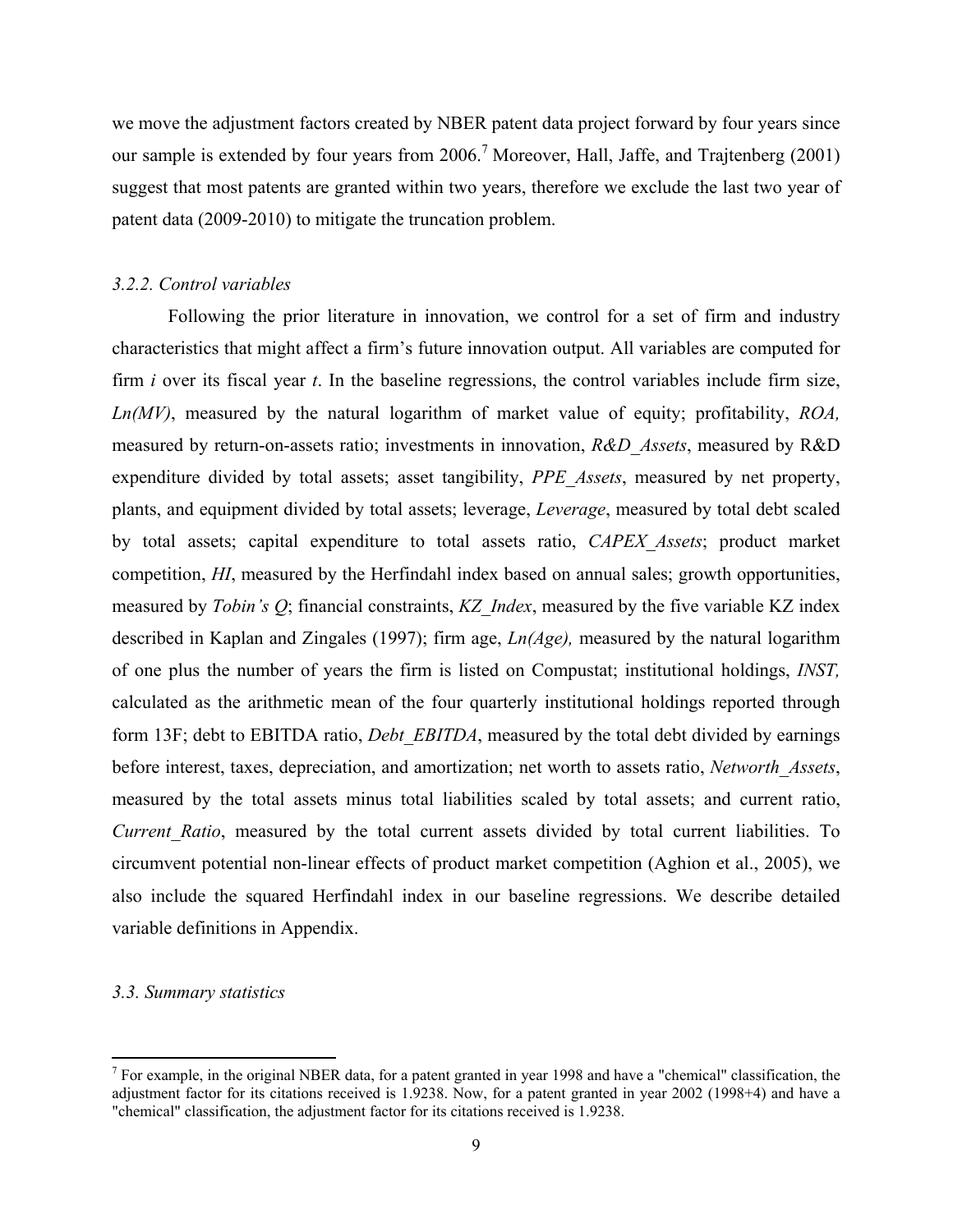we move the adjustment factors created by NBER patent data project forward by four years since our sample is extended by four years from 2006.[7] Moreover, Hall, Jaffe, and Trajtenberg (2001) suggest that most patents are granted within two years, therefore we exclude the last two year of patent data (2009-2010) to mitigate the truncation problem.

### *3.2.2. Control variables*

Following the prior literature in innovation, we control for a set of firm and industry characteristics that might affect a firm's future innovation output. All variables are computed for firm *i* over its fiscal year *t*. In the baseline regressions, the control variables include firm size, *Ln(MV)*, measured by the natural logarithm of market value of equity; profitability, *ROA,* measured by return-on-assets ratio; investments in innovation, *R&D_Assets*, measured by R&D expenditure divided by total assets; asset tangibility, *PPE_Assets*, measured by net property, plants, and equipment divided by total assets; leverage, *Leverage*, measured by total debt scaled by total assets; capital expenditure to total assets ratio, *CAPEX_Assets*; product market competition, *HI*, measured by the Herfindahl index based on annual sales; growth opportunities, measured by *Tobin's Q*; financial constraints, *KZ_Index*, measured by the five variable KZ index described in Kaplan and Zingales (1997); firm age, *Ln(Age),* measured by the natural logarithm of one plus the number of years the firm is listed on Compustat; institutional holdings, *INST,* calculated as the arithmetic mean of the four quarterly institutional holdings reported through form 13F; debt to EBITDA ratio, *Debt_EBITDA*, measured by the total debt divided by earnings before interest, taxes, depreciation, and amortization; net worth to assets ratio, *Networth_Assets*, measured by the total assets minus total liabilities scaled by total assets; and current ratio, *Current_Ratio*, measured by the total current assets divided by total current liabilities. To circumvent potential non-linear effects of product market competition (Aghion et al., 2005), we also include the squared Herfindahl index in our baseline regressions. We describe detailed variable definitions in Appendix.

### *3.3. Summary statistics*

[7] For example, in the original NBER data, for a patent granted in year 1998 and have a "chemical" classification, the adjustment factor for its citations received is 1.9238. Now, for a patent granted in year 2002 (1998+4) and have a "chemical" classification, the adjustment factor for its citations received is 1.9238.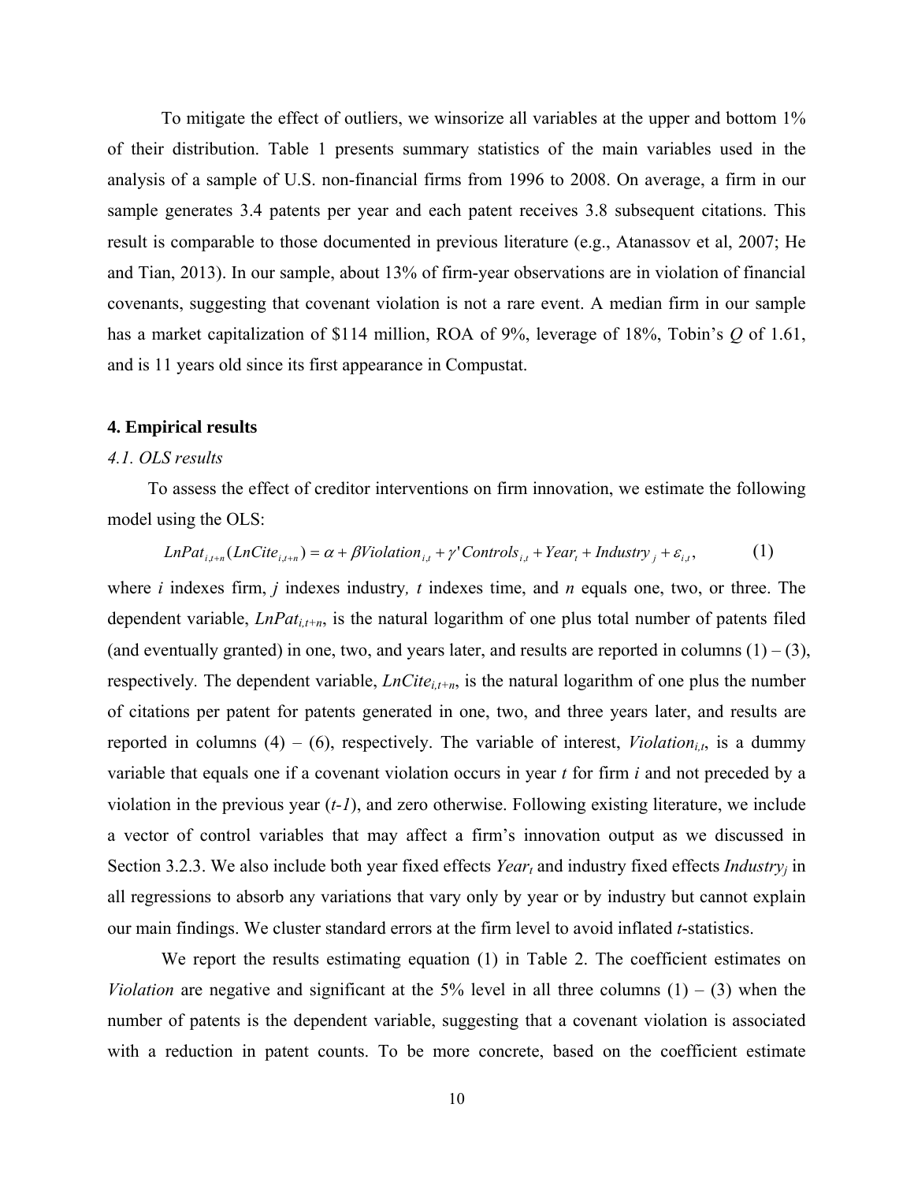To mitigate the effect of outliers, we winsorize all variables at the upper and bottom 1% of their distribution. Table 1 presents summary statistics of the main variables used in the analysis of a sample of U.S. non-financial firms from 1996 to 2008. On average, a firm in our sample generates 3.4 patents per year and each patent receives 3.8 subsequent citations. This result is comparable to those documented in previous literature (e.g., Atanassov et al, 2007; He and Tian, 2013). In our sample, about 13% of firm-year observations are in violation of financial covenants, suggesting that covenant violation is not a rare event. A median firm in our sample has a market capitalization of $114 million, ROA of 9%, leverage of 18%, Tobin's *Q* of 1.61, and is 11 years old since its first appearance in Compustat.

## 4. Empirical results

### *4.1. OLS results*

To assess the effect of creditor interventions on firm innovation, we estimate the following model using the OLS:

$$LnPat_{i,t+n}(LnCite_{i,t+n}) = \alpha + \beta Violation_{i,t} + \gamma' Controls_{i,t} + Year_t + Industry_j + \varepsilon_{i,t}, \qquad (1)$$

where *i* indexes firm, *j* indexes industry*, t* indexes time, and *n* equals one, two, or three. The dependent variable, $LnPat_{i,t+n}$, is the natural logarithm of one plus total number of patents filed (and eventually granted) in one, two, and years later, and results are reported in columns (1) – (3), respectively. The dependent variable, $LnCite_{i,t+n}$, is the natural logarithm of one plus the number of citations per patent for patents generated in one, two, and three years later, and results are reported in columns (4) – (6), respectively. The variable of interest, $Violation_{i,t}$, is a dummy variable that equals one if a covenant violation occurs in year *t* for firm *i* and not preceded by a violation in the previous year (*t-1*), and zero otherwise. Following existing literature, we include a vector of control variables that may affect a firm's innovation output as we discussed in Section 3.2.3. We also include both year fixed effects $Year_t$ and industry fixed effects $Industry_j$ in all regressions to absorb any variations that vary only by year or by industry but cannot explain our main findings. We cluster standard errors at the firm level to avoid inflated *t*-statistics.

We report the results estimating equation (1) in Table 2. The coefficient estimates on *Violation* are negative and significant at the 5% level in all three columns (1) – (3) when the number of patents is the dependent variable, suggesting that a covenant violation is associated with a reduction in patent counts. To be more concrete, based on the coefficient estimate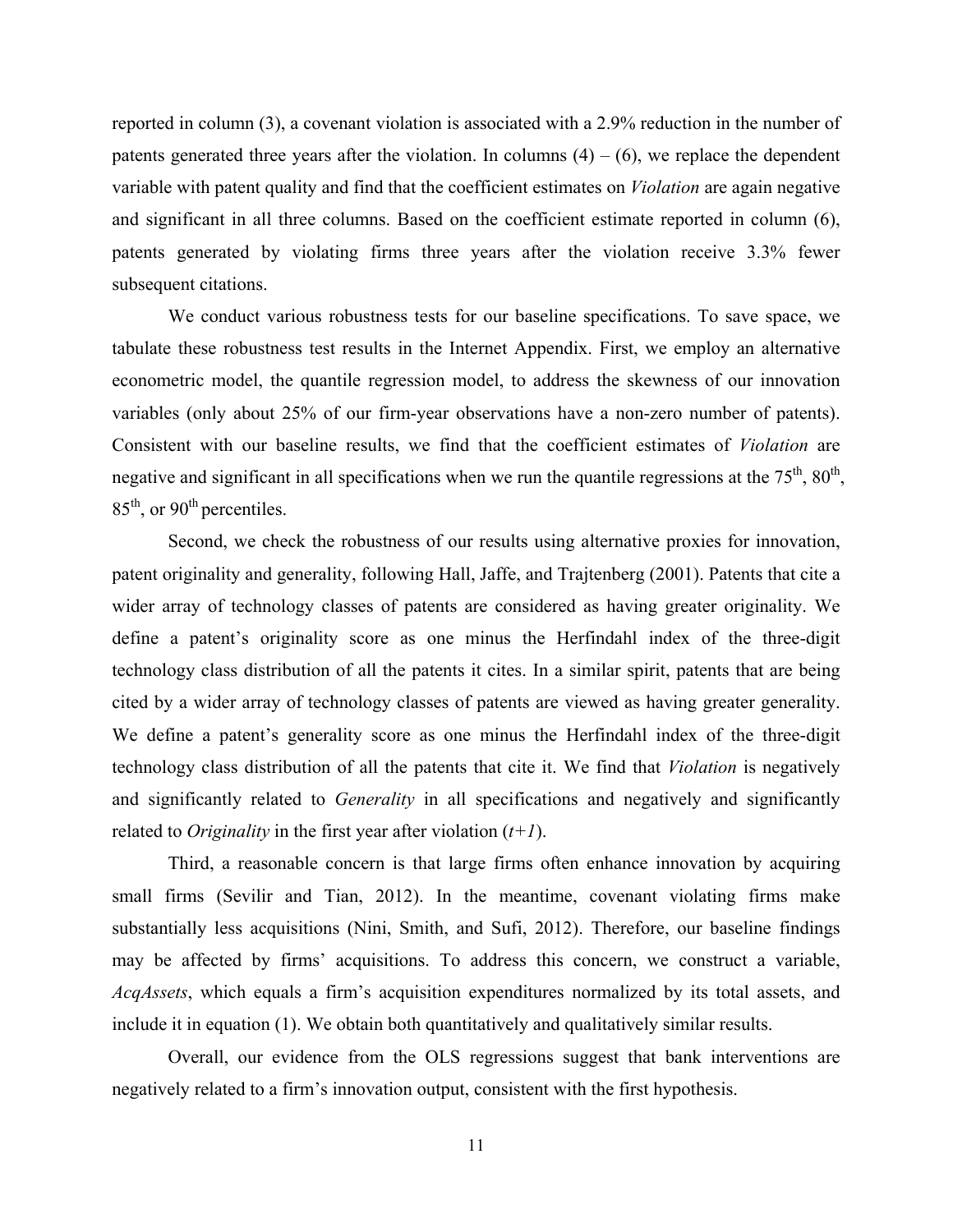reported in column (3), a covenant violation is associated with a 2.9% reduction in the number of patents generated three years after the violation. In columns (4) – (6), we replace the dependent variable with patent quality and find that the coefficient estimates on *Violation* are again negative and significant in all three columns. Based on the coefficient estimate reported in column (6), patents generated by violating firms three years after the violation receive 3.3% fewer subsequent citations.

We conduct various robustness tests for our baseline specifications. To save space, we tabulate these robustness test results in the Internet Appendix. First, we employ an alternative econometric model, the quantile regression model, to address the skewness of our innovation variables (only about 25% of our firm-year observations have a non-zero number of patents). Consistent with our baseline results, we find that the coefficient estimates of *Violation* are negative and significant in all specifications when we run the quantile regressions at the $75^{th}$, $80^{th}$, $85^{th}$, or $90^{th}$ percentiles.

Second, we check the robustness of our results using alternative proxies for innovation, patent originality and generality, following Hall, Jaffe, and Trajtenberg (2001). Patents that cite a wider array of technology classes of patents are considered as having greater originality. We define a patent's originality score as one minus the Herfindahl index of the three-digit technology class distribution of all the patents it cites. In a similar spirit, patents that are being cited by a wider array of technology classes of patents are viewed as having greater generality. We define a patent's generality score as one minus the Herfindahl index of the three-digit technology class distribution of all the patents that cite it. We find that *Violation* is negatively and significantly related to *Generality* in all specifications and negatively and significantly related to *Originality* in the first year after violation ($t+1$).

Third, a reasonable concern is that large firms often enhance innovation by acquiring small firms (Sevilir and Tian, 2012). In the meantime, covenant violating firms make substantially less acquisitions (Nini, Smith, and Sufi, 2012). Therefore, our baseline findings may be affected by firms' acquisitions. To address this concern, we construct a variable, *AcqAssets*, which equals a firm's acquisition expenditures normalized by its total assets, and include it in equation (1). We obtain both quantitatively and qualitatively similar results.

Overall, our evidence from the OLS regressions suggest that bank interventions are negatively related to a firm's innovation output, consistent with the first hypothesis.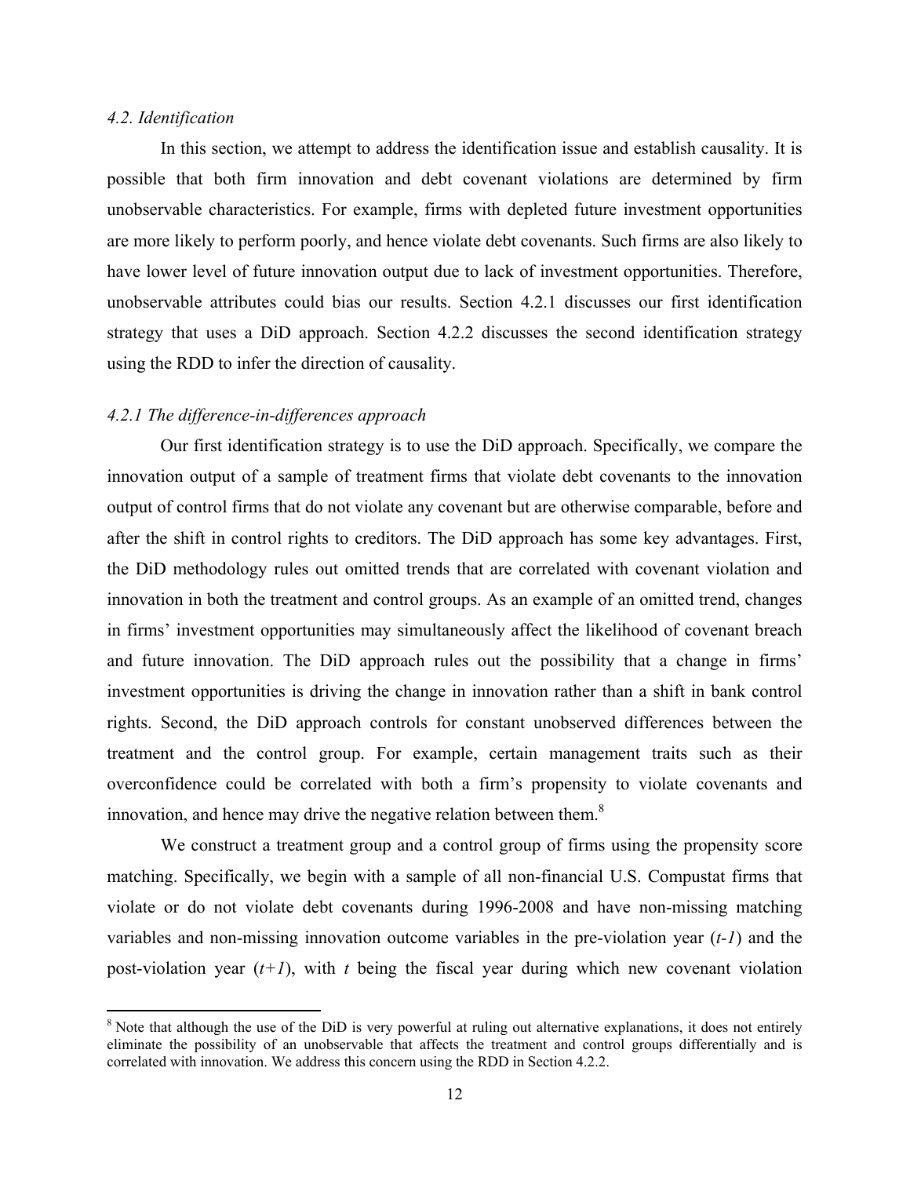### *4.2. Identification*

In this section, we attempt to address the identification issue and establish causality. It is possible that both firm innovation and debt covenant violations are determined by firm unobservable characteristics. For example, firms with depleted future investment opportunities are more likely to perform poorly, and hence violate debt covenants. Such firms are also likely to have lower level of future innovation output due to lack of investment opportunities. Therefore, unobservable attributes could bias our results. Section 4.2.1 discusses our first identification strategy that uses a DiD approach. Section 4.2.2 discusses the second identification strategy using the RDD to infer the direction of causality.

#### *4.2.1 The difference-in-differences approach*

Our first identification strategy is to use the DiD approach. Specifically, we compare the innovation output of a sample of treatment firms that violate debt covenants to the innovation output of control firms that do not violate any covenant but are otherwise comparable, before and after the shift in control rights to creditors. The DiD approach has some key advantages. First, the DiD methodology rules out omitted trends that are correlated with covenant violation and innovation in both the treatment and control groups. As an example of an omitted trend, changes in firms' investment opportunities may simultaneously affect the likelihood of covenant breach and future innovation. The DiD approach rules out the possibility that a change in firms' investment opportunities is driving the change in innovation rather than a shift in bank control rights. Second, the DiD approach controls for constant unobserved differences between the treatment and the control group. For example, certain management traits such as their overconfidence could be correlated with both a firm's propensity to violate covenants and innovation, and hence may drive the negative relation between them.[8]

We construct a treatment group and a control group of firms using the propensity score matching. Specifically, we begin with a sample of all non-financial U.S. Compustat firms that violate or do not violate debt covenants during 1996-2008 and have non-missing matching variables and non-missing innovation outcome variables in the pre-violation year (*t-1*) and the post-violation year (*t+1*), with *t* being the fiscal year during which new covenant violation

[8] Note that although the use of the DiD is very powerful at ruling out alternative explanations, it does not entirely eliminate the possibility of an unobservable that affects the treatment and control groups differentially and is correlated with innovation. We address this concern using the RDD in Section 4.2.2.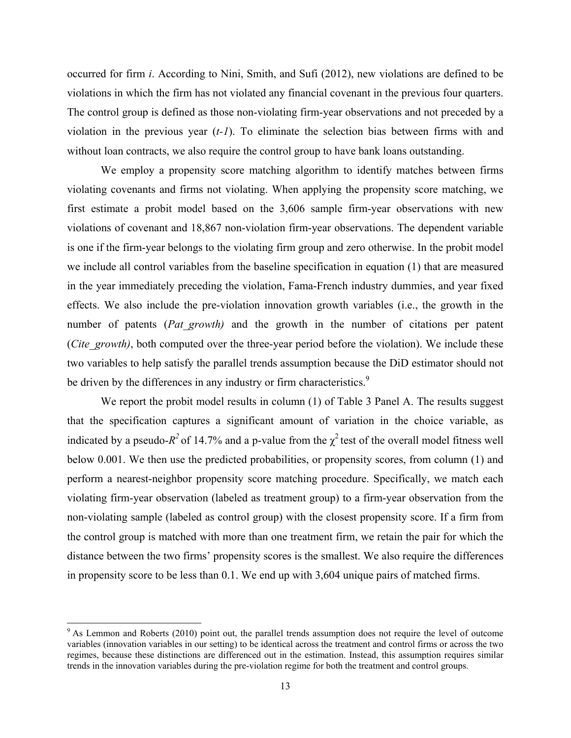occurred for firm *i*. According to Nini, Smith, and Sufi (2012), new violations are defined to be violations in which the firm has not violated any financial covenant in the previous four quarters. The control group is defined as those non-violating firm-year observations and not preceded by a violation in the previous year (*t-1*). To eliminate the selection bias between firms with and without loan contracts, we also require the control group to have bank loans outstanding.

We employ a propensity score matching algorithm to identify matches between firms violating covenants and firms not violating. When applying the propensity score matching, we first estimate a probit model based on the 3,606 sample firm-year observations with new violations of covenant and 18,867 non-violation firm-year observations. The dependent variable is one if the firm-year belongs to the violating firm group and zero otherwise. In the probit model we include all control variables from the baseline specification in equation (1) that are measured in the year immediately preceding the violation, Fama-French industry dummies, and year fixed effects. We also include the pre-violation innovation growth variables (i.e., the growth in the number of patents (*Pat_growth)* and the growth in the number of citations per patent (*Cite_growth)*, both computed over the three-year period before the violation). We include these two variables to help satisfy the parallel trends assumption because the DiD estimator should not be driven by the differences in any industry or firm characteristics.[9]

We report the probit model results in column (1) of Table 3 Panel A. The results suggest that the specification captures a significant amount of variation in the choice variable, as indicated by a pseudo-$R^2$ of 14.7% and a p-value from the $\chi^2$ test of the overall model fitness well below 0.001. We then use the predicted probabilities, or propensity scores, from column (1) and perform a nearest-neighbor propensity score matching procedure. Specifically, we match each violating firm-year observation (labeled as treatment group) to a firm-year observation from the non-violating sample (labeled as control group) with the closest propensity score. If a firm from the control group is matched with more than one treatment firm, we retain the pair for which the distance between the two firms' propensity scores is the smallest. We also require the differences in propensity score to be less than 0.1. We end up with 3,604 unique pairs of matched firms.

---

[9] As Lemmon and Roberts (2010) point out, the parallel trends assumption does not require the level of outcome variables (innovation variables in our setting) to be identical across the treatment and control firms or across the two regimes, because these distinctions are differenced out in the estimation. Instead, this assumption requires similar trends in the innovation variables during the pre-violation regime for both the treatment and control groups.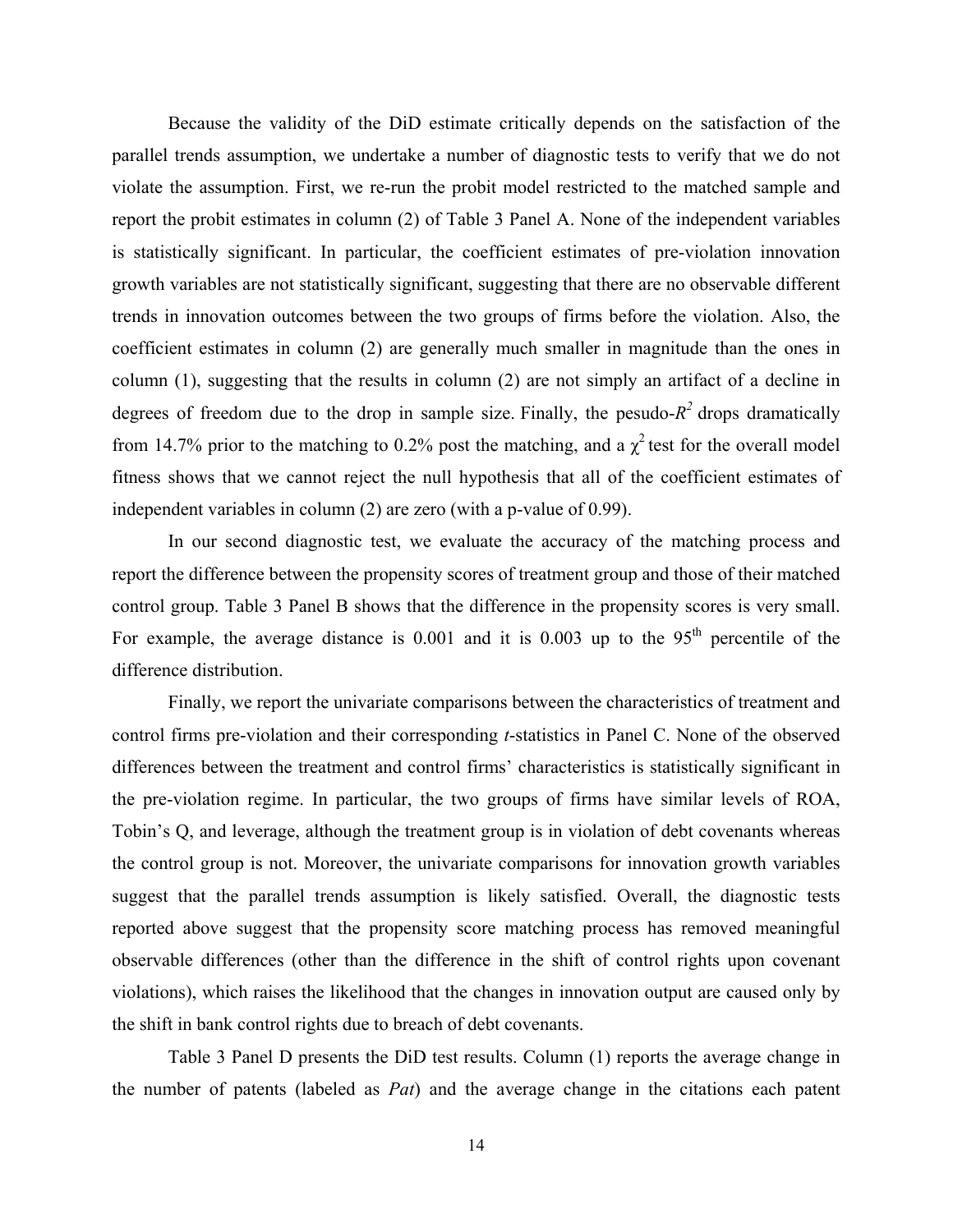Because the validity of the DiD estimate critically depends on the satisfaction of the parallel trends assumption, we undertake a number of diagnostic tests to verify that we do not violate the assumption. First, we re-run the probit model restricted to the matched sample and report the probit estimates in column (2) of Table 3 Panel A. None of the independent variables is statistically significant. In particular, the coefficient estimates of pre-violation innovation growth variables are not statistically significant, suggesting that there are no observable different trends in innovation outcomes between the two groups of firms before the violation. Also, the coefficient estimates in column (2) are generally much smaller in magnitude than the ones in column (1), suggesting that the results in column (2) are not simply an artifact of a decline in degrees of freedom due to the drop in sample size. Finally, the pesudo-$R^2$ drops dramatically from 14.7% prior to the matching to 0.2% post the matching, and a $\chi^2$ test for the overall model fitness shows that we cannot reject the null hypothesis that all of the coefficient estimates of independent variables in column (2) are zero (with a p-value of 0.99).

In our second diagnostic test, we evaluate the accuracy of the matching process and report the difference between the propensity scores of treatment group and those of their matched control group. Table 3 Panel B shows that the difference in the propensity scores is very small. For example, the average distance is 0.001 and it is 0.003 up to the 95th percentile of the difference distribution.

Finally, we report the univariate comparisons between the characteristics of treatment and control firms pre-violation and their corresponding *t*-statistics in Panel C. None of the observed differences between the treatment and control firms' characteristics is statistically significant in the pre-violation regime. In particular, the two groups of firms have similar levels of ROA, Tobin's Q, and leverage, although the treatment group is in violation of debt covenants whereas the control group is not. Moreover, the univariate comparisons for innovation growth variables suggest that the parallel trends assumption is likely satisfied. Overall, the diagnostic tests reported above suggest that the propensity score matching process has removed meaningful observable differences (other than the difference in the shift of control rights upon covenant violations), which raises the likelihood that the changes in innovation output are caused only by the shift in bank control rights due to breach of debt covenants.

Table 3 Panel D presents the DiD test results. Column (1) reports the average change in the number of patents (labeled as *Pat*) and the average change in the citations each patent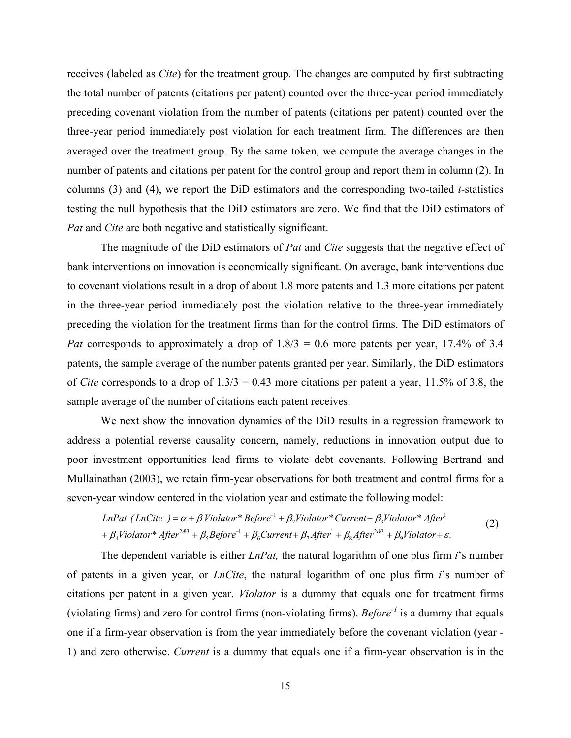receives (labeled as *Cite*) for the treatment group. The changes are computed by first subtracting the total number of patents (citations per patent) counted over the three-year period immediately preceding covenant violation from the number of patents (citations per patent) counted over the three-year period immediately post violation for each treatment firm. The differences are then averaged over the treatment group. By the same token, we compute the average changes in the number of patents and citations per patent for the control group and report them in column (2). In columns (3) and (4), we report the DiD estimators and the corresponding two-tailed *t*-statistics testing the null hypothesis that the DiD estimators are zero. We find that the DiD estimators of *Pat* and *Cite* are both negative and statistically significant.

The magnitude of the DiD estimators of *Pat* and *Cite* suggests that the negative effect of bank interventions on innovation is economically significant. On average, bank interventions due to covenant violations result in a drop of about 1.8 more patents and 1.3 more citations per patent in the three-year period immediately post the violation relative to the three-year immediately preceding the violation for the treatment firms than for the control firms. The DiD estimators of *Pat* corresponds to approximately a drop of 1.8/3 = 0.6 more patents per year, 17.4% of 3.4 patents, the sample average of the number patents granted per year. Similarly, the DiD estimators of *Cite* corresponds to a drop of 1.3/3 = 0.43 more citations per patent a year, 11.5% of 3.8, the sample average of the number of citations each patent receives.

We next show the innovation dynamics of the DiD results in a regression framework to address a potential reverse causality concern, namely, reductions in innovation output due to poor investment opportunities lead firms to violate debt covenants. Following Bertrand and Mullainathan (2003), we retain firm-year observations for both treatment and control firms for a seven-year window centered in the violation year and estimate the following model:

$$\begin{aligned} LnPat\ (LnCite\ ) &= \alpha + \beta_1 Violator * Before^{-1} + \beta_2 Violator * Current + \beta_3 Violator * After^{1} \\ &+ \beta_4 Violator * After^{2\&3} + \beta_5 Before^{-1} + \beta_6 Current + \beta_7 After^{1} + \beta_8 After^{2\&3} + \beta_9 Violator + \varepsilon. \end{aligned} \quad (2)$$

The dependent variable is either *LnPat,* the natural logarithm of one plus firm *i*'s number of patents in a given year, or *LnCite*, the natural logarithm of one plus firm *i*'s number of citations per patent in a given year. *Violator* is a dummy that equals one for treatment firms (violating firms) and zero for control firms (non-violating firms). $Before^{-1}$ is a dummy that equals one if a firm-year observation is from the year immediately before the covenant violation (year -1) and zero otherwise. *Current* is a dummy that equals one if a firm-year observation is in the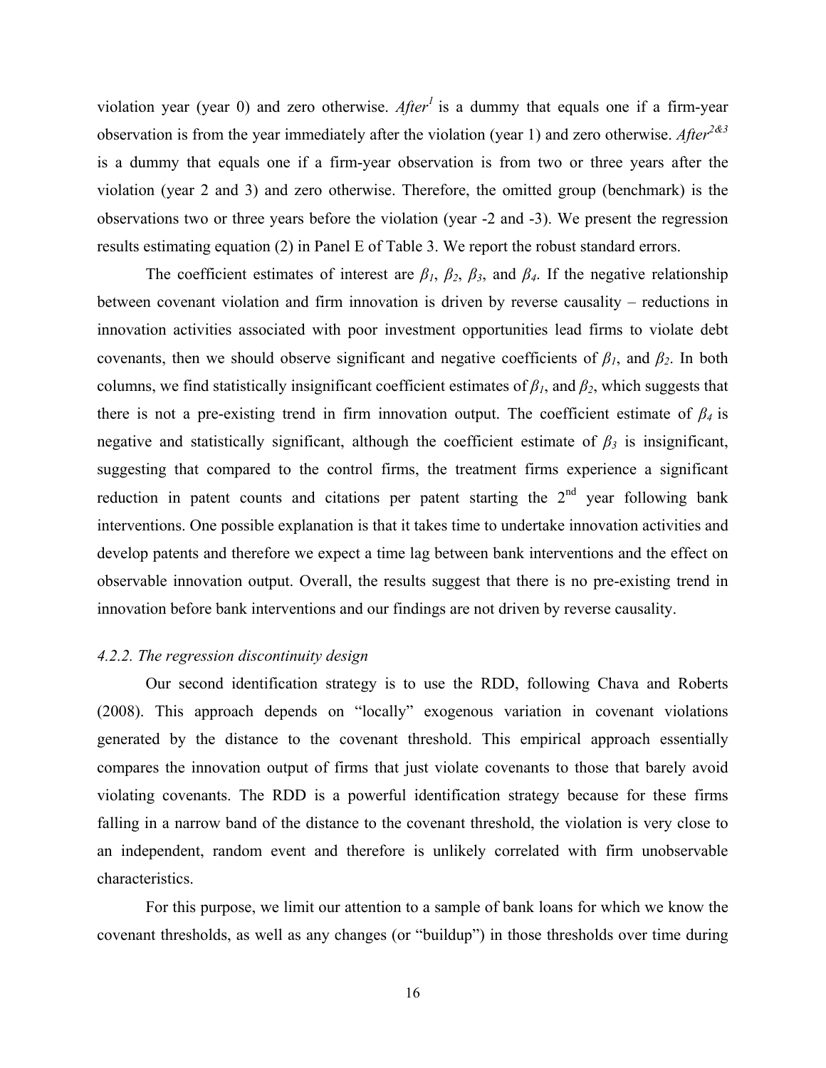violation year (year 0) and zero otherwise. *After*$^{1}$ is a dummy that equals one if a firm-year observation is from the year immediately after the violation (year 1) and zero otherwise. *After*$^{2\&3}$ is a dummy that equals one if a firm-year observation is from two or three years after the violation (year 2 and 3) and zero otherwise. Therefore, the omitted group (benchmark) is the observations two or three years before the violation (year -2 and -3). We present the regression results estimating equation (2) in Panel E of Table 3. We report the robust standard errors.

The coefficient estimates of interest are $\beta_1$, $\beta_2$, $\beta_3$, and $\beta_4$. If the negative relationship between covenant violation and firm innovation is driven by reverse causality – reductions in innovation activities associated with poor investment opportunities lead firms to violate debt covenants, then we should observe significant and negative coefficients of $\beta_1$, and $\beta_2$. In both columns, we find statistically insignificant coefficient estimates of $\beta_1$, and $\beta_2$, which suggests that there is not a pre-existing trend in firm innovation output. The coefficient estimate of $\beta_4$ is negative and statistically significant, although the coefficient estimate of $\beta_3$ is insignificant, suggesting that compared to the control firms, the treatment firms experience a significant reduction in patent counts and citations per patent starting the 2$^{nd}$ year following bank interventions. One possible explanation is that it takes time to undertake innovation activities and develop patents and therefore we expect a time lag between bank interventions and the effect on observable innovation output. Overall, the results suggest that there is no pre-existing trend in innovation before bank interventions and our findings are not driven by reverse causality.

#### *4.2.2. The regression discontinuity design*

Our second identification strategy is to use the RDD, following Chava and Roberts (2008). This approach depends on "locally" exogenous variation in covenant violations generated by the distance to the covenant threshold. This empirical approach essentially compares the innovation output of firms that just violate covenants to those that barely avoid violating covenants. The RDD is a powerful identification strategy because for these firms falling in a narrow band of the distance to the covenant threshold, the violation is very close to an independent, random event and therefore is unlikely correlated with firm unobservable characteristics.

For this purpose, we limit our attention to a sample of bank loans for which we know the covenant thresholds, as well as any changes (or "buildup") in those thresholds over time during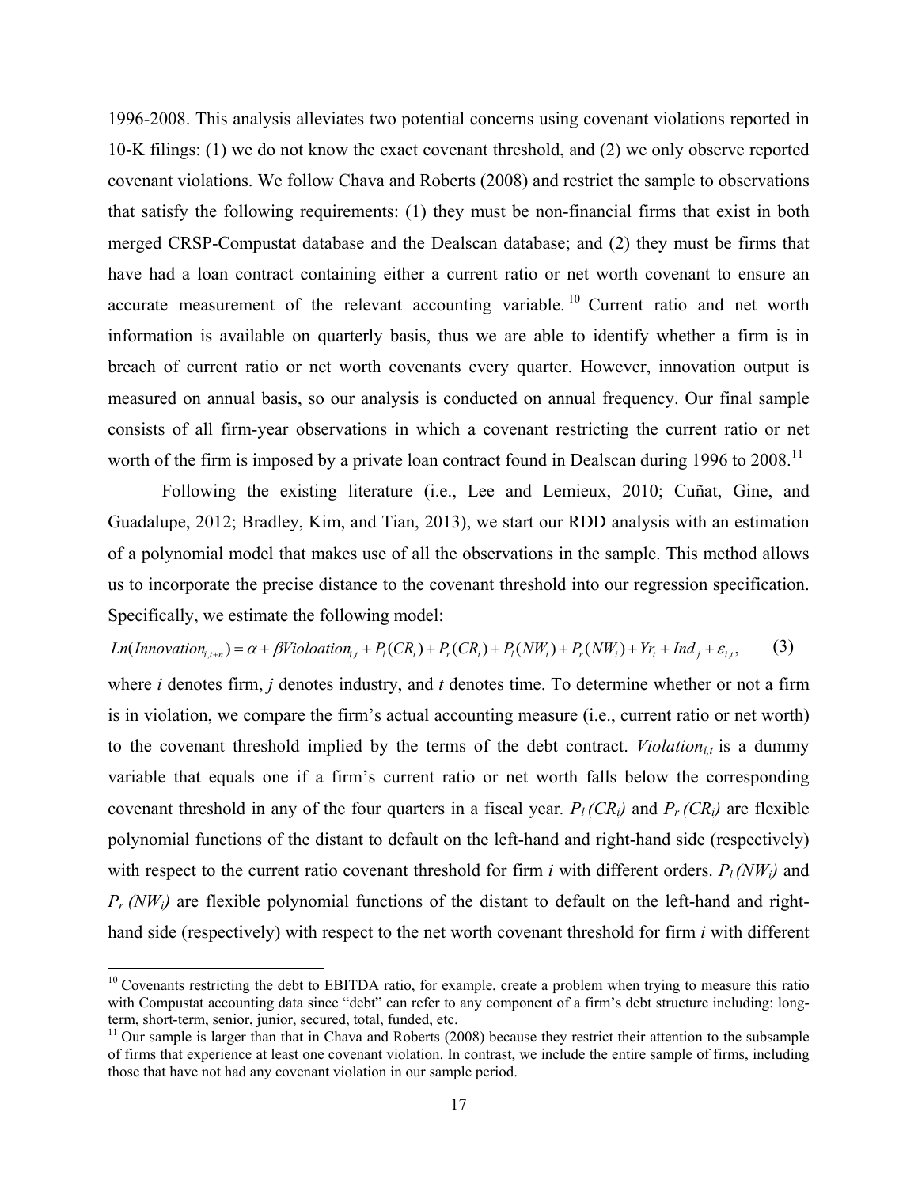1996-2008. This analysis alleviates two potential concerns using covenant violations reported in 10-K filings: (1) we do not know the exact covenant threshold, and (2) we only observe reported covenant violations. We follow Chava and Roberts (2008) and restrict the sample to observations that satisfy the following requirements: (1) they must be non-financial firms that exist in both merged CRSP-Compustat database and the Dealscan database; and (2) they must be firms that have had a loan contract containing either a current ratio or net worth covenant to ensure an accurate measurement of the relevant accounting variable.[10] Current ratio and net worth information is available on quarterly basis, thus we are able to identify whether a firm is in breach of current ratio or net worth covenants every quarter. However, innovation output is measured on annual basis, so our analysis is conducted on annual frequency. Our final sample consists of all firm-year observations in which a covenant restricting the current ratio or net worth of the firm is imposed by a private loan contract found in Dealscan during 1996 to 2008.[11]

Following the existing literature (i.e., Lee and Lemieux, 2010; Cuñat, Gine, and Guadalupe, 2012; Bradley, Kim, and Tian, 2013), we start our RDD analysis with an estimation of a polynomial model that makes use of all the observations in the sample. This method allows us to incorporate the precise distance to the covenant threshold into our regression specification. Specifically, we estimate the following model:

$$Ln(Innovation_{i,t+n}) = \alpha + \beta Violoation_{i,t} + P_l(CR_i) + P_r(CR_i) + P_l(NW_i) + P_r(NW_i) + Yr_t + Ind_j + \varepsilon_{i,t}, \qquad (3)$$

where *i* denotes firm, *j* denotes industry, and *t* denotes time. To determine whether or not a firm is in violation, we compare the firm's actual accounting measure (i.e., current ratio or net worth) to the covenant threshold implied by the terms of the debt contract. $Violation_{i,t}$ is a dummy variable that equals one if a firm's current ratio or net worth falls below the corresponding covenant threshold in any of the four quarters in a fiscal year. $P_l(CR_i)$ and $P_r(CR_i)$ are flexible polynomial functions of the distant to default on the left-hand and right-hand side (respectively) with respect to the current ratio covenant threshold for firm *i* with different orders. $P_l(NW_i)$ and $P_r(NW_i)$ are flexible polynomial functions of the distant to default on the left-hand and right-hand side (respectively) with respect to the net worth covenant threshold for firm *i* with different

---

[10] Covenants restricting the debt to EBITDA ratio, for example, create a problem when trying to measure this ratio with Compustat accounting data since "debt" can refer to any component of a firm's debt structure including: long-term, short-term, senior, junior, secured, total, funded, etc.

[11] Our sample is larger than that in Chava and Roberts (2008) because they restrict their attention to the subsample of firms that experience at least one covenant violation. In contrast, we include the entire sample of firms, including those that have not had any covenant violation in our sample period.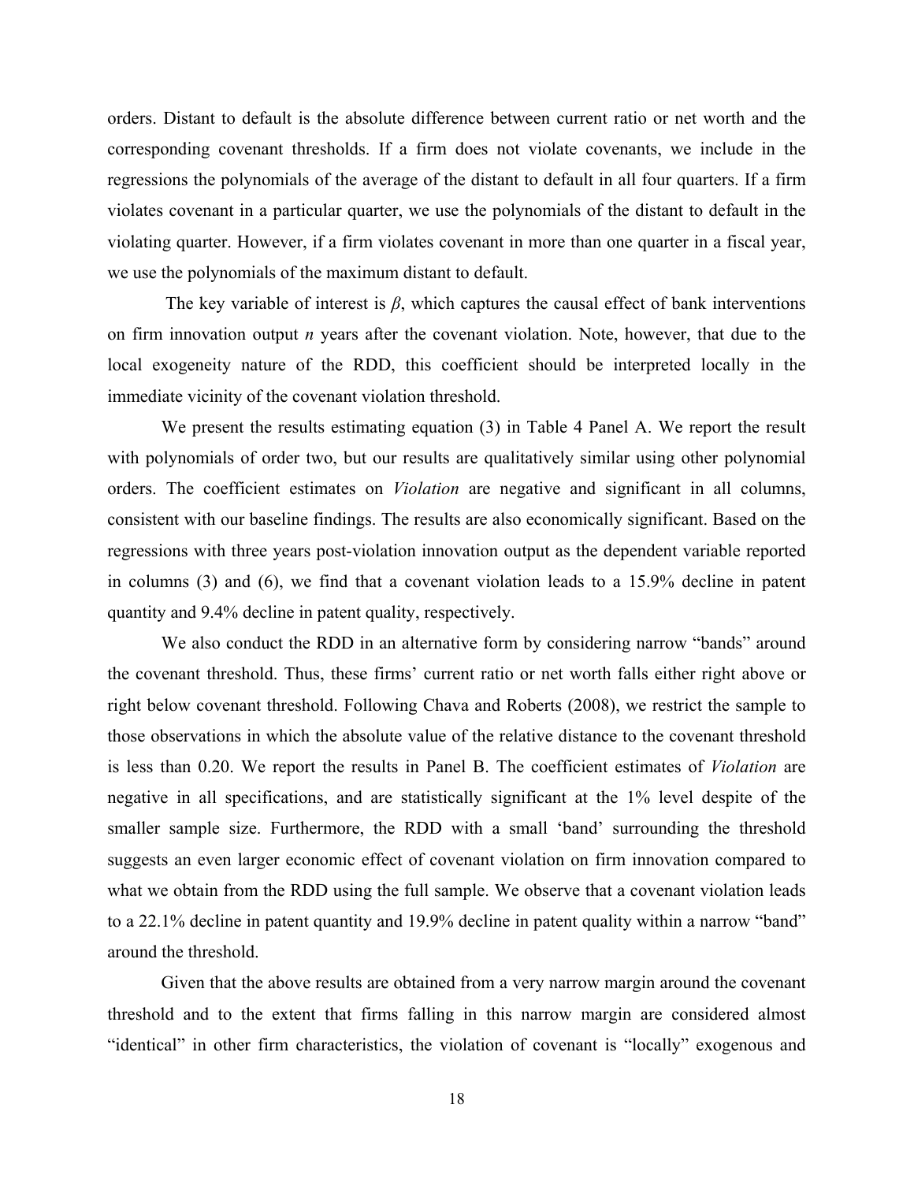orders. Distant to default is the absolute difference between current ratio or net worth and the corresponding covenant thresholds. If a firm does not violate covenants, we include in the regressions the polynomials of the average of the distant to default in all four quarters. If a firm violates covenant in a particular quarter, we use the polynomials of the distant to default in the violating quarter. However, if a firm violates covenant in more than one quarter in a fiscal year, we use the polynomials of the maximum distant to default.

The key variable of interest is $\beta$, which captures the causal effect of bank interventions on firm innovation output $n$ years after the covenant violation. Note, however, that due to the local exogeneity nature of the RDD, this coefficient should be interpreted locally in the immediate vicinity of the covenant violation threshold.

We present the results estimating equation (3) in Table 4 Panel A. We report the result with polynomials of order two, but our results are qualitatively similar using other polynomial orders. The coefficient estimates on *Violation* are negative and significant in all columns, consistent with our baseline findings. The results are also economically significant. Based on the regressions with three years post-violation innovation output as the dependent variable reported in columns (3) and (6), we find that a covenant violation leads to a 15.9% decline in patent quantity and 9.4% decline in patent quality, respectively.

We also conduct the RDD in an alternative form by considering narrow "bands" around the covenant threshold. Thus, these firms' current ratio or net worth falls either right above or right below covenant threshold. Following Chava and Roberts (2008), we restrict the sample to those observations in which the absolute value of the relative distance to the covenant threshold is less than 0.20. We report the results in Panel B. The coefficient estimates of *Violation* are negative in all specifications, and are statistically significant at the 1% level despite of the smaller sample size. Furthermore, the RDD with a small 'band' surrounding the threshold suggests an even larger economic effect of covenant violation on firm innovation compared to what we obtain from the RDD using the full sample. We observe that a covenant violation leads to a 22.1% decline in patent quantity and 19.9% decline in patent quality within a narrow "band" around the threshold.

Given that the above results are obtained from a very narrow margin around the covenant threshold and to the extent that firms falling in this narrow margin are considered almost "identical" in other firm characteristics, the violation of covenant is "locally" exogenous and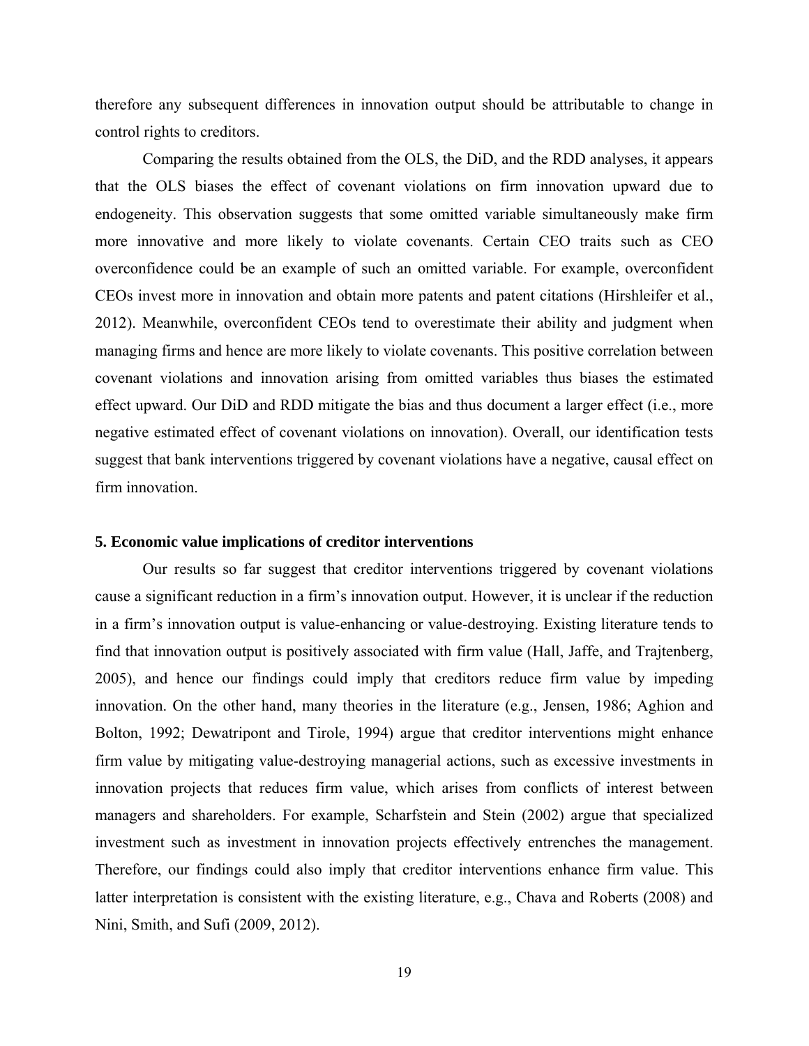therefore any subsequent differences in innovation output should be attributable to change in control rights to creditors.

Comparing the results obtained from the OLS, the DiD, and the RDD analyses, it appears that the OLS biases the effect of covenant violations on firm innovation upward due to endogeneity. This observation suggests that some omitted variable simultaneously make firm more innovative and more likely to violate covenants. Certain CEO traits such as CEO overconfidence could be an example of such an omitted variable. For example, overconfident CEOs invest more in innovation and obtain more patents and patent citations (Hirshleifer et al., 2012). Meanwhile, overconfident CEOs tend to overestimate their ability and judgment when managing firms and hence are more likely to violate covenants. This positive correlation between covenant violations and innovation arising from omitted variables thus biases the estimated effect upward. Our DiD and RDD mitigate the bias and thus document a larger effect (i.e., more negative estimated effect of covenant violations on innovation). Overall, our identification tests suggest that bank interventions triggered by covenant violations have a negative, causal effect on firm innovation.

## 5. Economic value implications of creditor interventions

Our results so far suggest that creditor interventions triggered by covenant violations cause a significant reduction in a firm's innovation output. However, it is unclear if the reduction in a firm's innovation output is value-enhancing or value-destroying. Existing literature tends to find that innovation output is positively associated with firm value (Hall, Jaffe, and Trajtenberg, 2005), and hence our findings could imply that creditors reduce firm value by impeding innovation. On the other hand, many theories in the literature (e.g., Jensen, 1986; Aghion and Bolton, 1992; Dewatripont and Tirole, 1994) argue that creditor interventions might enhance firm value by mitigating value-destroying managerial actions, such as excessive investments in innovation projects that reduces firm value, which arises from conflicts of interest between managers and shareholders. For example, Scharfstein and Stein (2002) argue that specialized investment such as investment in innovation projects effectively entrenches the management. Therefore, our findings could also imply that creditor interventions enhance firm value. This latter interpretation is consistent with the existing literature, e.g., Chava and Roberts (2008) and Nini, Smith, and Sufi (2009, 2012).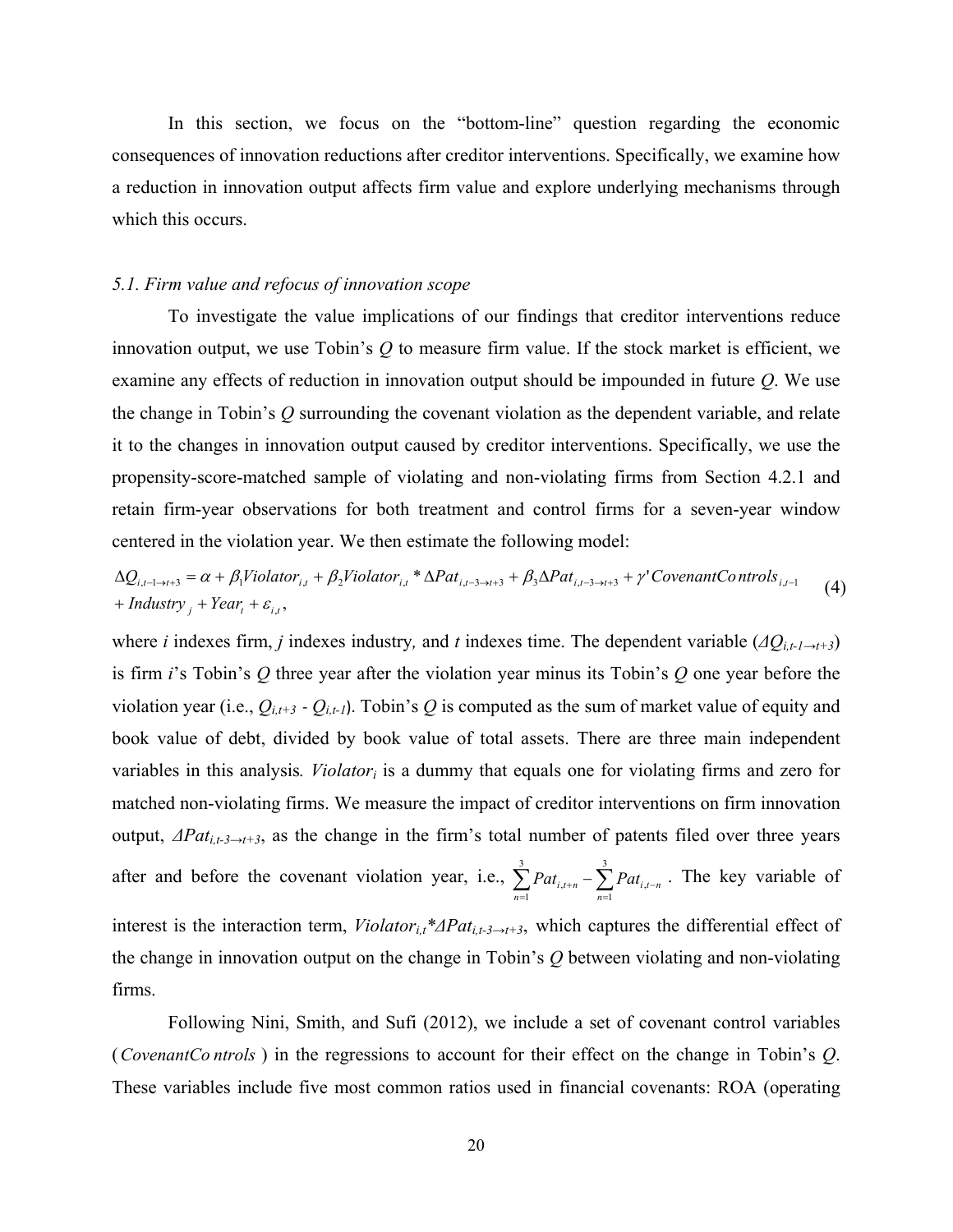In this section, we focus on the "bottom-line" question regarding the economic consequences of innovation reductions after creditor interventions. Specifically, we examine how a reduction in innovation output affects firm value and explore underlying mechanisms through which this occurs.

### *5.1. Firm value and refocus of innovation scope*

To investigate the value implications of our findings that creditor interventions reduce innovation output, we use Tobin's *Q* to measure firm value. If the stock market is efficient, we examine any effects of reduction in innovation output should be impounded in future *Q*. We use the change in Tobin's *Q* surrounding the covenant violation as the dependent variable, and relate it to the changes in innovation output caused by creditor interventions. Specifically, we use the propensity-score-matched sample of violating and non-violating firms from Section 4.2.1 and retain firm-year observations for both treatment and control firms for a seven-year window centered in the violation year. We then estimate the following model:

$$\Delta Q_{i,t-1\rightarrow t+3} = \alpha + \beta_1 Violator_{i,t} + \beta_2 Violator_{i,t} * \Delta Pat_{i,t-3\rightarrow t+3} + \beta_3 \Delta Pat_{i,t-3\rightarrow t+3} + \gamma' CovenantControls_{i,t-1} + Industry_j + Year_t + \varepsilon_{i,t}, \tag{4}$$

where *i* indexes firm, *j* indexes industry*,* and *t* indexes time. The dependent variable ($\Delta Q_{i,t-1\rightarrow t+3}$) is firm *i*'s Tobin's *Q* three year after the violation year minus its Tobin's *Q* one year before the violation year (i.e., $Q_{i,t+3}$ - $Q_{i,t-1}$). Tobin's *Q* is computed as the sum of market value of equity and book value of debt, divided by book value of total assets. There are three main independent variables in this analysis*.* $Violator_i$ is a dummy that equals one for violating firms and zero for matched non-violating firms. We measure the impact of creditor interventions on firm innovation output, $\Delta Pat_{i,t-3\rightarrow t+3}$, as the change in the firm's total number of patents filed over three years after and before the covenant violation year, i.e., $\sum_{n=1}^{3} Pat_{i,t+n} - \sum_{n=1}^{3} Pat_{i,t-n}$. The key variable of interest is the interaction term, $Violator_{i,t}*\Delta Pat_{i,t-3\rightarrow t+3}$, which captures the differential effect of the change in innovation output on the change in Tobin's *Q* between violating and non-violating firms.

Following Nini, Smith, and Sufi (2012), we include a set of covenant control variables ($CovenantControls$) in the regressions to account for their effect on the change in Tobin's *Q*. These variables include five most common ratios used in financial covenants: ROA (operating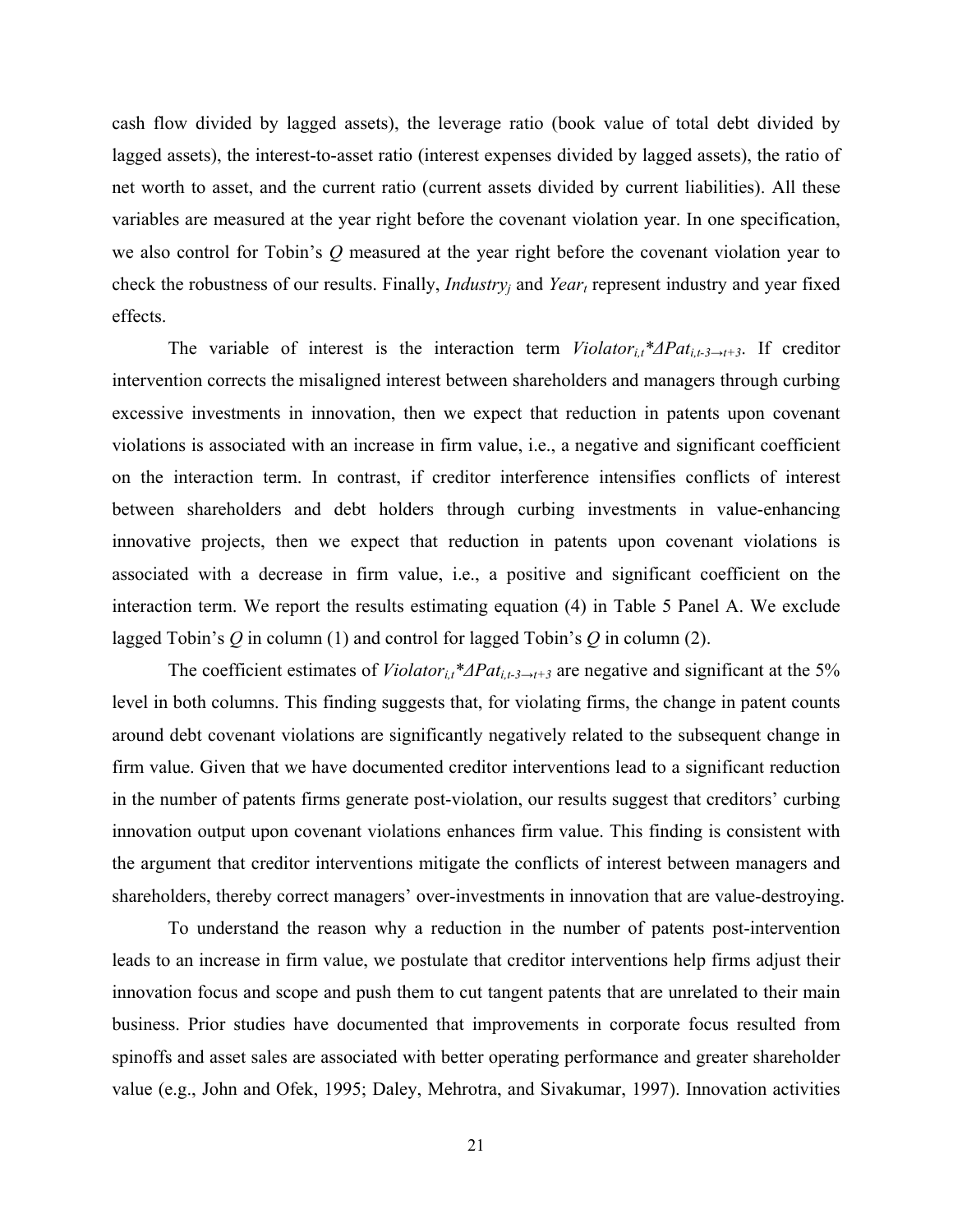cash flow divided by lagged assets), the leverage ratio (book value of total debt divided by lagged assets), the interest-to-asset ratio (interest expenses divided by lagged assets), the ratio of net worth to asset, and the current ratio (current assets divided by current liabilities). All these variables are measured at the year right before the covenant violation year. In one specification, we also control for Tobin's *Q* measured at the year right before the covenant violation year to check the robustness of our results. Finally, $Industry_j$ and $Year_t$ represent industry and year fixed effects.

The variable of interest is the interaction term $Violator_{i,t}*\Delta Pat_{i,t\text{-}3\rightarrow t+3}$. If creditor intervention corrects the misaligned interest between shareholders and managers through curbing excessive investments in innovation, then we expect that reduction in patents upon covenant violations is associated with an increase in firm value, i.e., a negative and significant coefficient on the interaction term. In contrast, if creditor interference intensifies conflicts of interest between shareholders and debt holders through curbing investments in value-enhancing innovative projects, then we expect that reduction in patents upon covenant violations is associated with a decrease in firm value, i.e., a positive and significant coefficient on the interaction term. We report the results estimating equation (4) in Table 5 Panel A. We exclude lagged Tobin's *Q* in column (1) and control for lagged Tobin's *Q* in column (2).

The coefficient estimates of $Violator_{i,t}*\Delta Pat_{i,t\text{-}3\rightarrow t+3}$ are negative and significant at the 5% level in both columns. This finding suggests that, for violating firms, the change in patent counts around debt covenant violations are significantly negatively related to the subsequent change in firm value. Given that we have documented creditor interventions lead to a significant reduction in the number of patents firms generate post-violation, our results suggest that creditors' curbing innovation output upon covenant violations enhances firm value. This finding is consistent with the argument that creditor interventions mitigate the conflicts of interest between managers and shareholders, thereby correct managers' over-investments in innovation that are value-destroying.

To understand the reason why a reduction in the number of patents post-intervention leads to an increase in firm value, we postulate that creditor interventions help firms adjust their innovation focus and scope and push them to cut tangent patents that are unrelated to their main business. Prior studies have documented that improvements in corporate focus resulted from spinoffs and asset sales are associated with better operating performance and greater shareholder value (e.g., John and Ofek, 1995; Daley, Mehrotra, and Sivakumar, 1997). Innovation activities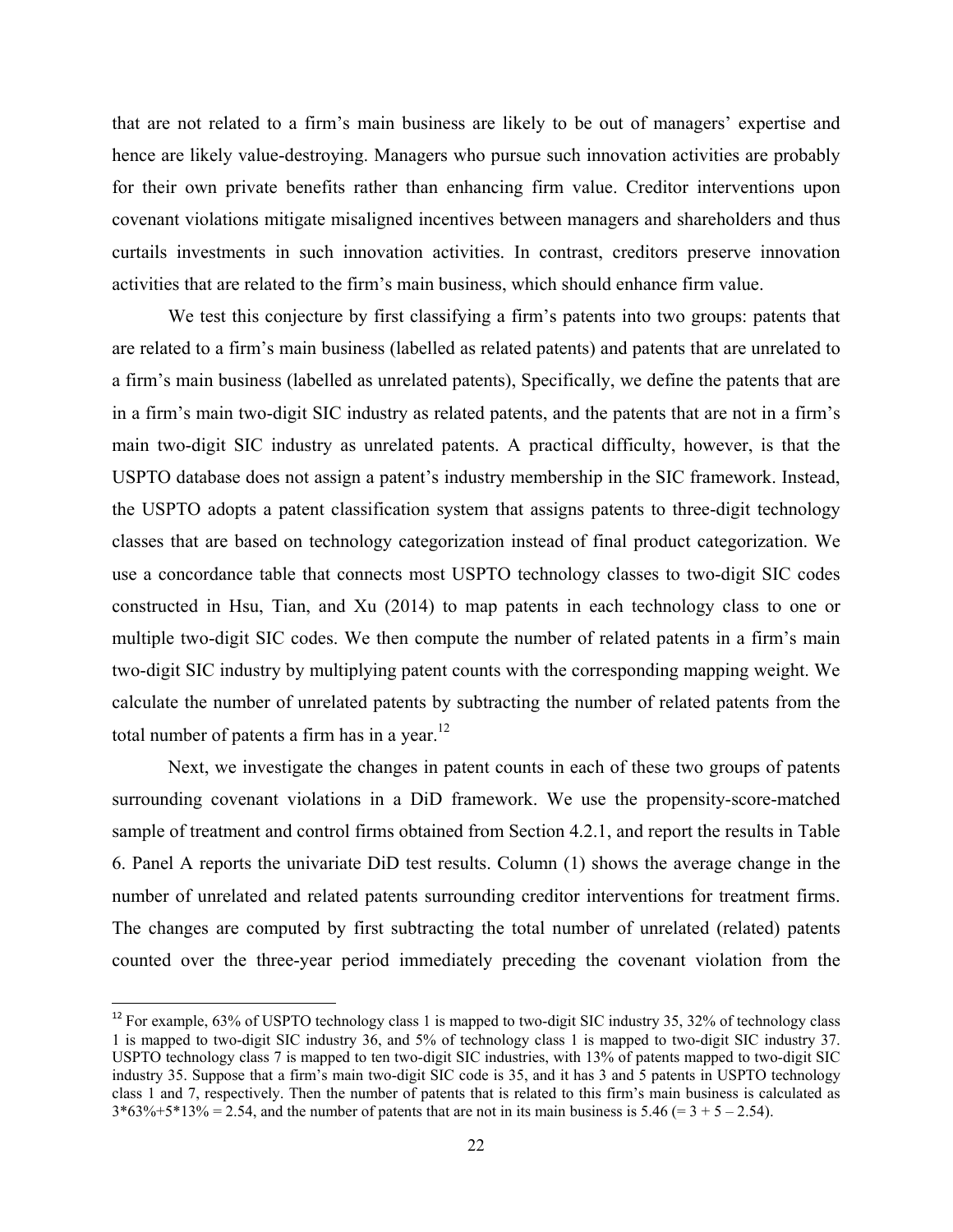that are not related to a firm's main business are likely to be out of managers' expertise and hence are likely value-destroying. Managers who pursue such innovation activities are probably for their own private benefits rather than enhancing firm value. Creditor interventions upon covenant violations mitigate misaligned incentives between managers and shareholders and thus curtails investments in such innovation activities. In contrast, creditors preserve innovation activities that are related to the firm's main business, which should enhance firm value.

We test this conjecture by first classifying a firm's patents into two groups: patents that are related to a firm's main business (labelled as related patents) and patents that are unrelated to a firm's main business (labelled as unrelated patents), Specifically, we define the patents that are in a firm's main two-digit SIC industry as related patents, and the patents that are not in a firm's main two-digit SIC industry as unrelated patents. A practical difficulty, however, is that the USPTO database does not assign a patent's industry membership in the SIC framework. Instead, the USPTO adopts a patent classification system that assigns patents to three-digit technology classes that are based on technology categorization instead of final product categorization. We use a concordance table that connects most USPTO technology classes to two-digit SIC codes constructed in Hsu, Tian, and Xu (2014) to map patents in each technology class to one or multiple two-digit SIC codes. We then compute the number of related patents in a firm's main two-digit SIC industry by multiplying patent counts with the corresponding mapping weight. We calculate the number of unrelated patents by subtracting the number of related patents from the total number of patents a firm has in a year.[12]

Next, we investigate the changes in patent counts in each of these two groups of patents surrounding covenant violations in a DiD framework. We use the propensity-score-matched sample of treatment and control firms obtained from Section 4.2.1, and report the results in Table 6. Panel A reports the univariate DiD test results. Column (1) shows the average change in the number of unrelated and related patents surrounding creditor interventions for treatment firms. The changes are computed by first subtracting the total number of unrelated (related) patents counted over the three-year period immediately preceding the covenant violation from the

---

[12] For example, 63% of USPTO technology class 1 is mapped to two-digit SIC industry 35, 32% of technology class 1 is mapped to two-digit SIC industry 36, and 5% of technology class 1 is mapped to two-digit SIC industry 37. USPTO technology class 7 is mapped to ten two-digit SIC industries, with 13% of patents mapped to two-digit SIC industry 35. Suppose that a firm's main two-digit SIC code is 35, and it has 3 and 5 patents in USPTO technology class 1 and 7, respectively. Then the number of patents that is related to this firm's main business is calculated as $3*63\%+5*13\% = 2.54$, and the number of patents that are not in its main business is 5.46 ($= 3 + 5 - 2.54$).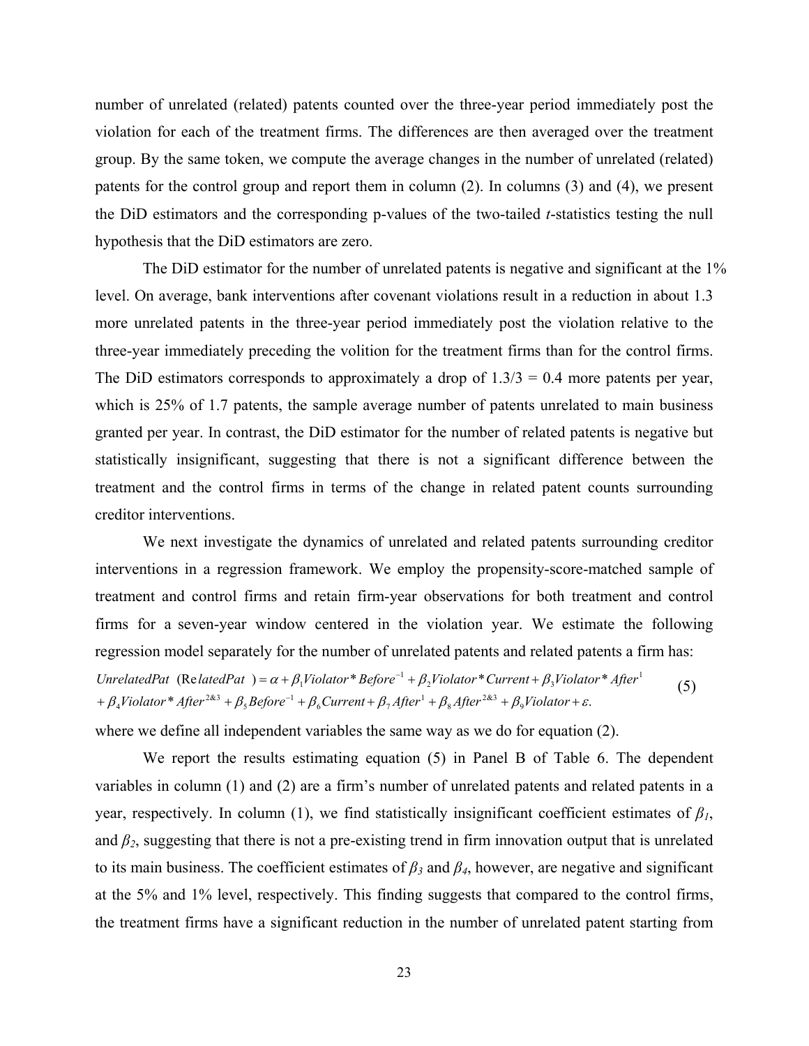number of unrelated (related) patents counted over the three-year period immediately post the violation for each of the treatment firms. The differences are then averaged over the treatment group. By the same token, we compute the average changes in the number of unrelated (related) patents for the control group and report them in column (2). In columns (3) and (4), we present the DiD estimators and the corresponding p-values of the two-tailed *t*-statistics testing the null hypothesis that the DiD estimators are zero.

The DiD estimator for the number of unrelated patents is negative and significant at the 1% level. On average, bank interventions after covenant violations result in a reduction in about 1.3 more unrelated patents in the three-year period immediately post the violation relative to the three-year immediately preceding the volition for the treatment firms than for the control firms. The DiD estimators corresponds to approximately a drop of 1.3/3 = 0.4 more patents per year, which is 25% of 1.7 patents, the sample average number of patents unrelated to main business granted per year. In contrast, the DiD estimator for the number of related patents is negative but statistically insignificant, suggesting that there is not a significant difference between the treatment and the control firms in terms of the change in related patent counts surrounding creditor interventions.

We next investigate the dynamics of unrelated and related patents surrounding creditor interventions in a regression framework. We employ the propensity-score-matched sample of treatment and control firms and retain firm-year observations for both treatment and control firms for a seven-year window centered in the violation year. We estimate the following regression model separately for the number of unrelated patents and related patents a firm has:

$$UnrelatedPat \ (RelatedPat) = \alpha + \beta_1 Violator * Before^{-1} + \beta_2 Violator * Current + \beta_3 Violator * After^{1} + \beta_4 Violator * After^{2\&3} + \beta_5 Before^{-1} + \beta_6 Current + \beta_7 After^{1} + \beta_8 After^{2\&3} + \beta_9 Violator + \varepsilon. \quad (5)$$

where we define all independent variables the same way as we do for equation (2).

We report the results estimating equation (5) in Panel B of Table 6. The dependent variables in column (1) and (2) are a firm's number of unrelated patents and related patents in a year, respectively. In column (1), we find statistically insignificant coefficient estimates of $\beta_1$, and $\beta_2$, suggesting that there is not a pre-existing trend in firm innovation output that is unrelated to its main business. The coefficient estimates of $\beta_3$ and $\beta_4$, however, are negative and significant at the 5% and 1% level, respectively. This finding suggests that compared to the control firms, the treatment firms have a significant reduction in the number of unrelated patent starting from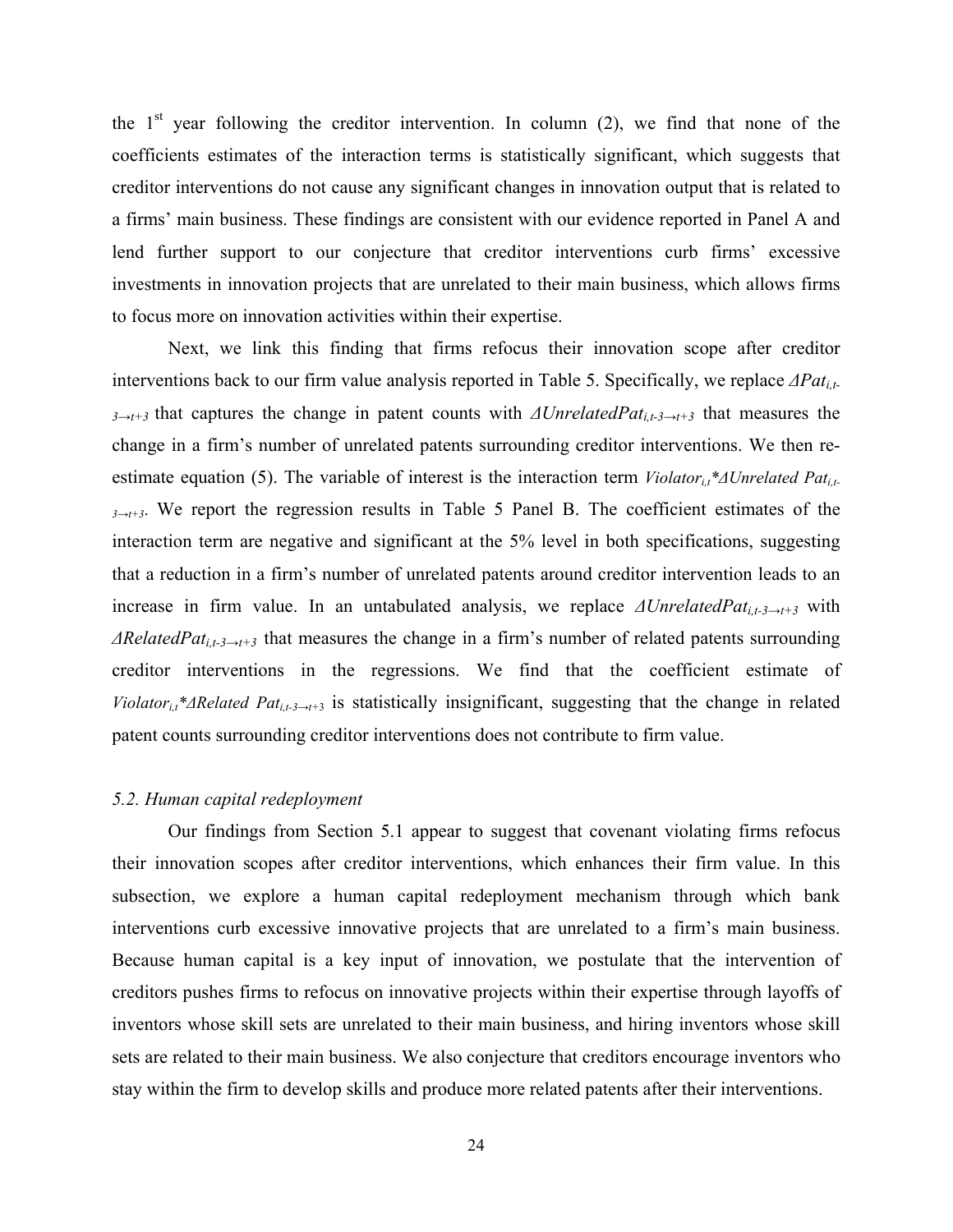the 1st year following the creditor intervention. In column (2), we find that none of the coefficients estimates of the interaction terms is statistically significant, which suggests that creditor interventions do not cause any significant changes in innovation output that is related to a firms' main business. These findings are consistent with our evidence reported in Panel A and lend further support to our conjecture that creditor interventions curb firms' excessive investments in innovation projects that are unrelated to their main business, which allows firms to focus more on innovation activities within their expertise.

Next, we link this finding that firms refocus their innovation scope after creditor interventions back to our firm value analysis reported in Table 5. Specifically, we replace $\Delta Pat_{i,t-3\rightarrow t+3}$ that captures the change in patent counts with $\Delta UnrelatedPat_{i,t-3\rightarrow t+3}$ that measures the change in a firm's number of unrelated patents surrounding creditor interventions. We then re-estimate equation (5). The variable of interest is the interaction term $Violator_{i,t}*\Delta Unrelated\ Pat_{i,t-3\rightarrow t+3}$. We report the regression results in Table 5 Panel B. The coefficient estimates of the interaction term are negative and significant at the 5% level in both specifications, suggesting that a reduction in a firm's number of unrelated patents around creditor intervention leads to an increase in firm value. In an untabulated analysis, we replace $\Delta UnrelatedPat_{i,t-3\rightarrow t+3}$ with $\Delta RelatedPat_{i,t-3\rightarrow t+3}$ that measures the change in a firm's number of related patents surrounding creditor interventions in the regressions. We find that the coefficient estimate of $Violator_{i,t}*\Delta Related\ Pat_{i,t-3\rightarrow t+3}$ is statistically insignificant, suggesting that the change in related patent counts surrounding creditor interventions does not contribute to firm value.

### *5.2. Human capital redeployment*

Our findings from Section 5.1 appear to suggest that covenant violating firms refocus their innovation scopes after creditor interventions, which enhances their firm value. In this subsection, we explore a human capital redeployment mechanism through which bank interventions curb excessive innovative projects that are unrelated to a firm's main business. Because human capital is a key input of innovation, we postulate that the intervention of creditors pushes firms to refocus on innovative projects within their expertise through layoffs of inventors whose skill sets are unrelated to their main business, and hiring inventors whose skill sets are related to their main business. We also conjecture that creditors encourage inventors who stay within the firm to develop skills and produce more related patents after their interventions.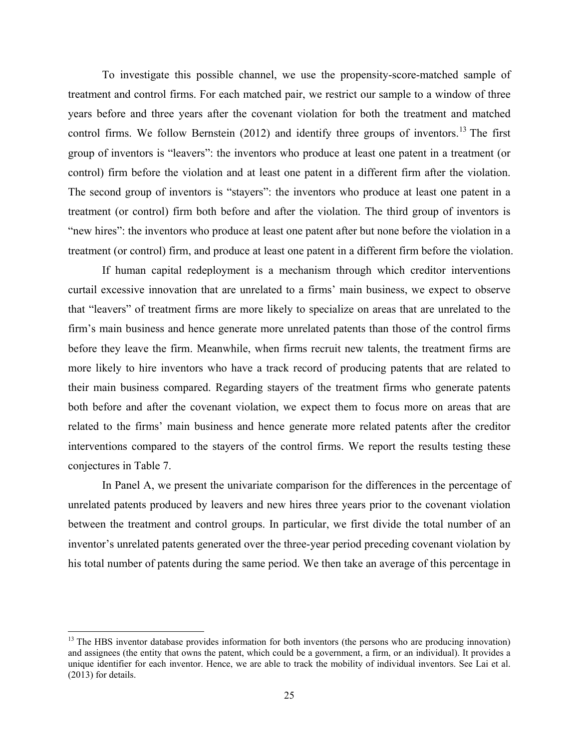To investigate this possible channel, we use the propensity-score-matched sample of treatment and control firms. For each matched pair, we restrict our sample to a window of three years before and three years after the covenant violation for both the treatment and matched control firms. We follow Bernstein (2012) and identify three groups of inventors.[13] The first group of inventors is "leavers": the inventors who produce at least one patent in a treatment (or control) firm before the violation and at least one patent in a different firm after the violation. The second group of inventors is "stayers": the inventors who produce at least one patent in a treatment (or control) firm both before and after the violation. The third group of inventors is "new hires": the inventors who produce at least one patent after but none before the violation in a treatment (or control) firm, and produce at least one patent in a different firm before the violation.

If human capital redeployment is a mechanism through which creditor interventions curtail excessive innovation that are unrelated to a firms' main business, we expect to observe that "leavers" of treatment firms are more likely to specialize on areas that are unrelated to the firm's main business and hence generate more unrelated patents than those of the control firms before they leave the firm. Meanwhile, when firms recruit new talents, the treatment firms are more likely to hire inventors who have a track record of producing patents that are related to their main business compared. Regarding stayers of the treatment firms who generate patents both before and after the covenant violation, we expect them to focus more on areas that are related to the firms' main business and hence generate more related patents after the creditor interventions compared to the stayers of the control firms. We report the results testing these conjectures in Table 7.

In Panel A, we present the univariate comparison for the differences in the percentage of unrelated patents produced by leavers and new hires three years prior to the covenant violation between the treatment and control groups. In particular, we first divide the total number of an inventor's unrelated patents generated over the three-year period preceding covenant violation by his total number of patents during the same period. We then take an average of this percentage in

[13] The HBS inventor database provides information for both inventors (the persons who are producing innovation) and assignees (the entity that owns the patent, which could be a government, a firm, or an individual). It provides a unique identifier for each inventor. Hence, we are able to track the mobility of individual inventors. See Lai et al. (2013) for details.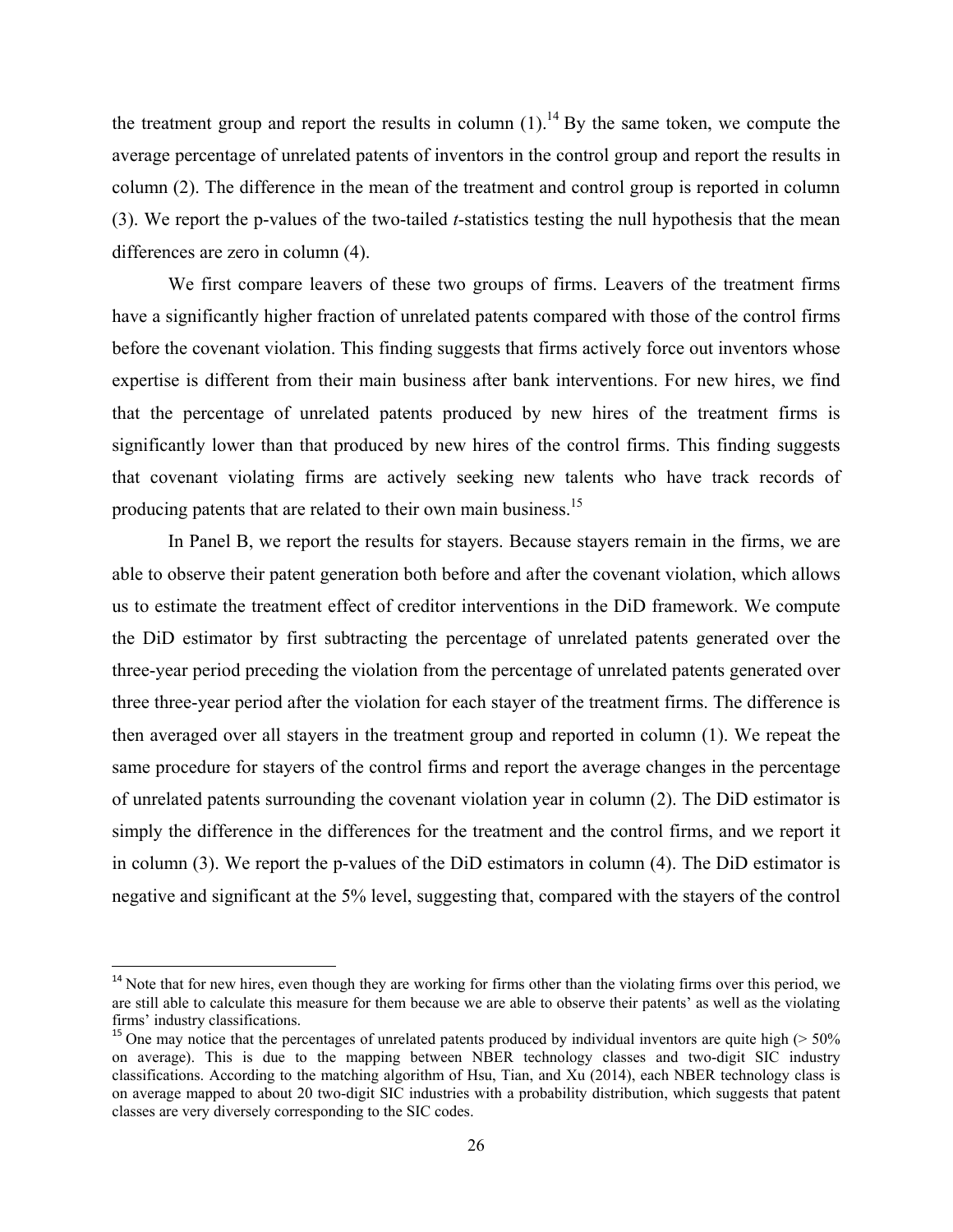the treatment group and report the results in column (1).[14] By the same token, we compute the average percentage of unrelated patents of inventors in the control group and report the results in column (2). The difference in the mean of the treatment and control group is reported in column (3). We report the p-values of the two-tailed *t*-statistics testing the null hypothesis that the mean differences are zero in column (4).

We first compare leavers of these two groups of firms. Leavers of the treatment firms have a significantly higher fraction of unrelated patents compared with those of the control firms before the covenant violation. This finding suggests that firms actively force out inventors whose expertise is different from their main business after bank interventions. For new hires, we find that the percentage of unrelated patents produced by new hires of the treatment firms is significantly lower than that produced by new hires of the control firms. This finding suggests that covenant violating firms are actively seeking new talents who have track records of producing patents that are related to their own main business.[15]

In Panel B, we report the results for stayers. Because stayers remain in the firms, we are able to observe their patent generation both before and after the covenant violation, which allows us to estimate the treatment effect of creditor interventions in the DiD framework. We compute the DiD estimator by first subtracting the percentage of unrelated patents generated over the three-year period preceding the violation from the percentage of unrelated patents generated over three three-year period after the violation for each stayer of the treatment firms. The difference is then averaged over all stayers in the treatment group and reported in column (1). We repeat the same procedure for stayers of the control firms and report the average changes in the percentage of unrelated patents surrounding the covenant violation year in column (2). The DiD estimator is simply the difference in the differences for the treatment and the control firms, and we report it in column (3). We report the p-values of the DiD estimators in column (4). The DiD estimator is negative and significant at the 5% level, suggesting that, compared with the stayers of the control

[14] Note that for new hires, even though they are working for firms other than the violating firms over this period, we are still able to calculate this measure for them because we are able to observe their patents' as well as the violating firms' industry classifications.

[15] One may notice that the percentages of unrelated patents produced by individual inventors are quite high (> 50% on average). This is due to the mapping between NBER technology classes and two-digit SIC industry classifications. According to the matching algorithm of Hsu, Tian, and Xu (2014), each NBER technology class is on average mapped to about 20 two-digit SIC industries with a probability distribution, which suggests that patent classes are very diversely corresponding to the SIC codes.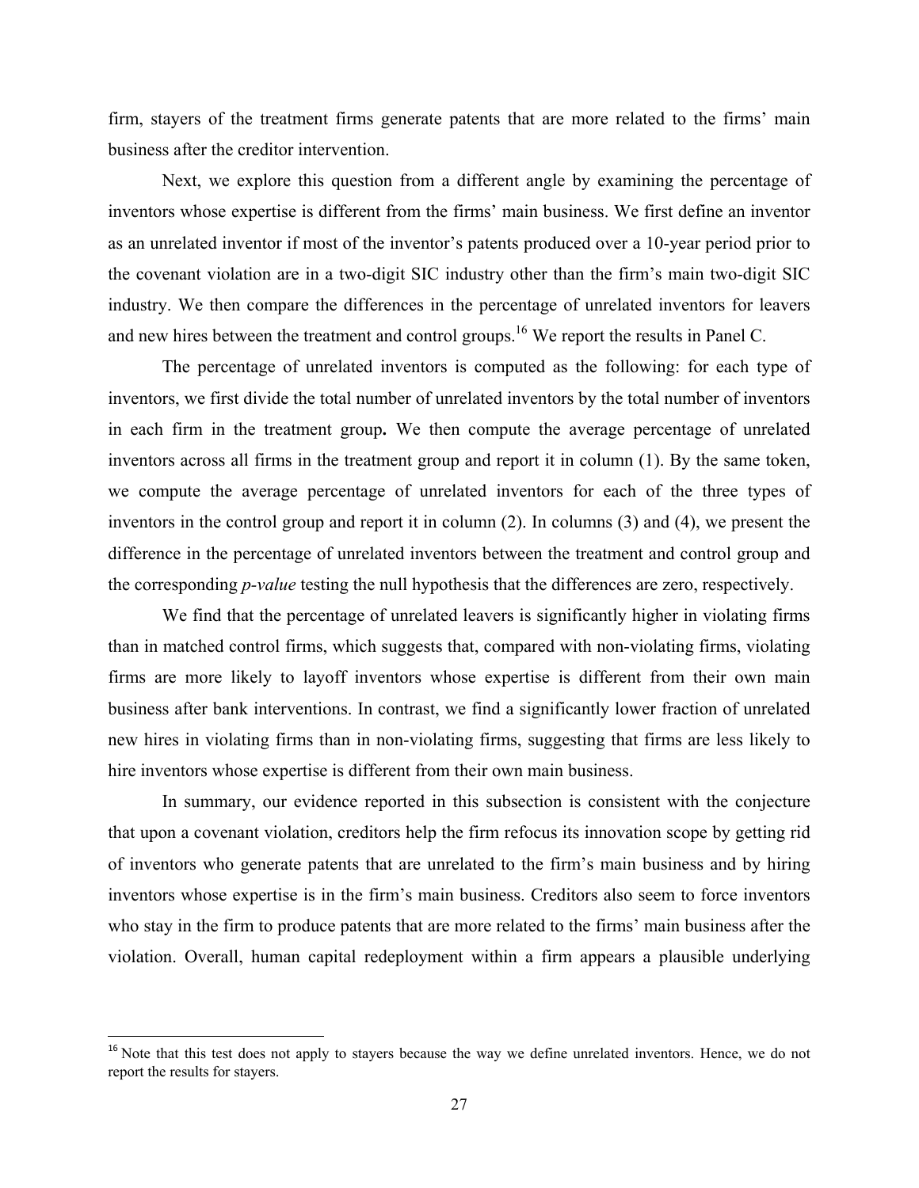firm, stayers of the treatment firms generate patents that are more related to the firms' main business after the creditor intervention.

Next, we explore this question from a different angle by examining the percentage of inventors whose expertise is different from the firms' main business. We first define an inventor as an unrelated inventor if most of the inventor's patents produced over a 10-year period prior to the covenant violation are in a two-digit SIC industry other than the firm's main two-digit SIC industry. We then compare the differences in the percentage of unrelated inventors for leavers and new hires between the treatment and control groups.[16] We report the results in Panel C.

The percentage of unrelated inventors is computed as the following: for each type of inventors, we first divide the total number of unrelated inventors by the total number of inventors in each firm in the treatment group**.** We then compute the average percentage of unrelated inventors across all firms in the treatment group and report it in column (1). By the same token, we compute the average percentage of unrelated inventors for each of the three types of inventors in the control group and report it in column (2). In columns (3) and (4), we present the difference in the percentage of unrelated inventors between the treatment and control group and the corresponding *p-value* testing the null hypothesis that the differences are zero, respectively.

We find that the percentage of unrelated leavers is significantly higher in violating firms than in matched control firms, which suggests that, compared with non-violating firms, violating firms are more likely to layoff inventors whose expertise is different from their own main business after bank interventions. In contrast, we find a significantly lower fraction of unrelated new hires in violating firms than in non-violating firms, suggesting that firms are less likely to hire inventors whose expertise is different from their own main business.

In summary, our evidence reported in this subsection is consistent with the conjecture that upon a covenant violation, creditors help the firm refocus its innovation scope by getting rid of inventors who generate patents that are unrelated to the firm's main business and by hiring inventors whose expertise is in the firm's main business. Creditors also seem to force inventors who stay in the firm to produce patents that are more related to the firms' main business after the violation. Overall, human capital redeployment within a firm appears a plausible underlying

[16] Note that this test does not apply to stayers because the way we define unrelated inventors. Hence, we do not report the results for stayers.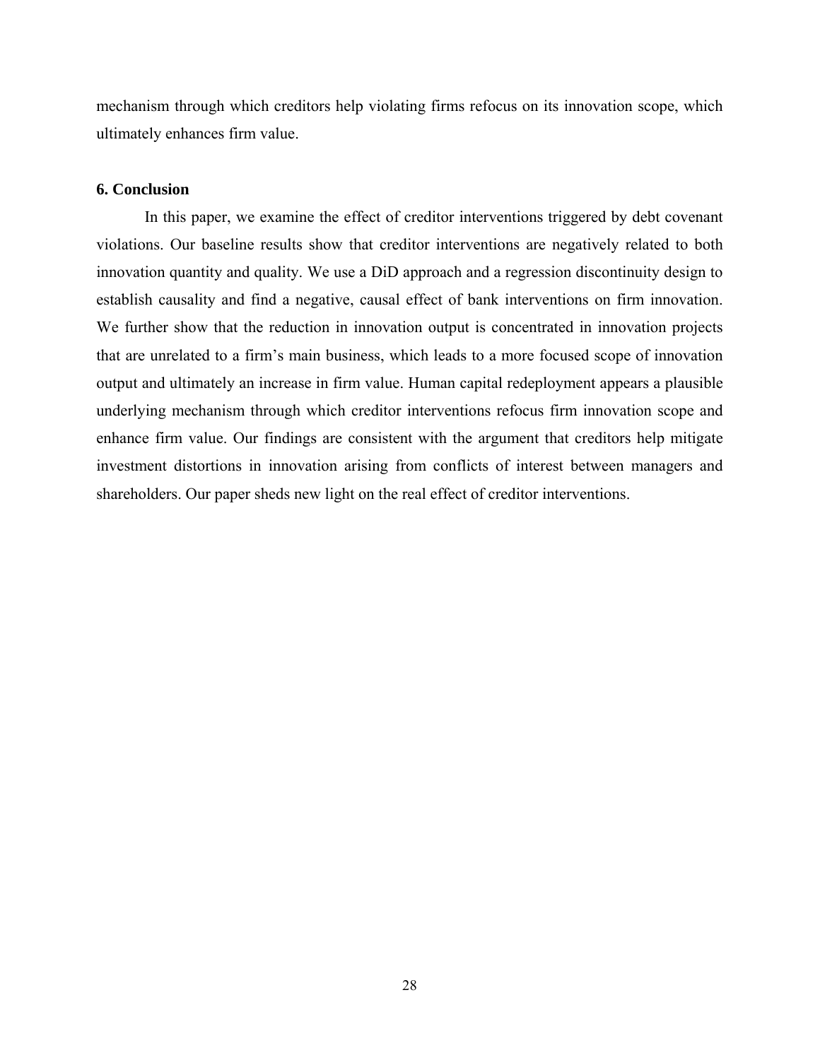mechanism through which creditors help violating firms refocus on its innovation scope, which ultimately enhances firm value.

## 6. Conclusion

In this paper, we examine the effect of creditor interventions triggered by debt covenant violations. Our baseline results show that creditor interventions are negatively related to both innovation quantity and quality. We use a DiD approach and a regression discontinuity design to establish causality and find a negative, causal effect of bank interventions on firm innovation. We further show that the reduction in innovation output is concentrated in innovation projects that are unrelated to a firm's main business, which leads to a more focused scope of innovation output and ultimately an increase in firm value. Human capital redeployment appears a plausible underlying mechanism through which creditor interventions refocus firm innovation scope and enhance firm value. Our findings are consistent with the argument that creditors help mitigate investment distortions in innovation arising from conflicts of interest between managers and shareholders. Our paper sheds new light on the real effect of creditor interventions.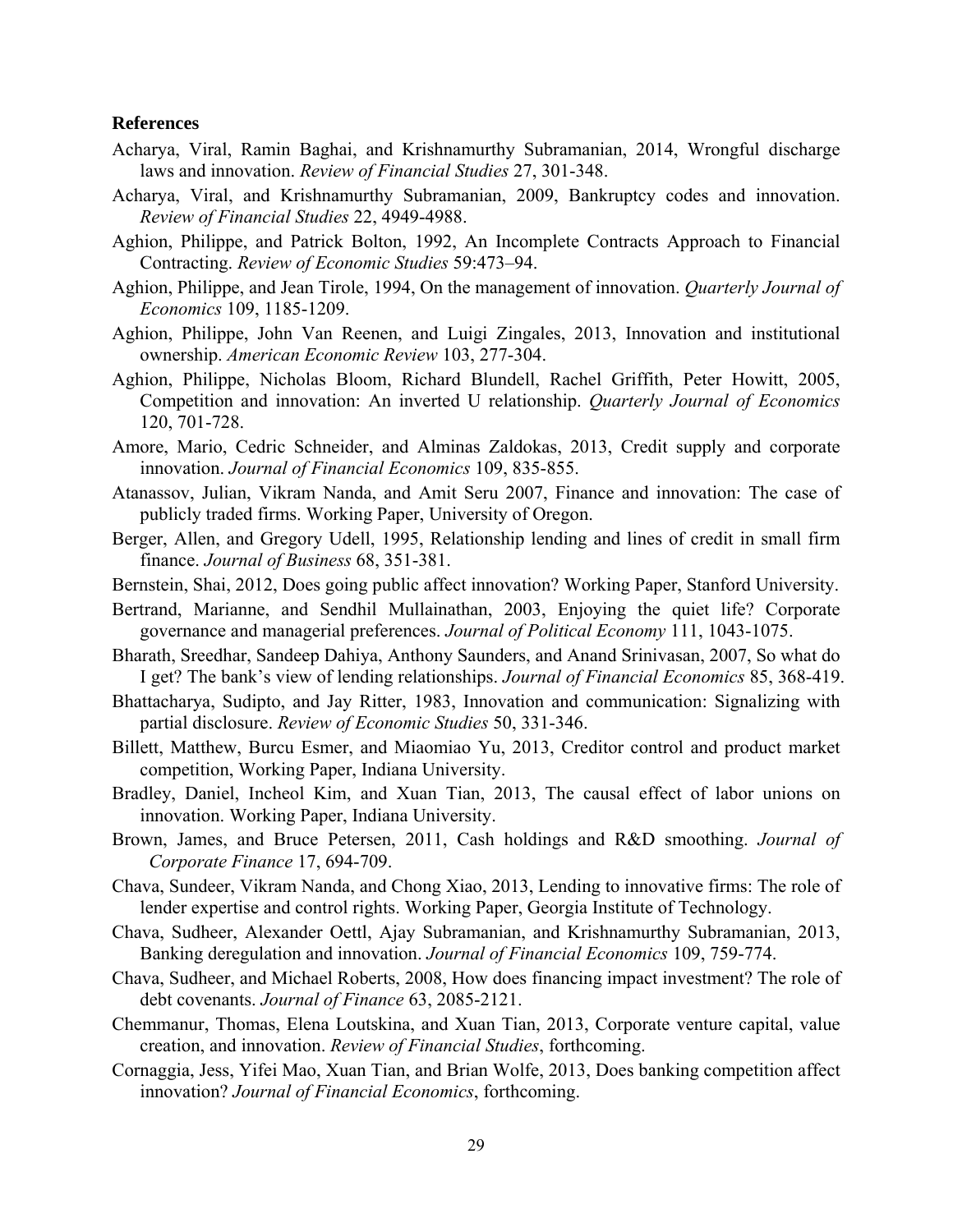## References

Acharya, Viral, Ramin Baghai, and Krishnamurthy Subramanian, 2014, Wrongful discharge laws and innovation. *Review of Financial Studies* 27, 301-348.

Acharya, Viral, and Krishnamurthy Subramanian, 2009, Bankruptcy codes and innovation. *Review of Financial Studies* 22, 4949-4988.

Aghion, Philippe, and Patrick Bolton, 1992, An Incomplete Contracts Approach to Financial Contracting. *Review of Economic Studies* 59:473–94.

Aghion, Philippe, and Jean Tirole, 1994, On the management of innovation. *Quarterly Journal of Economics* 109, 1185-1209.

Aghion, Philippe, John Van Reenen, and Luigi Zingales, 2013, Innovation and institutional ownership. *American Economic Review* 103, 277-304.

Aghion, Philippe, Nicholas Bloom, Richard Blundell, Rachel Griffith, Peter Howitt, 2005, Competition and innovation: An inverted U relationship. *Quarterly Journal of Economics* 120, 701-728.

Amore, Mario, Cedric Schneider, and Alminas Zaldokas, 2013, Credit supply and corporate innovation. *Journal of Financial Economics* 109, 835-855.

Atanassov, Julian, Vikram Nanda, and Amit Seru 2007, Finance and innovation: The case of publicly traded firms. Working Paper, University of Oregon.

Berger, Allen, and Gregory Udell, 1995, Relationship lending and lines of credit in small firm finance. *Journal of Business* 68, 351-381.

Bernstein, Shai, 2012, Does going public affect innovation? Working Paper, Stanford University.

Bertrand, Marianne, and Sendhil Mullainathan, 2003, Enjoying the quiet life? Corporate governance and managerial preferences. *Journal of Political Economy* 111, 1043-1075.

Bharath, Sreedhar, Sandeep Dahiya, Anthony Saunders, and Anand Srinivasan, 2007, So what do I get? The bank's view of lending relationships. *Journal of Financial Economics* 85, 368-419.

Bhattacharya, Sudipto, and Jay Ritter, 1983, Innovation and communication: Signalizing with partial disclosure. *Review of Economic Studies* 50, 331-346.

Billett, Matthew, Burcu Esmer, and Miaomiao Yu, 2013, Creditor control and product market competition, Working Paper, Indiana University.

Bradley, Daniel, Incheol Kim, and Xuan Tian, 2013, The causal effect of labor unions on innovation. Working Paper, Indiana University.

Brown, James, and Bruce Petersen, 2011, Cash holdings and R&D smoothing. *Journal of Corporate Finance* 17, 694-709.

Chava, Sundeer, Vikram Nanda, and Chong Xiao, 2013, Lending to innovative firms: The role of lender expertise and control rights. Working Paper, Georgia Institute of Technology.

Chava, Sudheer, Alexander Oettl, Ajay Subramanian, and Krishnamurthy Subramanian, 2013, Banking deregulation and innovation. *Journal of Financial Economics* 109, 759-774.

Chava, Sudheer, and Michael Roberts, 2008, How does financing impact investment? The role of debt covenants. *Journal of Finance* 63, 2085-2121.

Chemmanur, Thomas, Elena Loutskina, and Xuan Tian, 2013, Corporate venture capital, value creation, and innovation. *Review of Financial Studies*, forthcoming.

Cornaggia, Jess, Yifei Mao, Xuan Tian, and Brian Wolfe, 2013, Does banking competition affect innovation? *Journal of Financial Economics*, forthcoming.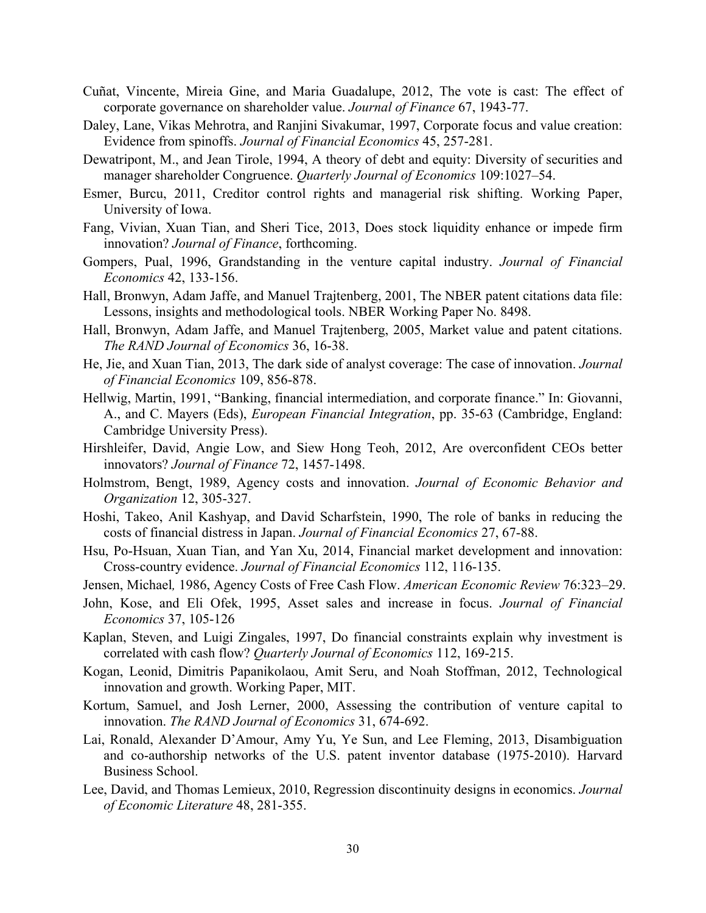Cuñat, Vincente, Mireia Gine, and Maria Guadalupe, 2012, The vote is cast: The effect of corporate governance on shareholder value. *Journal of Finance* 67, 1943-77.

Daley, Lane, Vikas Mehrotra, and Ranjini Sivakumar, 1997, Corporate focus and value creation: Evidence from spinoffs. *Journal of Financial Economics* 45, 257-281.

Dewatripont, M., and Jean Tirole, 1994, A theory of debt and equity: Diversity of securities and manager shareholder Congruence. *Quarterly Journal of Economics* 109:1027–54.

Esmer, Burcu, 2011, Creditor control rights and managerial risk shifting. Working Paper, University of Iowa.

Fang, Vivian, Xuan Tian, and Sheri Tice, 2013, Does stock liquidity enhance or impede firm innovation? *Journal of Finance*, forthcoming.

Gompers, Pual, 1996, Grandstanding in the venture capital industry. *Journal of Financial Economics* 42, 133-156.

Hall, Bronwyn, Adam Jaffe, and Manuel Trajtenberg, 2001, The NBER patent citations data file: Lessons, insights and methodological tools. NBER Working Paper No. 8498.

Hall, Bronwyn, Adam Jaffe, and Manuel Trajtenberg, 2005, Market value and patent citations. *The RAND Journal of Economics* 36, 16-38.

He, Jie, and Xuan Tian, 2013, The dark side of analyst coverage: The case of innovation. *Journal of Financial Economics* 109, 856-878.

Hellwig, Martin, 1991, "Banking, financial intermediation, and corporate finance." In: Giovanni, A., and C. Mayers (Eds), *European Financial Integration*, pp. 35-63 (Cambridge, England: Cambridge University Press).

Hirshleifer, David, Angie Low, and Siew Hong Teoh, 2012, Are overconfident CEOs better innovators? *Journal of Finance* 72, 1457-1498.

Holmstrom, Bengt, 1989, Agency costs and innovation. *Journal of Economic Behavior and Organization* 12, 305-327.

Hoshi, Takeo, Anil Kashyap, and David Scharfstein, 1990, The role of banks in reducing the costs of financial distress in Japan. *Journal of Financial Economics* 27, 67-88.

Hsu, Po-Hsuan, Xuan Tian, and Yan Xu, 2014, Financial market development and innovation: Cross-country evidence. *Journal of Financial Economics* 112, 116-135.

Jensen, Michael, 1986, Agency Costs of Free Cash Flow. *American Economic Review* 76:323–29.

John, Kose, and Eli Ofek, 1995, Asset sales and increase in focus. *Journal of Financial Economics* 37, 105-126

Kaplan, Steven, and Luigi Zingales, 1997, Do financial constraints explain why investment is correlated with cash flow? *Quarterly Journal of Economics* 112, 169-215.

Kogan, Leonid, Dimitris Papanikolaou, Amit Seru, and Noah Stoffman, 2012, Technological innovation and growth. Working Paper, MIT.

Kortum, Samuel, and Josh Lerner, 2000, Assessing the contribution of venture capital to innovation. *The RAND Journal of Economics* 31, 674-692.

Lai, Ronald, Alexander D'Amour, Amy Yu, Ye Sun, and Lee Fleming, 2013, Disambiguation and co-authorship networks of the U.S. patent inventor database (1975-2010). Harvard Business School.

Lee, David, and Thomas Lemieux, 2010, Regression discontinuity designs in economics. *Journal of Economic Literature* 48, 281-355.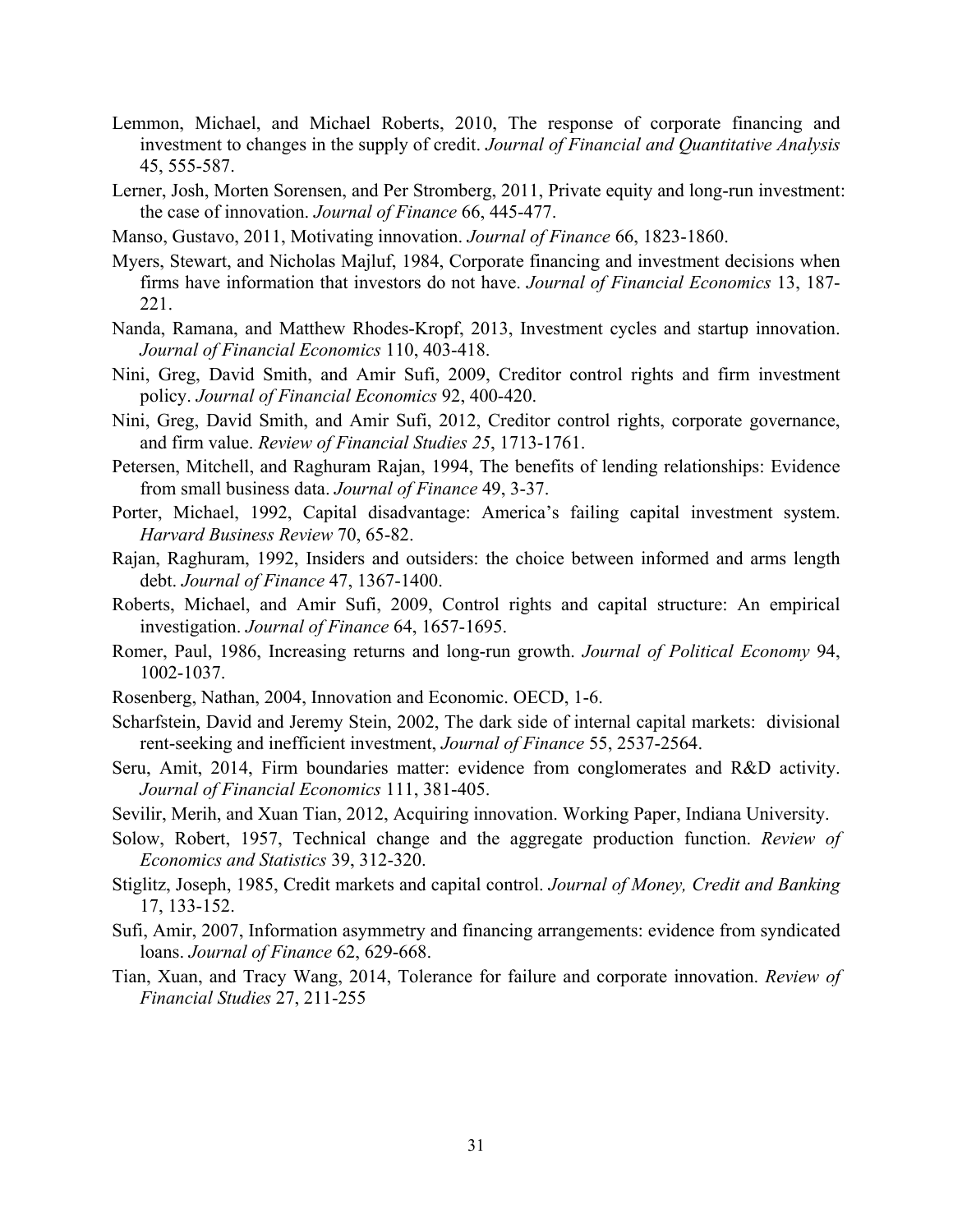Lemmon, Michael, and Michael Roberts, 2010, The response of corporate financing and investment to changes in the supply of credit. *Journal of Financial and Quantitative Analysis* 45, 555-587.

Lerner, Josh, Morten Sorensen, and Per Stromberg, 2011, Private equity and long-run investment: the case of innovation. *Journal of Finance* 66, 445-477.

Manso, Gustavo, 2011, Motivating innovation. *Journal of Finance* 66, 1823-1860.

Myers, Stewart, and Nicholas Majluf, 1984, Corporate financing and investment decisions when firms have information that investors do not have. *Journal of Financial Economics* 13, 187-221.

Nanda, Ramana, and Matthew Rhodes-Kropf, 2013, Investment cycles and startup innovation. *Journal of Financial Economics* 110, 403-418.

Nini, Greg, David Smith, and Amir Sufi, 2009, Creditor control rights and firm investment policy. *Journal of Financial Economics* 92, 400-420.

Nini, Greg, David Smith, and Amir Sufi, 2012, Creditor control rights, corporate governance, and firm value. *Review of Financial Studies 25*, 1713-1761.

Petersen, Mitchell, and Raghuram Rajan, 1994, The benefits of lending relationships: Evidence from small business data. *Journal of Finance* 49, 3-37.

Porter, Michael, 1992, Capital disadvantage: America's failing capital investment system. *Harvard Business Review* 70, 65-82.

Rajan, Raghuram, 1992, Insiders and outsiders: the choice between informed and arms length debt. *Journal of Finance* 47, 1367-1400.

Roberts, Michael, and Amir Sufi, 2009, Control rights and capital structure: An empirical investigation. *Journal of Finance* 64, 1657-1695.

Romer, Paul, 1986, Increasing returns and long-run growth. *Journal of Political Economy* 94, 1002-1037.

Rosenberg, Nathan, 2004, Innovation and Economic. OECD, 1-6.

Scharfstein, David and Jeremy Stein, 2002, The dark side of internal capital markets: divisional rent-seeking and inefficient investment, *Journal of Finance* 55, 2537-2564.

Seru, Amit, 2014, Firm boundaries matter: evidence from conglomerates and R&D activity. *Journal of Financial Economics* 111, 381-405.

Sevilir, Merih, and Xuan Tian, 2012, Acquiring innovation. Working Paper, Indiana University.

Solow, Robert, 1957, Technical change and the aggregate production function. *Review of Economics and Statistics* 39, 312-320.

Stiglitz, Joseph, 1985, Credit markets and capital control. *Journal of Money, Credit and Banking* 17, 133-152.

Sufi, Amir, 2007, Information asymmetry and financing arrangements: evidence from syndicated loans. *Journal of Finance* 62, 629-668.

Tian, Xuan, and Tracy Wang, 2014, Tolerance for failure and corporate innovation. *Review of Financial Studies* 27, 211-255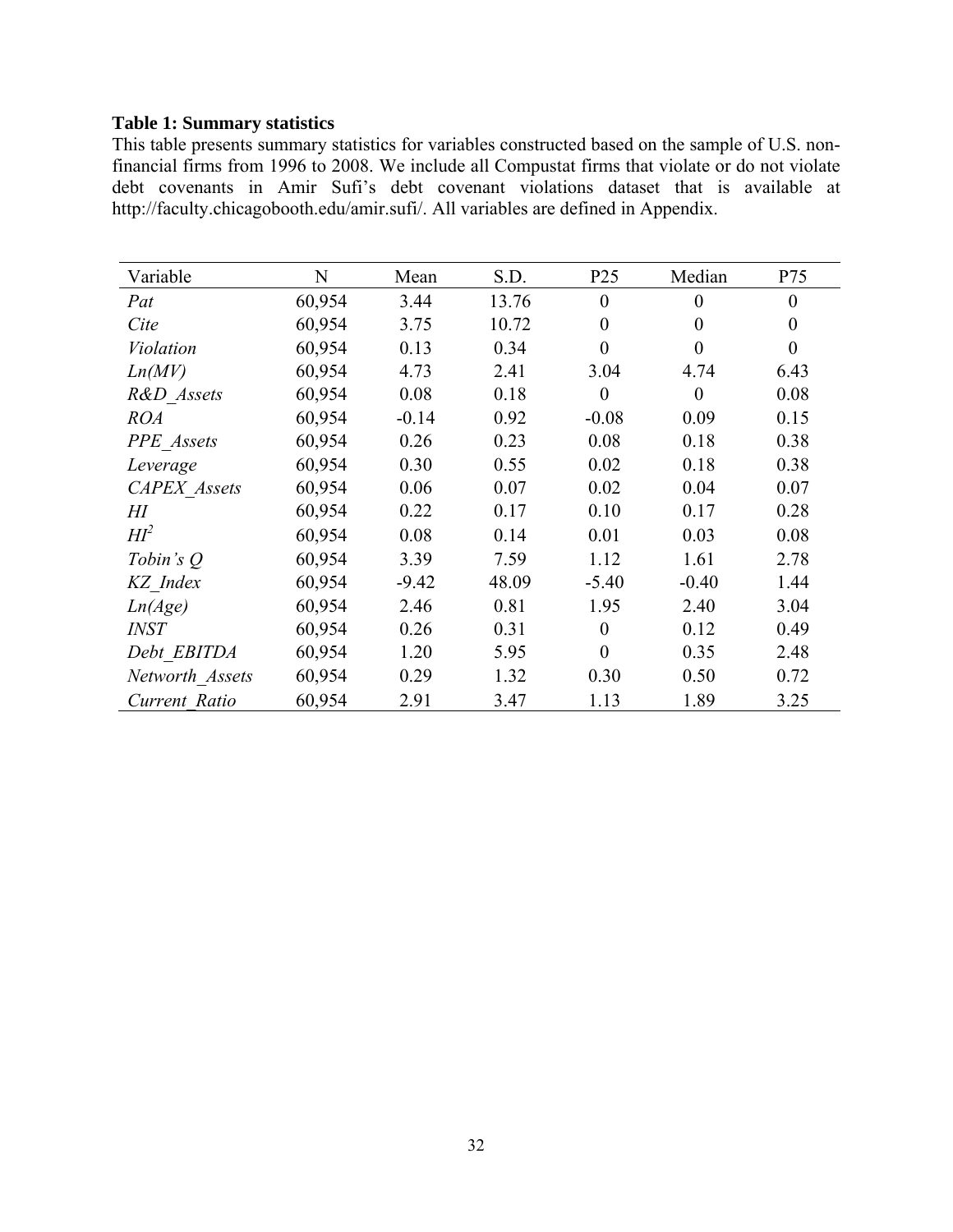**Table 1: Summary statistics**

This table presents summary statistics for variables constructed based on the sample of U.S. non-financial firms from 1996 to 2008. We include all Compustat firms that violate or do not violate debt covenants in Amir Sufi's debt covenant violations dataset that is available at http://faculty.chicagobooth.edu/amir.sufi/. All variables are defined in Appendix.

| Variable | N | Mean | S.D. | P25 | Median | P75 |
|---|---|---|---|---|---|---|
| *Pat* | 60,954 | 3.44 | 13.76 | 0 | 0 | 0 |
| *Cite* | 60,954 | 3.75 | 10.72 | 0 | 0 | 0 |
| *Violation* | 60,954 | 0.13 | 0.34 | 0 | 0 | 0 |
| *Ln(MV)* | 60,954 | 4.73 | 2.41 | 3.04 | 4.74 | 6.43 |
| *R&D_Assets* | 60,954 | 0.08 | 0.18 | 0 | 0 | 0.08 |
| *ROA* | 60,954 | -0.14 | 0.92 | -0.08 | 0.09 | 0.15 |
| *PPE_Assets* | 60,954 | 0.26 | 0.23 | 0.08 | 0.18 | 0.38 |
| *Leverage* | 60,954 | 0.30 | 0.55 | 0.02 | 0.18 | 0.38 |
| *CAPEX_Assets* | 60,954 | 0.06 | 0.07 | 0.02 | 0.04 | 0.07 |
| *HI* | 60,954 | 0.22 | 0.17 | 0.10 | 0.17 | 0.28 |
| $HI^2$ | 60,954 | 0.08 | 0.14 | 0.01 | 0.03 | 0.08 |
| *Tobin's Q* | 60,954 | 3.39 | 7.59 | 1.12 | 1.61 | 2.78 |
| *KZ_Index* | 60,954 | -9.42 | 48.09 | -5.40 | -0.40 | 1.44 |
| *Ln(Age)* | 60,954 | 2.46 | 0.81 | 1.95 | 2.40 | 3.04 |
| *INST* | 60,954 | 0.26 | 0.31 | 0 | 0.12 | 0.49 |
| *Debt_EBITDA* | 60,954 | 1.20 | 5.95 | 0 | 0.35 | 2.48 |
| *Networth_Assets* | 60,954 | 0.29 | 1.32 | 0.30 | 0.50 | 0.72 |
| *Current_Ratio* | 60,954 | 2.91 | 3.47 | 1.13 | 1.89 | 3.25 |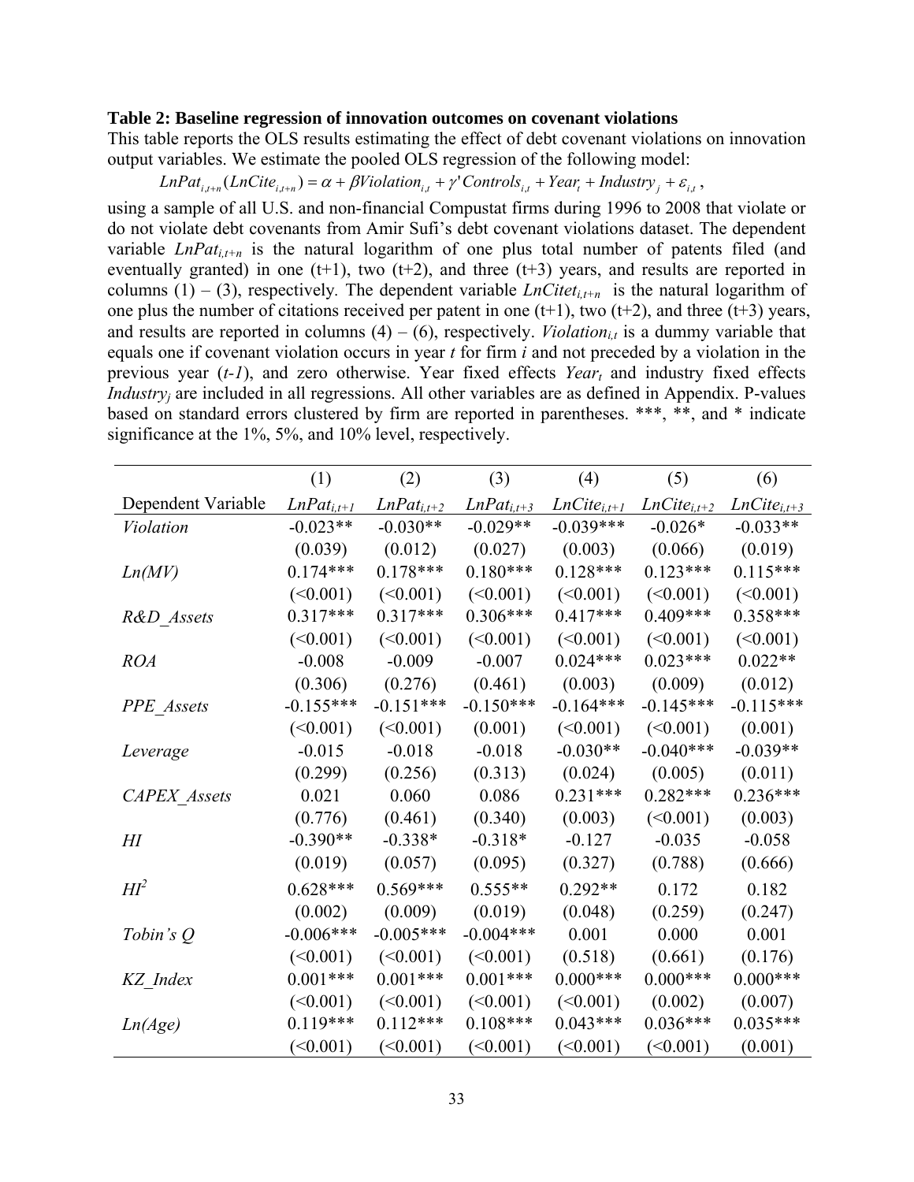**Table 2: Baseline regression of innovation outcomes on covenant violations**

This table reports the OLS results estimating the effect of debt covenant violations on innovation output variables. We estimate the pooled OLS regression of the following model:

$$LnPat_{i,t+n}(LnCite_{i,t+n}) = \alpha + \beta Violation_{i,t} + \gamma' Controls_{i,t} + Year_t + Industry_j + \varepsilon_{i,t},$$

using a sample of all U.S. and non-financial Compustat firms during 1996 to 2008 that violate or do not violate debt covenants from Amir Sufi's debt covenant violations dataset. The dependent variable $LnPat_{i,t+n}$ is the natural logarithm of one plus total number of patents filed (and eventually granted) in one (t+1), two (t+2), and three (t+3) years, and results are reported in columns (1) – (3), respectively. The dependent variable $LnCitet_{i,t+n}$ is the natural logarithm of one plus the number of citations received per patent in one (t+1), two (t+2), and three (t+3) years, and results are reported in columns (4) – (6), respectively. $Violation_{i,t}$ is a dummy variable that equals one if covenant violation occurs in year $t$ for firm $i$ and not preceded by a violation in the previous year ($t$-$1$), and zero otherwise. Year fixed effects $Year_t$ and industry fixed effects $Industry_j$ are included in all regressions. All other variables are as defined in Appendix. P-values based on standard errors clustered by firm are reported in parentheses. \*\*\*, \*\*, and \* indicate significance at the 1%, 5%, and 10% level, respectively.

| | (1) | (2) | (3) | (4) | (5) | (6) |
|---|---|---|---|---|---|---|
| Dependent Variable | $LnPat_{i,t+1}$ | $LnPat_{i,t+2}$ | $LnPat_{i,t+3}$ | $LnCite_{i,t+1}$ | $LnCite_{i,t+2}$ | $LnCite_{i,t+3}$ |
| *Violation* | -0.023** | -0.030** | -0.029** | -0.039*** | -0.026* | -0.033** |
| | (0.039) | (0.012) | (0.027) | (0.003) | (0.066) | (0.019) |
| *Ln(MV)* | 0.174*** | 0.178*** | 0.180*** | 0.128*** | 0.123*** | 0.115*** |
| | (<0.001) | (<0.001) | (<0.001) | (<0.001) | (<0.001) | (<0.001) |
| *R&D_Assets* | 0.317*** | 0.317*** | 0.306*** | 0.417*** | 0.409*** | 0.358*** |
| | (<0.001) | (<0.001) | (<0.001) | (<0.001) | (<0.001) | (<0.001) |
| *ROA* | -0.008 | -0.009 | -0.007 | 0.024*** | 0.023*** | 0.022** |
| | (0.306) | (0.276) | (0.461) | (0.003) | (0.009) | (0.012) |
| *PPE_Assets* | -0.155*** | -0.151*** | -0.150*** | -0.164*** | -0.145*** | -0.115*** |
| | (<0.001) | (<0.001) | (0.001) | (<0.001) | (<0.001) | (0.001) |
| *Leverage* | -0.015 | -0.018 | -0.018 | -0.030** | -0.040*** | -0.039** |
| | (0.299) | (0.256) | (0.313) | (0.024) | (0.005) | (0.011) |
| *CAPEX_Assets* | 0.021 | 0.060 | 0.086 | 0.231*** | 0.282*** | 0.236*** |
| | (0.776) | (0.461) | (0.340) | (0.003) | (<0.001) | (0.003) |
| *HI* | -0.390** | -0.338* | -0.318* | -0.127 | -0.035 | -0.058 |
| | (0.019) | (0.057) | (0.095) | (0.327) | (0.788) | (0.666) |
| $HI^2$ | 0.628*** | 0.569*** | 0.555** | 0.292** | 0.172 | 0.182 |
| | (0.002) | (0.009) | (0.019) | (0.048) | (0.259) | (0.247) |
| *Tobin's Q* | -0.006*** | -0.005*** | -0.004*** | 0.001 | 0.000 | 0.001 |
| | (<0.001) | (<0.001) | (<0.001) | (0.518) | (0.661) | (0.176) |
| *KZ_Index* | 0.001*** | 0.001*** | 0.001*** | 0.000*** | 0.000*** | 0.000*** |
| | (<0.001) | (<0.001) | (<0.001) | (<0.001) | (0.002) | (0.007) |
| *Ln(Age)* | 0.119*** | 0.112*** | 0.108*** | 0.043*** | 0.036*** | 0.035*** |
| | (<0.001) | (<0.001) | (<0.001) | (<0.001) | (<0.001) | (0.001) |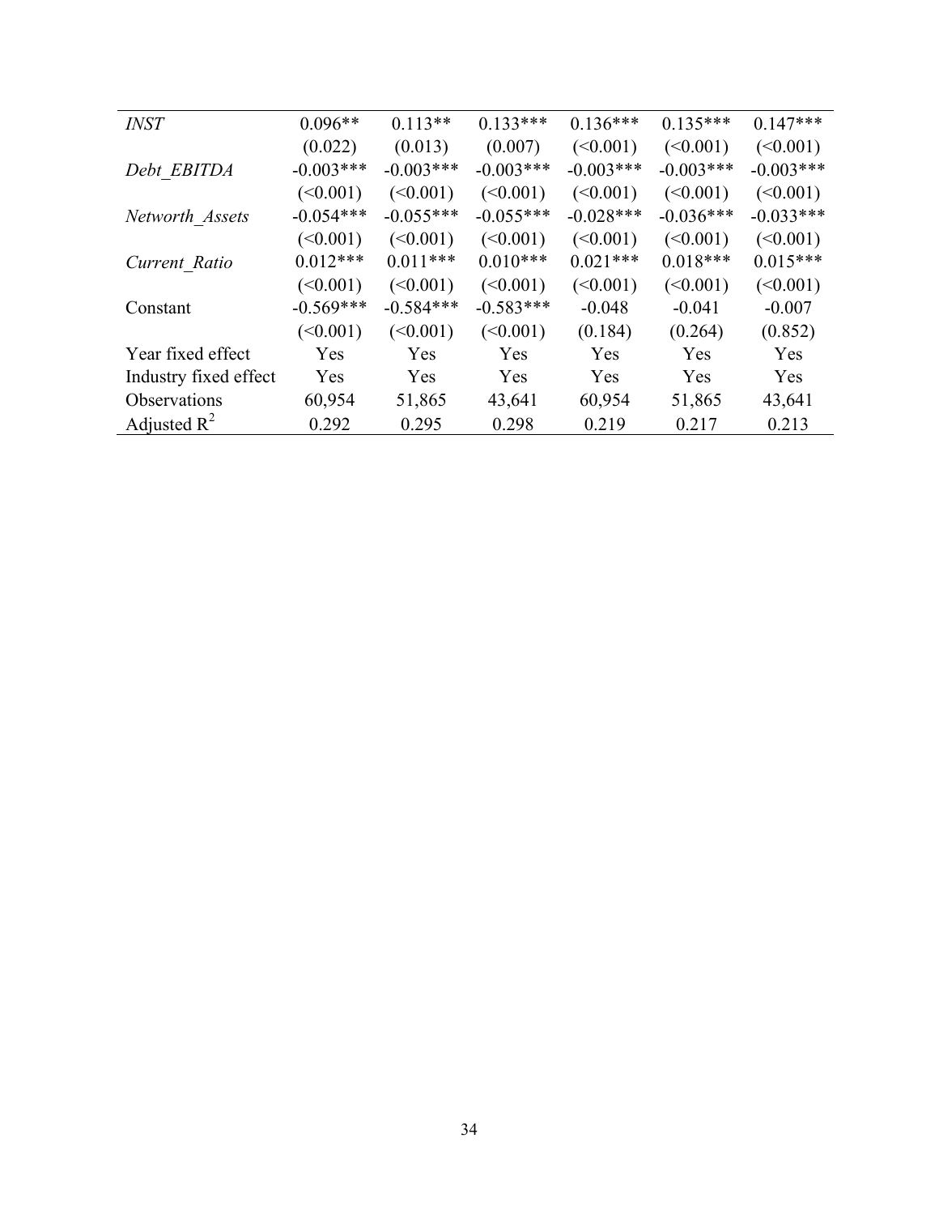| | | | | | | |
|---|---|---|---|---|---|---|
| *INST* | 0.096** | 0.113** | 0.133*** | 0.136*** | 0.135*** | 0.147*** |
| | (0.022) | (0.013) | (0.007) | (<0.001) | (<0.001) | (<0.001) |
| *Debt_EBITDA* | -0.003*** | -0.003*** | -0.003*** | -0.003*** | -0.003*** | -0.003*** |
| | (<0.001) | (<0.001) | (<0.001) | (<0.001) | (<0.001) | (<0.001) |
| *Networth_Assets* | -0.054*** | -0.055*** | -0.055*** | -0.028*** | -0.036*** | -0.033*** |
| | (<0.001) | (<0.001) | (<0.001) | (<0.001) | (<0.001) | (<0.001) |
| *Current_Ratio* | 0.012*** | 0.011*** | 0.010*** | 0.021*** | 0.018*** | 0.015*** |
| | (<0.001) | (<0.001) | (<0.001) | (<0.001) | (<0.001) | (<0.001) |
| Constant | -0.569*** | -0.584*** | -0.583*** | -0.048 | -0.041 | -0.007 |
| | (<0.001) | (<0.001) | (<0.001) | (0.184) | (0.264) | (0.852) |
| Year fixed effect | Yes | Yes | Yes | Yes | Yes | Yes |
| Industry fixed effect | Yes | Yes | Yes | Yes | Yes | Yes |
| Observations | 60,954 | 51,865 | 43,641 | 60,954 | 51,865 | 43,641 |
| Adjusted $R^2$ | 0.292 | 0.295 | 0.298 | 0.219 | 0.217 | 0.213 |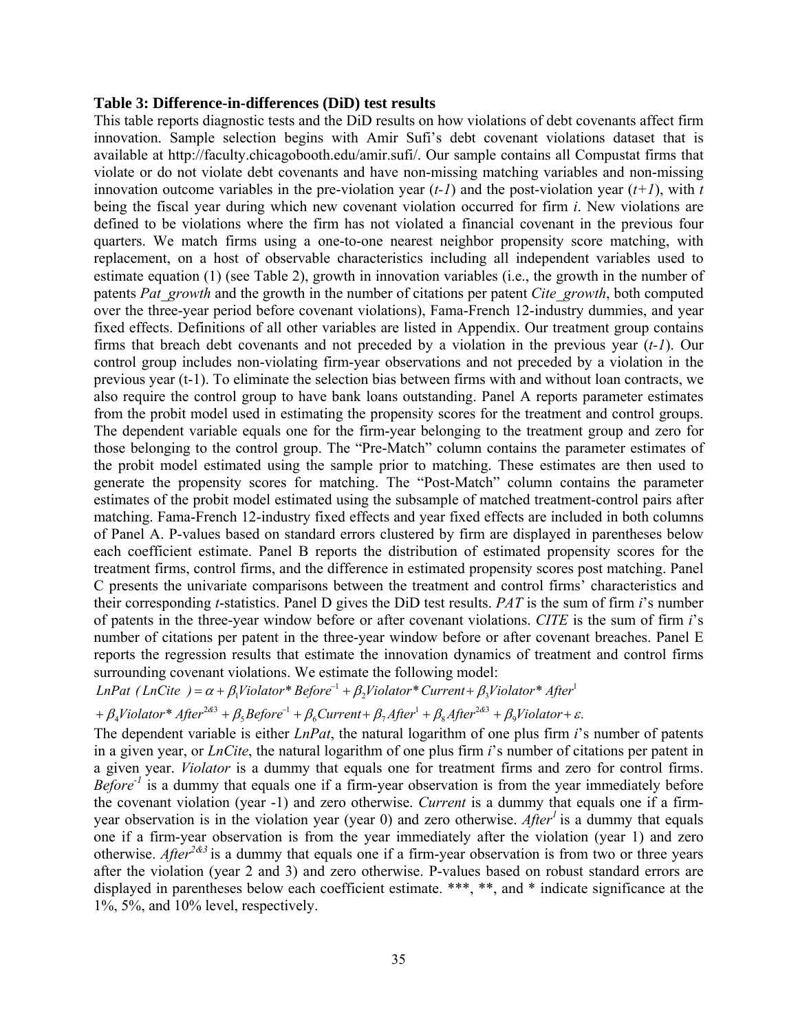**Table 3: Difference-in-differences (DiD) test results**

This table reports diagnostic tests and the DiD results on how violations of debt covenants affect firm innovation. Sample selection begins with Amir Sufi's debt covenant violations dataset that is available at http://faculty.chicagobooth.edu/amir.sufi/. Our sample contains all Compustat firms that violate or do not violate debt covenants and have non-missing matching variables and non-missing innovation outcome variables in the pre-violation year (*t-1*) and the post-violation year (*t+1*), with *t* being the fiscal year during which new covenant violation occurred for firm *i*. New violations are defined to be violations where the firm has not violated a financial covenant in the previous four quarters. We match firms using a one-to-one nearest neighbor propensity score matching, with replacement, on a host of observable characteristics including all independent variables used to estimate equation (1) (see Table 2), growth in innovation variables (i.e., the growth in the number of patents *Pat_growth* and the growth in the number of citations per patent *Cite_growth*, both computed over the three-year period before covenant violations), Fama-French 12-industry dummies, and year fixed effects. Definitions of all other variables are listed in Appendix. Our treatment group contains firms that breach debt covenants and not preceded by a violation in the previous year (*t-1*). Our control group includes non-violating firm-year observations and not preceded by a violation in the previous year (t-1). To eliminate the selection bias between firms with and without loan contracts, we also require the control group to have bank loans outstanding. Panel A reports parameter estimates from the probit model used in estimating the propensity scores for the treatment and control groups. The dependent variable equals one for the firm-year belonging to the treatment group and zero for those belonging to the control group. The "Pre-Match" column contains the parameter estimates of the probit model estimated using the sample prior to matching. These estimates are then used to generate the propensity scores for matching. The "Post-Match" column contains the parameter estimates of the probit model estimated using the subsample of matched treatment-control pairs after matching. Fama-French 12-industry fixed effects and year fixed effects are included in both columns of Panel A. P-values based on standard errors clustered by firm are displayed in parentheses below each coefficient estimate. Panel B reports the distribution of estimated propensity scores for the treatment firms, control firms, and the difference in estimated propensity scores post matching. Panel C presents the univariate comparisons between the treatment and control firms' characteristics and their corresponding *t*-statistics. Panel D gives the DiD test results. *PAT* is the sum of firm *i*'s number of patents in the three-year window before or after covenant violations. *CITE* is the sum of firm *i*'s number of citations per patent in the three-year window before or after covenant breaches. Panel E reports the regression results that estimate the innovation dynamics of treatment and control firms surrounding covenant violations. We estimate the following model:

$$LnPat\ (LnCite\ ) = \alpha + \beta_1 Violator * Before^{-1} + \beta_2 Violator * Current + \beta_3 Violator * After^{1}$$

$$+ \beta_4 Violator * After^{2\&3} + \beta_5 Before^{-1} + \beta_6 Current + \beta_7 After^{1} + \beta_8 After^{2\&3} + \beta_9 Violator + \varepsilon.$$

The dependent variable is either *LnPat*, the natural logarithm of one plus firm *i*'s number of patents in a given year, or *LnCite*, the natural logarithm of one plus firm *i*'s number of citations per patent in a given year. *Violator* is a dummy that equals one for treatment firms and zero for control firms. $Before^{-1}$ is a dummy that equals one if a firm-year observation is from the year immediately before the covenant violation (year -1) and zero otherwise. *Current* is a dummy that equals one if a firm-year observation is in the violation year (year 0) and zero otherwise. $After^{1}$ is a dummy that equals one if a firm-year observation is from the year immediately after the violation (year 1) and zero otherwise. $After^{2\&3}$ is a dummy that equals one if a firm-year observation is from two or three years after the violation (year 2 and 3) and zero otherwise. P-values based on robust standard errors are displayed in parentheses below each coefficient estimate. \*\*\*, \*\*, and \* indicate significance at the 1%, 5%, and 10% level, respectively.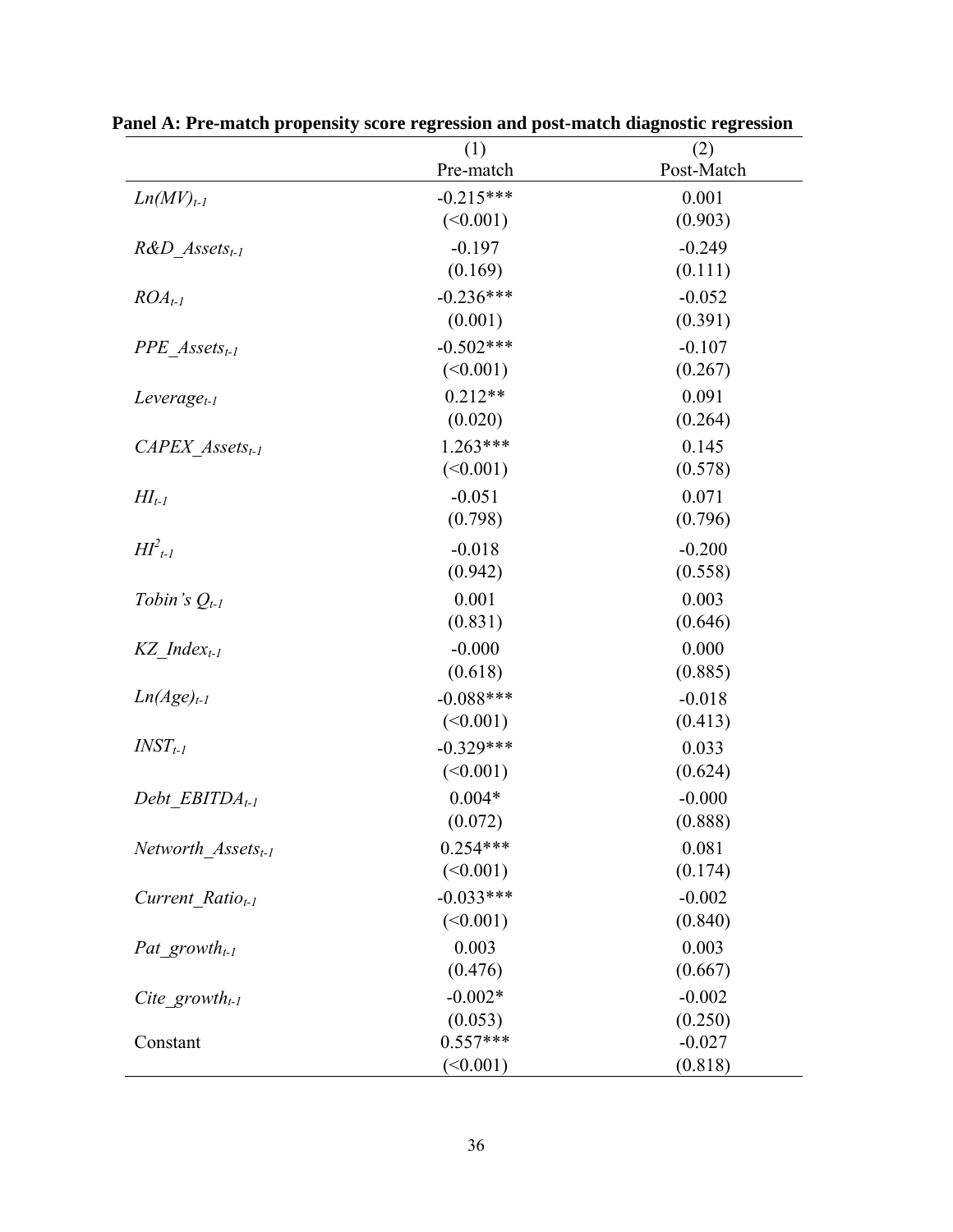**Panel A: Pre-match propensity score regression and post-match diagnostic regression**

| | (1) | (2) |
|---|---|---|
| | Pre-match | Post-Match |
| $Ln(MV)_{t-1}$ | -0.215*** | 0.001 |
| | (<0.001) | (0.903) |
| $R\&D\_Assets_{t-1}$ | -0.197 | -0.249 |
| | (0.169) | (0.111) |
| $ROA_{t-1}$ | -0.236*** | -0.052 |
| | (0.001) | (0.391) |
| $PPE\_Assets_{t-1}$ | -0.502*** | -0.107 |
| | (<0.001) | (0.267) |
| $Leverage_{t-1}$ | 0.212** | 0.091 |
| | (0.020) | (0.264) |
| $CAPEX\_Assets_{t-1}$ | 1.263*** | 0.145 |
| | (<0.001) | (0.578) |
| $HI_{t-1}$ | -0.051 | 0.071 |
| | (0.798) | (0.796) |
| $HI^2_{t-1}$ | -0.018 | -0.200 |
| | (0.942) | (0.558) |
| $Tobin's\ Q_{t-1}$ | 0.001 | 0.003 |
| | (0.831) | (0.646) |
| $KZ\_Index_{t-1}$ | -0.000 | 0.000 |
| | (0.618) | (0.885) |
| $Ln(Age)_{t-1}$ | -0.088*** | -0.018 |
| | (<0.001) | (0.413) |
| $INST_{t-1}$ | -0.329*** | 0.033 |
| | (<0.001) | (0.624) |
| $Debt\_EBITDA_{t-1}$ | 0.004* | -0.000 |
| | (0.072) | (0.888) |
| $Networth\_Assets_{t-1}$ | 0.254*** | 0.081 |
| | (<0.001) | (0.174) |
| $Current\_Ratio_{t-1}$ | -0.033*** | -0.002 |
| | (<0.001) | (0.840) |
| $Pat\_growth_{t-1}$ | 0.003 | 0.003 |
| | (0.476) | (0.667) |
| $Cite\_growth_{t-1}$ | -0.002* | -0.002 |
| | (0.053) | (0.250) |
| Constant | 0.557*** | -0.027 |
| | (<0.001) | (0.818) |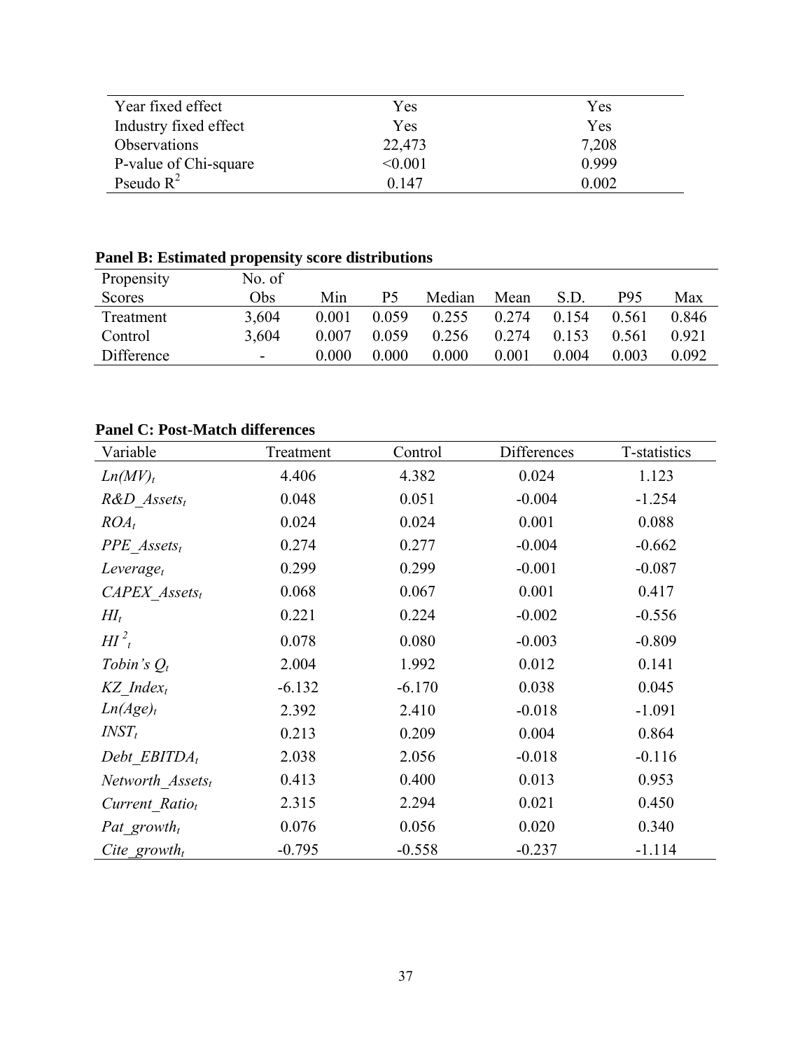| | | |
|---|---|---|
| Year fixed effect | Yes | Yes |
| Industry fixed effect | Yes | Yes |
| Observations | 22,473 | 7,208 |
| P-value of Chi-square | <0.001 | 0.999 |
| Pseudo $R^2$ | 0.147 | 0.002 |

**Panel B: Estimated propensity score distributions**

| Propensity Scores | No. of Obs | Min | P5 | Median | Mean | S.D. | P95 | Max |
|---|---|---|---|---|---|---|---|---|
| Treatment | 3,604 | 0.001 | 0.059 | 0.255 | 0.274 | 0.154 | 0.561 | 0.846 |
| Control | 3,604 | 0.007 | 0.059 | 0.256 | 0.274 | 0.153 | 0.561 | 0.921 |
| Difference | - | 0.000 | 0.000 | 0.000 | 0.001 | 0.004 | 0.003 | 0.092 |

**Panel C: Post-Match differences**

| Variable | Treatment | Control | Differences | T-statistics |
|---|---|---|---|---|
| $Ln(MV)_t$ | 4.406 | 4.382 | 0.024 | 1.123 |
| $R\&D\_Assets_t$ | 0.048 | 0.051 | -0.004 | -1.254 |
| $ROA_t$ | 0.024 | 0.024 | 0.001 | 0.088 |
| $PPE\_Assets_t$ | 0.274 | 0.277 | -0.004 | -0.662 |
| $Leverage_t$ | 0.299 | 0.299 | -0.001 | -0.087 |
| $CAPEX\_Assets_t$ | 0.068 | 0.067 | 0.001 | 0.417 |
| $HI_t$ | 0.221 | 0.224 | -0.002 | -0.556 |
| $HI^2_t$ | 0.078 | 0.080 | -0.003 | -0.809 |
| $Tobin's\ Q_t$ | 2.004 | 1.992 | 0.012 | 0.141 |
| $KZ\_Index_t$ | -6.132 | -6.170 | 0.038 | 0.045 |
| $Ln(Age)_t$ | 2.392 | 2.410 | -0.018 | -1.091 |
| $INST_t$ | 0.213 | 0.209 | 0.004 | 0.864 |
| $Debt\_EBITDA_t$ | 2.038 | 2.056 | -0.018 | -0.116 |
| $Networth\_Assets_t$ | 0.413 | 0.400 | 0.013 | 0.953 |
| $Current\_Ratio_t$ | 2.315 | 2.294 | 0.021 | 0.450 |
| $Pat\_growth_t$ | 0.076 | 0.056 | 0.020 | 0.340 |
| $Cite\_growth_t$ | -0.795 | -0.558 | -0.237 | -1.114 |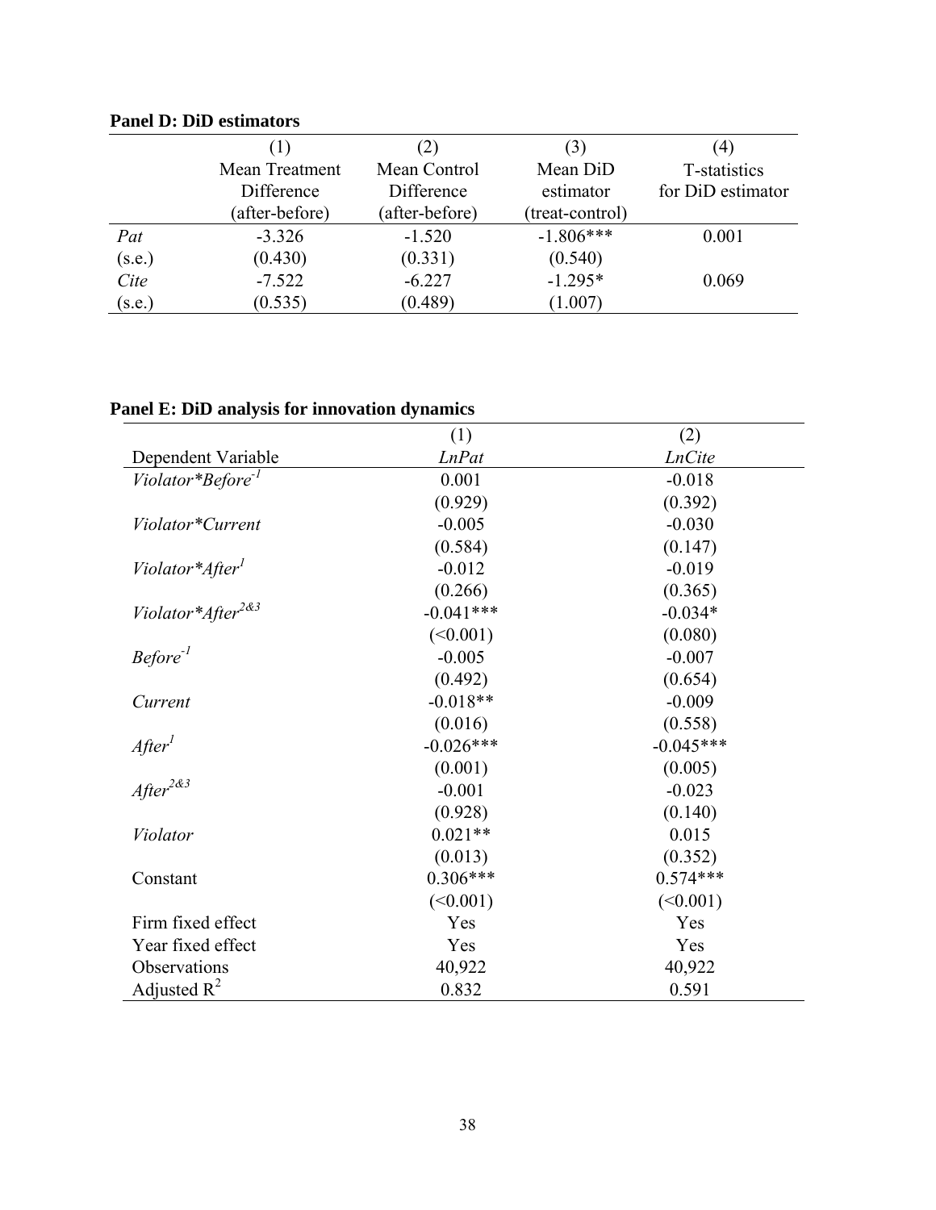**Panel D: DiD estimators**

| | (1)<br>Mean Treatment Difference (after-before) | (2)<br>Mean Control Difference (after-before) | (3)<br>Mean DiD estimator (treat-control) | (4)<br>T-statistics for DiD estimator |
|---|---|---|---|---|
| *Pat* | -3.326 | -1.520 | -1.806*** | 0.001 |
| (s.e.) | (0.430) | (0.331) | (0.540) | |
| *Cite* | -7.522 | -6.227 | -1.295* | 0.069 |
| (s.e.) | (0.535) | (0.489) | (1.007) | |

**Panel E: DiD analysis for innovation dynamics**

| | (1) | (2) |
|---|---|---|
| Dependent Variable | *LnPat* | *LnCite* |
| *Violator\*Before*$^{-1}$ | 0.001 | -0.018 |
| | (0.929) | (0.392) |
| *Violator\*Current* | -0.005 | -0.030 |
| | (0.584) | (0.147) |
| *Violator\*After*$^{1}$ | -0.012 | -0.019 |
| | (0.266) | (0.365) |
| *Violator\*After*$^{2\&3}$ | -0.041*** | -0.034* |
| | (<0.001) | (0.080) |
| *Before*$^{-1}$ | -0.005 | -0.007 |
| | (0.492) | (0.654) |
| *Current* | -0.018** | -0.009 |
| | (0.016) | (0.558) |
| *After*$^{1}$ | -0.026*** | -0.045*** |
| | (0.001) | (0.005) |
| *After*$^{2\&3}$ | -0.001 | -0.023 |
| | (0.928) | (0.140) |
| *Violator* | 0.021** | 0.015 |
| | (0.013) | (0.352) |
| Constant | 0.306*** | 0.574*** |
| | (<0.001) | (<0.001) |
| Firm fixed effect | Yes | Yes |
| Year fixed effect | Yes | Yes |
| Observations | 40,922 | 40,922 |
| Adjusted $R^2$ | 0.832 | 0.591 |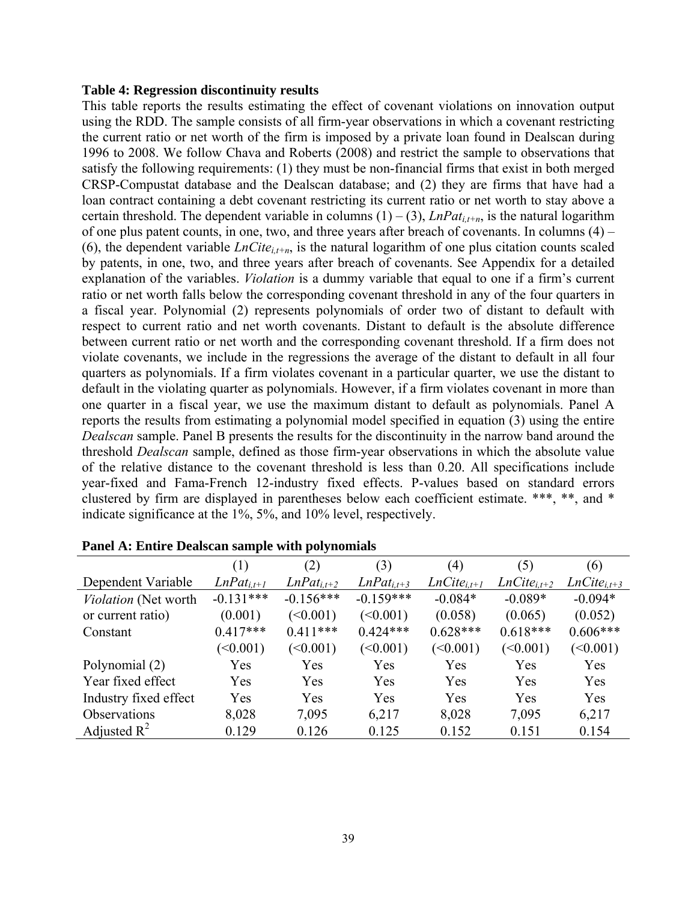**Table 4: Regression discontinuity results**

This table reports the results estimating the effect of covenant violations on innovation output using the RDD. The sample consists of all firm-year observations in which a covenant restricting the current ratio or net worth of the firm is imposed by a private loan found in Dealscan during 1996 to 2008. We follow Chava and Roberts (2008) and restrict the sample to observations that satisfy the following requirements: (1) they must be non-financial firms that exist in both merged CRSP-Compustat database and the Dealscan database; and (2) they are firms that have had a loan contract containing a debt covenant restricting its current ratio or net worth to stay above a certain threshold. The dependent variable in columns (1) – (3), $LnPat_{i,t+n}$, is the natural logarithm of one plus patent counts, in one, two, and three years after breach of covenants. In columns (4) – (6), the dependent variable $LnCite_{i,t+n}$, is the natural logarithm of one plus citation counts scaled by patents, in one, two, and three years after breach of covenants. See Appendix for a detailed explanation of the variables. *Violation* is a dummy variable that equal to one if a firm's current ratio or net worth falls below the corresponding covenant threshold in any of the four quarters in a fiscal year. Polynomial (2) represents polynomials of order two of distant to default with respect to current ratio and net worth covenants. Distant to default is the absolute difference between current ratio or net worth and the corresponding covenant threshold. If a firm does not violate covenants, we include in the regressions the average of the distant to default in all four quarters as polynomials. If a firm violates covenant in a particular quarter, we use the distant to default in the violating quarter as polynomials. However, if a firm violates covenant in more than one quarter in a fiscal year, we use the maximum distant to default as polynomials. Panel A reports the results from estimating a polynomial model specified in equation (3) using the entire *Dealscan* sample. Panel B presents the results for the discontinuity in the narrow band around the threshold *Dealscan* sample, defined as those firm-year observations in which the absolute value of the relative distance to the covenant threshold is less than 0.20. All specifications include year-fixed and Fama-French 12-industry fixed effects. P-values based on standard errors clustered by firm are displayed in parentheses below each coefficient estimate. \*\*\*, \*\*, and \* indicate significance at the 1%, 5%, and 10% level, respectively.

**Panel A: Entire Dealscan sample with polynomials**

| | (1) | (2) | (3) | (4) | (5) | (6) |
|---|---|---|---|---|---|---|
| Dependent Variable | $LnPat_{i,t+1}$ | $LnPat_{i,t+2}$ | $LnPat_{i,t+3}$ | $LnCite_{i,t+1}$ | $LnCite_{i,t+2}$ | $LnCite_{i,t+3}$ |
| *Violation* (Net worth | -0.131*** | -0.156*** | -0.159*** | -0.084* | -0.089* | -0.094* |
| or current ratio) | (0.001) | (<0.001) | (<0.001) | (0.058) | (0.065) | (0.052) |
| Constant | 0.417*** | 0.411*** | 0.424*** | 0.628*** | 0.618*** | 0.606*** |
| | (<0.001) | (<0.001) | (<0.001) | (<0.001) | (<0.001) | (<0.001) |
| Polynomial (2) | Yes | Yes | Yes | Yes | Yes | Yes |
| Year fixed effect | Yes | Yes | Yes | Yes | Yes | Yes |
| Industry fixed effect | Yes | Yes | Yes | Yes | Yes | Yes |
| Observations | 8,028 | 7,095 | 6,217 | 8,028 | 7,095 | 6,217 |
| Adjusted $R^2$ | 0.129 | 0.126 | 0.125 | 0.152 | 0.151 | 0.154 |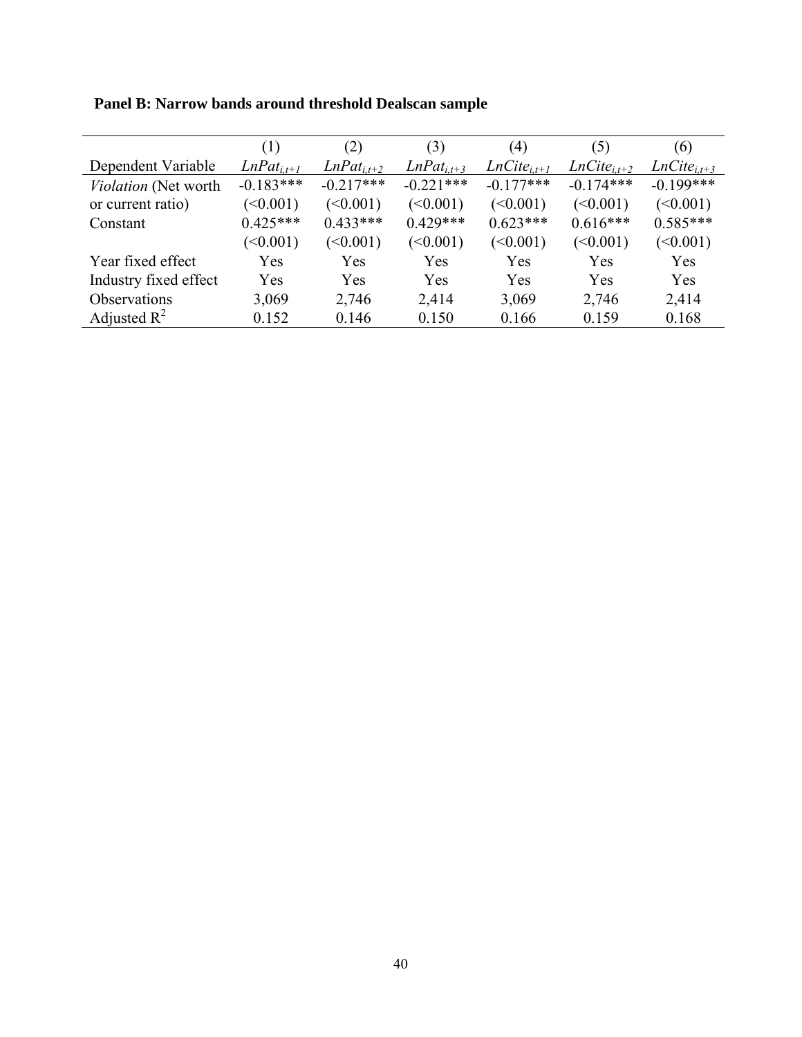**Panel B: Narrow bands around threshold Dealscan sample**

| | (1) | (2) | (3) | (4) | (5) | (6) |
|---|---|---|---|---|---|---|
| Dependent Variable | $LnPat_{i,t+1}$ | $LnPat_{i,t+2}$ | $LnPat_{i,t+3}$ | $LnCite_{i,t+1}$ | $LnCite_{i,t+2}$ | $LnCite_{i,t+3}$ |
| *Violation* (Net worth | -0.183*** | -0.217*** | -0.221*** | -0.177*** | -0.174*** | -0.199*** |
| or current ratio) | (<0.001) | (<0.001) | (<0.001) | (<0.001) | (<0.001) | (<0.001) |
| Constant | 0.425*** | 0.433*** | 0.429*** | 0.623*** | 0.616*** | 0.585*** |
| | (<0.001) | (<0.001) | (<0.001) | (<0.001) | (<0.001) | (<0.001) |
| Year fixed effect | Yes | Yes | Yes | Yes | Yes | Yes |
| Industry fixed effect | Yes | Yes | Yes | Yes | Yes | Yes |
| Observations | 3,069 | 2,746 | 2,414 | 3,069 | 2,746 | 2,414 |
| Adjusted $R^2$ | 0.152 | 0.146 | 0.150 | 0.166 | 0.159 | 0.168 |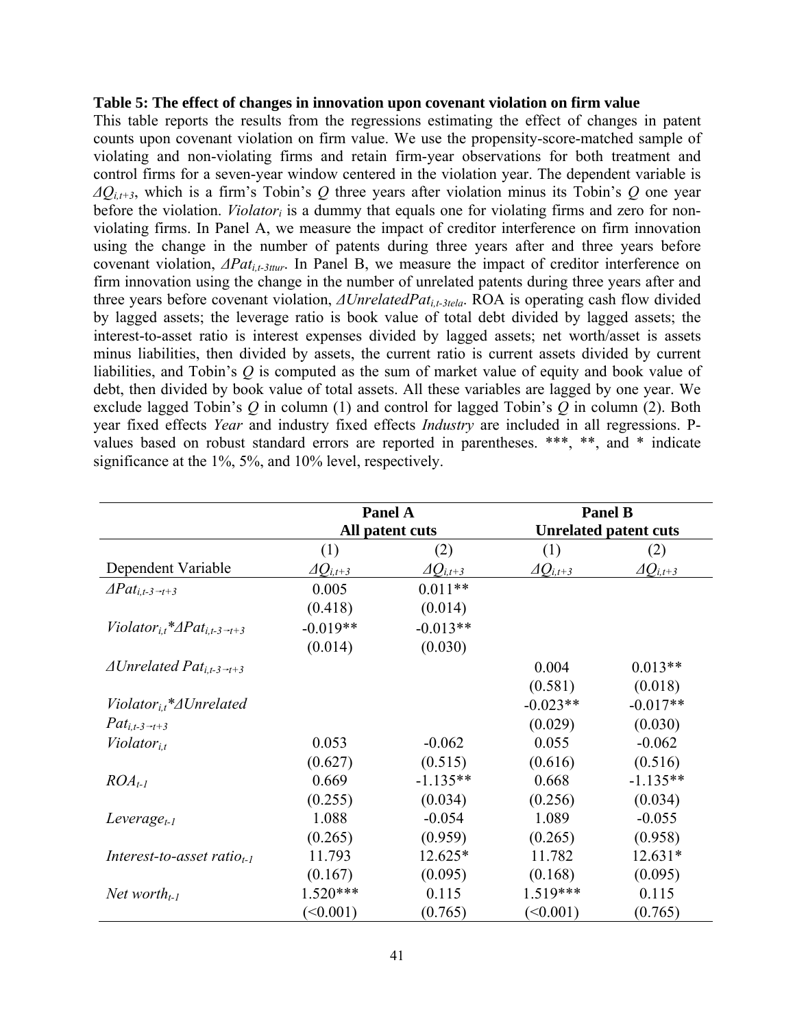**Table 5: The effect of changes in innovation upon covenant violation on firm value**

This table reports the results from the regressions estimating the effect of changes in patent counts upon covenant violation on firm value. We use the propensity-score-matched sample of violating and non-violating firms and retain firm-year observations for both treatment and control firms for a seven-year window centered in the violation year. The dependent variable is $\Delta Q_{i,t+3}$, which is a firm's Tobin's $Q$ three years after violation minus its Tobin's $Q$ one year before the violation. $Violator_i$ is a dummy that equals one for violating firms and zero for non-violating firms. In Panel A, we measure the impact of creditor interference on firm innovation using the change in the number of patents during three years after and three years before covenant violation, $\Delta Pat_{i,t-3ttur}$. In Panel B, we measure the impact of creditor interference on firm innovation using the change in the number of unrelated patents during three years after and three years before covenant violation, $\Delta UnrelatedPat_{i,t-3tela}$. ROA is operating cash flow divided by lagged assets; the leverage ratio is book value of total debt divided by lagged assets; the interest-to-asset ratio is interest expenses divided by lagged assets; net worth/asset is assets minus liabilities, then divided by assets, the current ratio is current assets divided by current liabilities, and Tobin's $Q$ is computed as the sum of market value of equity and book value of debt, then divided by book value of total assets. All these variables are lagged by one year. We exclude lagged Tobin's $Q$ in column (1) and control for lagged Tobin's $Q$ in column (2). Both year fixed effects *Year* and industry fixed effects *Industry* are included in all regressions. P-values based on robust standard errors are reported in parentheses. \*\*\*, \*\*, and \* indicate significance at the 1%, 5%, and 10% level, respectively.

| | **Panel A** | | **Panel B** | |
|---|---|---|---|---|
| | **All patent cuts** | | **Unrelated patent cuts** | |
| | (1) | (2) | (1) | (2) |
| Dependent Variable | $\Delta Q_{i,t+3}$ | $\Delta Q_{i,t+3}$ | $\Delta Q_{i,t+3}$ | $\Delta Q_{i,t+3}$ |
| $\Delta Pat_{i,t-3\rightarrow t+3}$ | 0.005 | 0.011** | | |
| | (0.418) | (0.014) | | |
| $Violator_{i,t}$*$\Delta Pat_{i,t-3\rightarrow t+3}$ | -0.019** | -0.013** | | |
| | (0.014) | (0.030) | | |
| $\Delta Unrelated\ Pat_{i,t-3\rightarrow t+3}$ | | | 0.004 | 0.013** |
| | | | (0.581) | (0.018) |
| $Violator_{i,t}$*$\Delta Unrelated\ Pat_{i,t-3\rightarrow t+3}$ | | | -0.023** | -0.017** |
| | | | (0.029) | (0.030) |
| $Violator_{i,t}$ | 0.053 | -0.062 | 0.055 | -0.062 |
| | (0.627) | (0.515) | (0.616) | (0.516) |
| $ROA_{t-1}$ | 0.669 | -1.135** | 0.668 | -1.135** |
| | (0.255) | (0.034) | (0.256) | (0.034) |
| $Leverage_{t-1}$ | 1.088 | -0.054 | 1.089 | -0.055 |
| | (0.265) | (0.959) | (0.265) | (0.958) |
| $Interest\text{-}to\text{-}asset\ ratio_{t-1}$ | 11.793 | 12.625* | 11.782 | 12.631* |
| | (0.167) | (0.095) | (0.168) | (0.095) |
| $Net\ worth_{t-1}$ | 1.520*** | 0.115 | 1.519*** | 0.115 |
| | (<0.001) | (0.765) | (<0.001) | (0.765) |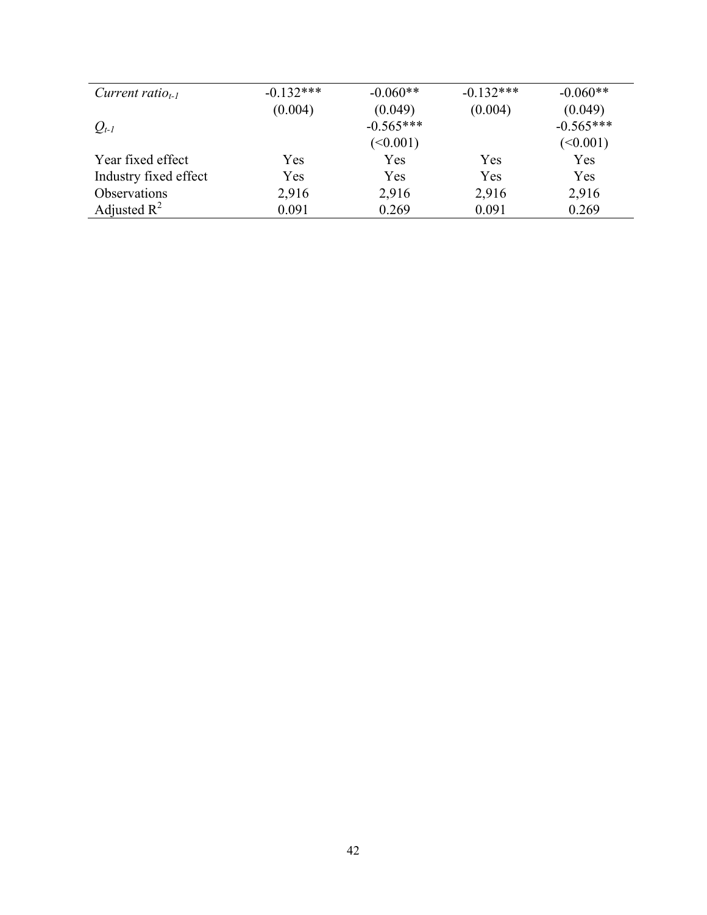|  |  |  |  |  |
|---|---|---|---|---|
| *Current ratio$_{t-1}$* | -0.132*** | -0.060** | -0.132*** | -0.060** |
|  | (0.004) | (0.049) | (0.004) | (0.049) |
| $Q_{t-1}$ |  | -0.565*** |  | -0.565*** |
|  |  | (<0.001) |  | (<0.001) |
| Year fixed effect | Yes | Yes | Yes | Yes |
| Industry fixed effect | Yes | Yes | Yes | Yes |
| Observations | 2,916 | 2,916 | 2,916 | 2,916 |
| Adjusted $R^2$ | 0.091 | 0.269 | 0.091 | 0.269 |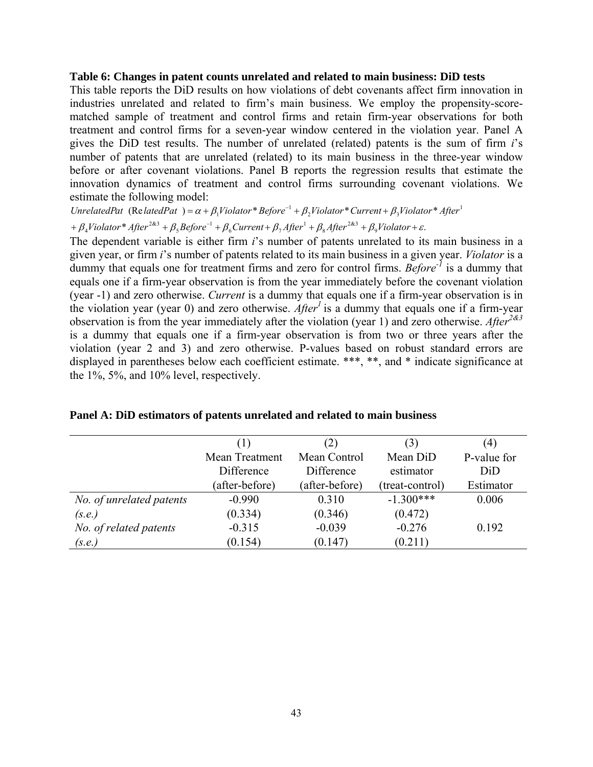**Table 6: Changes in patent counts unrelated and related to main business: DiD tests**

This table reports the DiD results on how violations of debt covenants affect firm innovation in industries unrelated and related to firm's main business. We employ the propensity-score-matched sample of treatment and control firms and retain firm-year observations for both treatment and control firms for a seven-year window centered in the violation year. Panel A gives the DiD test results. The number of unrelated (related) patents is the sum of firm *i*'s number of patents that are unrelated (related) to its main business in the three-year window before or after covenant violations. Panel B reports the regression results that estimate the innovation dynamics of treatment and control firms surrounding covenant violations. We estimate the following model:

$$UnrelatedPat\ \ (RelatedPat\ ) = \alpha + \beta_1 Violator * Before^{-1} + \beta_2 Violator * Current + \beta_3 Violator * After^{1}$$
$$+ \beta_4 Violator * After^{2\&3} + \beta_5 Before^{-1} + \beta_6 Current + \beta_7 After^{1} + \beta_8 After^{2\&3} + \beta_9 Violator + \varepsilon.$$

The dependent variable is either firm *i*'s number of patents unrelated to its main business in a given year, or firm *i*'s number of patents related to its main business in a given year. *Violator* is a dummy that equals one for treatment firms and zero for control firms. $Before^{-1}$ is a dummy that equals one if a firm-year observation is from the year immediately before the covenant violation (year -1) and zero otherwise. *Current* is a dummy that equals one if a firm-year observation is in the violation year (year 0) and zero otherwise. $After^{1}$ is a dummy that equals one if a firm-year observation is from the year immediately after the violation (year 1) and zero otherwise. $After^{2\&3}$ is a dummy that equals one if a firm-year observation is from two or three years after the violation (year 2 and 3) and zero otherwise. P-values based on robust standard errors are displayed in parentheses below each coefficient estimate. \*\*\*, \*\*, and \* indicate significance at the 1%, 5%, and 10% level, respectively.

**Panel A: DiD estimators of patents unrelated and related to main business**

| | (1) Mean Treatment Difference (after-before) | (2) Mean Control Difference (after-before) | (3) Mean DiD estimator (treat-control) | (4) P-value for DiD Estimator |
|---|---|---|---|---|
| *No. of unrelated patents* | -0.990 | 0.310 | -1.300*** | 0.006 |
| *(s.e.)* | (0.334) | (0.346) | (0.472) | |
| *No. of related patents* | -0.315 | -0.039 | -0.276 | 0.192 |
| *(s.e.)* | (0.154) | (0.147) | (0.211) | |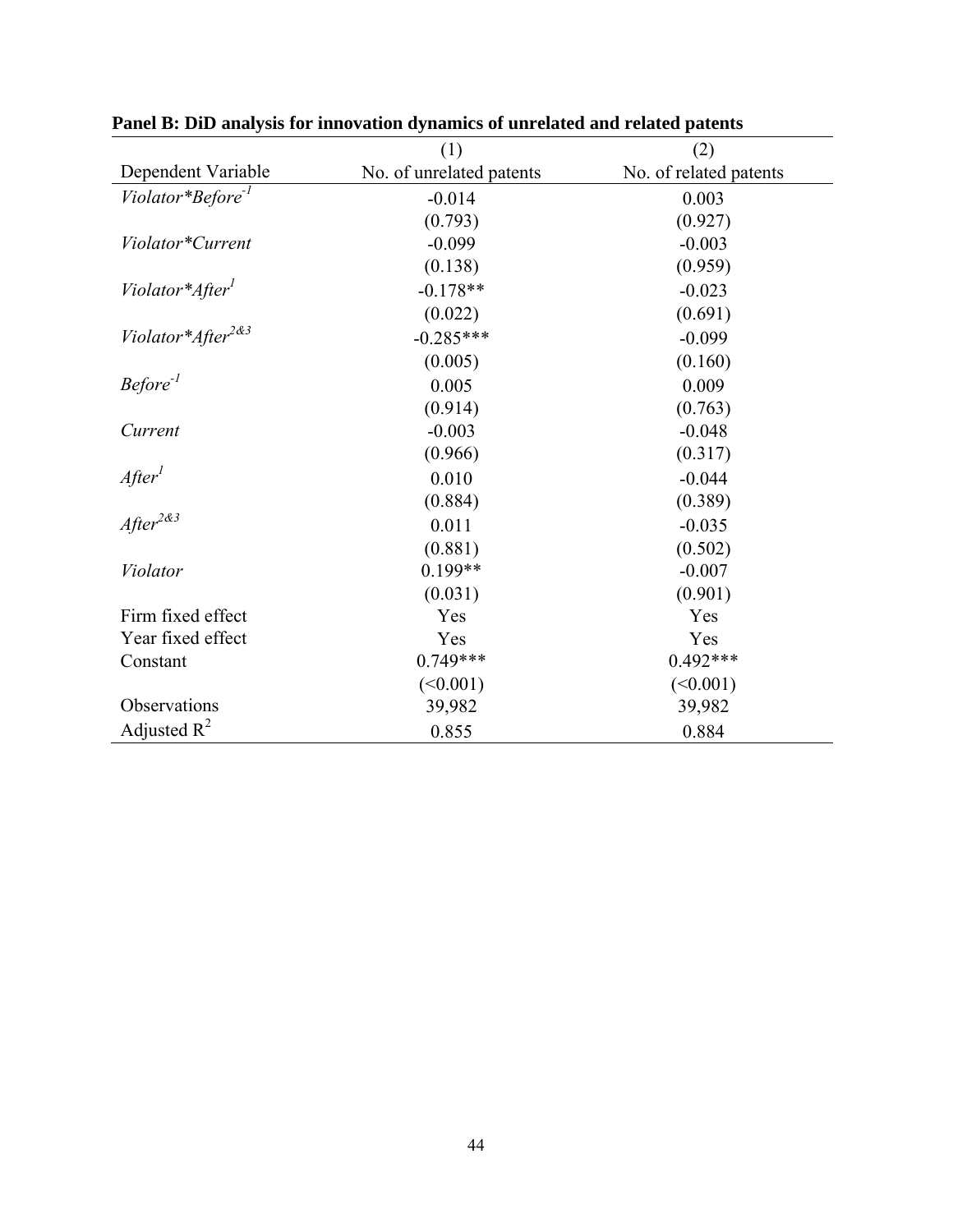**Panel B: DiD analysis for innovation dynamics of unrelated and related patents**

| | (1) | (2) |
|---|---|---|
| Dependent Variable | No. of unrelated patents | No. of related patents |
| *Violator*Before*$^{-1}$ | -0.014 | 0.003 |
| | (0.793) | (0.927) |
| *Violator*Current* | -0.099 | -0.003 |
| | (0.138) | (0.959) |
| *Violator*After*$^{1}$ | -0.178** | -0.023 |
| | (0.022) | (0.691) |
| *Violator*After*$^{2\&3}$ | -0.285*** | -0.099 |
| | (0.005) | (0.160) |
| *Before*$^{-1}$ | 0.005 | 0.009 |
| | (0.914) | (0.763) |
| *Current* | -0.003 | -0.048 |
| | (0.966) | (0.317) |
| *After*$^{1}$ | 0.010 | -0.044 |
| | (0.884) | (0.389) |
| *After*$^{2\&3}$ | 0.011 | -0.035 |
| | (0.881) | (0.502) |
| *Violator* | 0.199** | -0.007 |
| | (0.031) | (0.901) |
| Firm fixed effect | Yes | Yes |
| Year fixed effect | Yes | Yes |
| Constant | 0.749*** | 0.492*** |
| | (<0.001) | (<0.001) |
| Observations | 39,982 | 39,982 |
| Adjusted $R^2$ | 0.855 | 0.884 |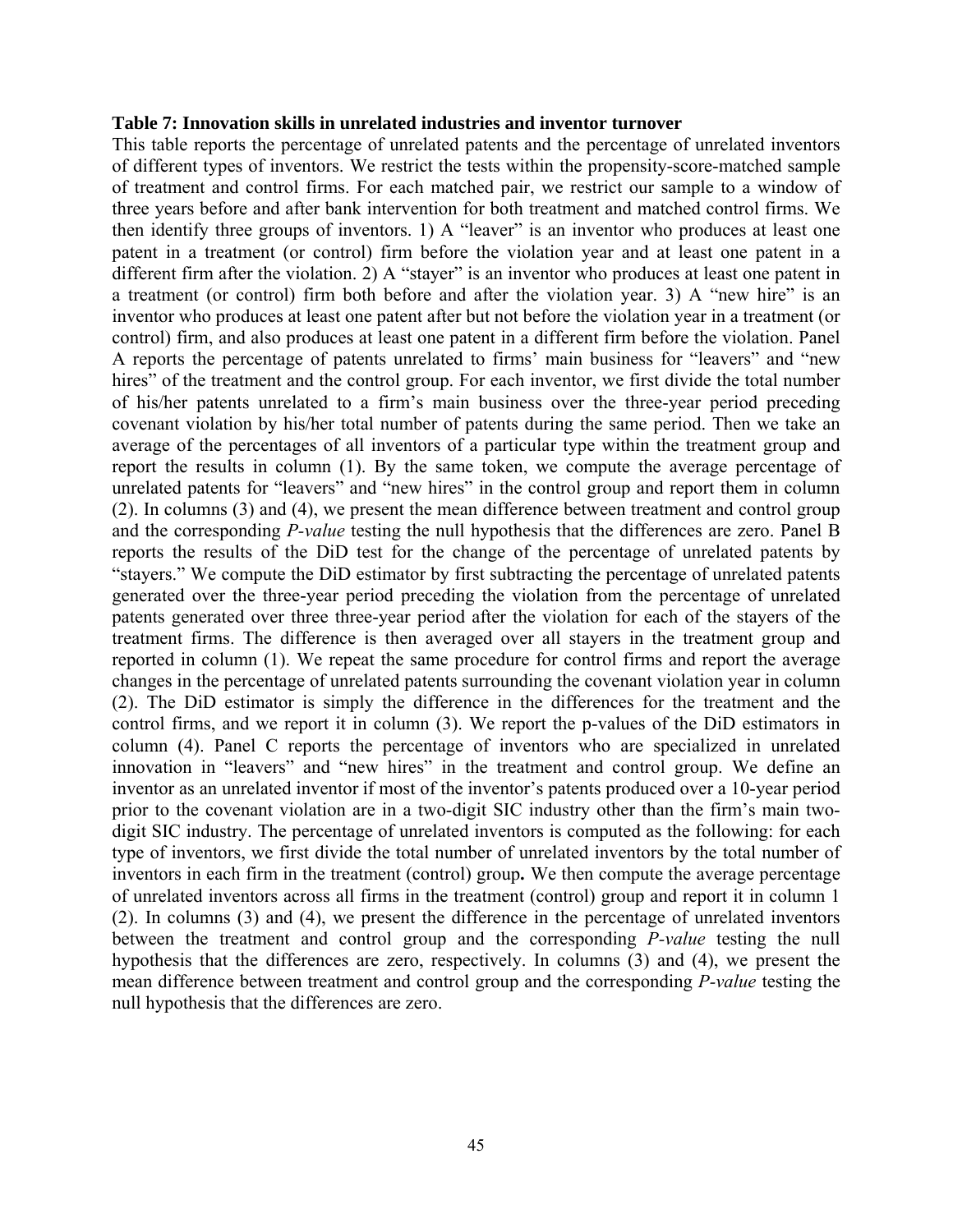**Table 7: Innovation skills in unrelated industries and inventor turnover**

This table reports the percentage of unrelated patents and the percentage of unrelated inventors of different types of inventors. We restrict the tests within the propensity-score-matched sample of treatment and control firms. For each matched pair, we restrict our sample to a window of three years before and after bank intervention for both treatment and matched control firms. We then identify three groups of inventors. 1) A "leaver" is an inventor who produces at least one patent in a treatment (or control) firm before the violation year and at least one patent in a different firm after the violation. 2) A "stayer" is an inventor who produces at least one patent in a treatment (or control) firm both before and after the violation year. 3) A "new hire" is an inventor who produces at least one patent after but not before the violation year in a treatment (or control) firm, and also produces at least one patent in a different firm before the violation. Panel A reports the percentage of patents unrelated to firms' main business for "leavers" and "new hires" of the treatment and the control group. For each inventor, we first divide the total number of his/her patents unrelated to a firm's main business over the three-year period preceding covenant violation by his/her total number of patents during the same period. Then we take an average of the percentages of all inventors of a particular type within the treatment group and report the results in column (1). By the same token, we compute the average percentage of unrelated patents for "leavers" and "new hires" in the control group and report them in column (2). In columns (3) and (4), we present the mean difference between treatment and control group and the corresponding *P-value* testing the null hypothesis that the differences are zero. Panel B reports the results of the DiD test for the change of the percentage of unrelated patents by "stayers." We compute the DiD estimator by first subtracting the percentage of unrelated patents generated over the three-year period preceding the violation from the percentage of unrelated patents generated over three three-year period after the violation for each of the stayers of the treatment firms. The difference is then averaged over all stayers in the treatment group and reported in column (1). We repeat the same procedure for control firms and report the average changes in the percentage of unrelated patents surrounding the covenant violation year in column (2). The DiD estimator is simply the difference in the differences for the treatment and the control firms, and we report it in column (3). We report the p-values of the DiD estimators in column (4). Panel C reports the percentage of inventors who are specialized in unrelated innovation in "leavers" and "new hires" in the treatment and control group. We define an inventor as an unrelated inventor if most of the inventor's patents produced over a 10-year period prior to the covenant violation are in a two-digit SIC industry other than the firm's main two-digit SIC industry. The percentage of unrelated inventors is computed as the following: for each type of inventors, we first divide the total number of unrelated inventors by the total number of inventors in each firm in the treatment (control) group**.** We then compute the average percentage of unrelated inventors across all firms in the treatment (control) group and report it in column 1 (2). In columns (3) and (4), we present the difference in the percentage of unrelated inventors between the treatment and control group and the corresponding *P-value* testing the null hypothesis that the differences are zero, respectively. In columns (3) and (4), we present the mean difference between treatment and control group and the corresponding *P-value* testing the null hypothesis that the differences are zero.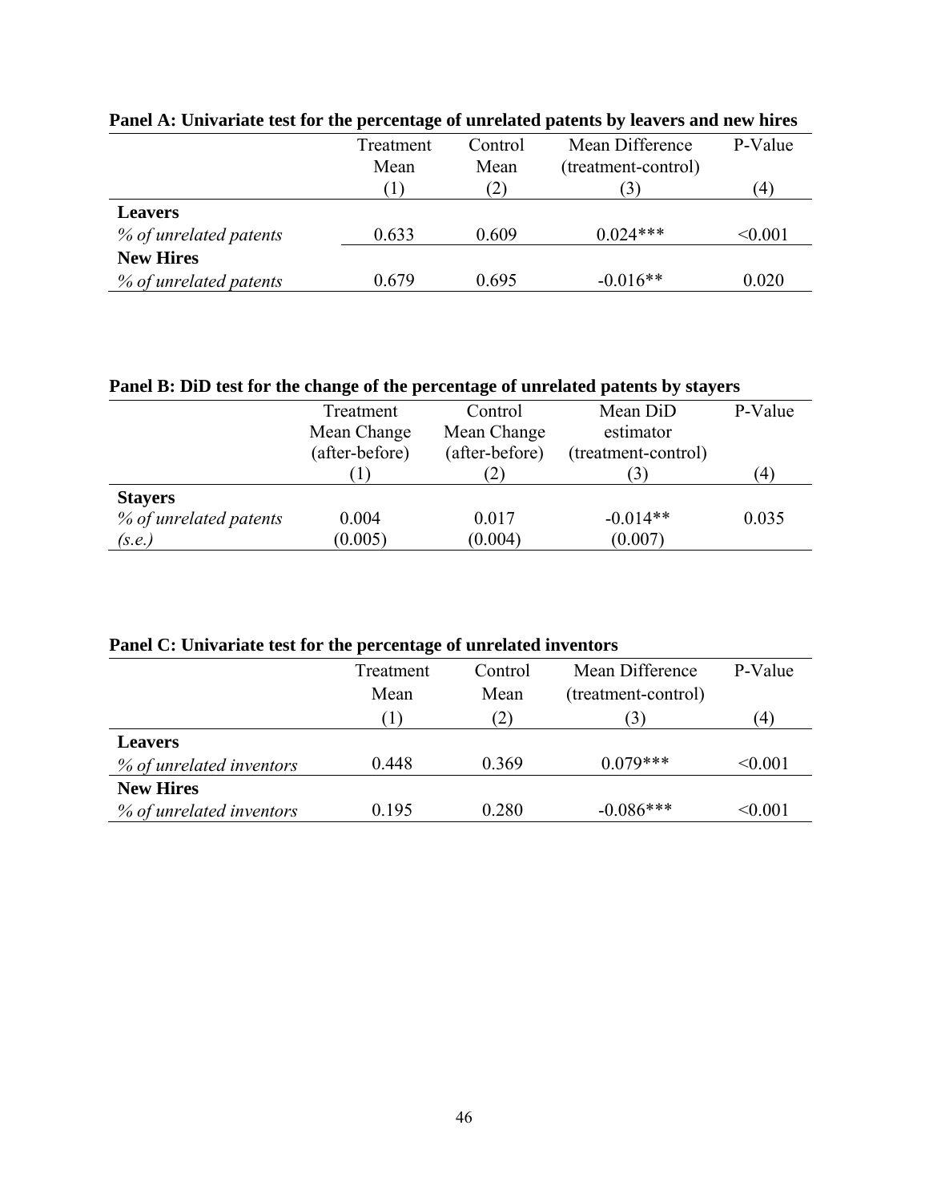**Panel A: Univariate test for the percentage of unrelated patents by leavers and new hires**

| | Treatment Mean (1) | Control Mean (2) | Mean Difference (treatment-control) (3) | P-Value (4) |
|---|---|---|---|---|
| **Leavers** | | | | |
| *% of unrelated patents* | 0.633 | 0.609 | 0.024*** | <0.001 |
| **New Hires** | | | | |
| *% of unrelated patents* | 0.679 | 0.695 | -0.016** | 0.020 |

**Panel B: DiD test for the change of the percentage of unrelated patents by stayers**

| | Treatment Mean Change (after-before) (1) | Control Mean Change (after-before) (2) | Mean DiD estimator (treatment-control) (3) | P-Value (4) |
|---|---|---|---|---|
| **Stayers** | | | | |
| *% of unrelated patents* | 0.004 | 0.017 | -0.014** | 0.035 |
| *(s.e.)* | (0.005) | (0.004) | (0.007) | |

**Panel C: Univariate test for the percentage of unrelated inventors**

| | Treatment Mean (1) | Control Mean (2) | Mean Difference (treatment-control) (3) | P-Value (4) |
|---|---|---|---|---|
| **Leavers** | | | | |
| *% of unrelated inventors* | 0.448 | 0.369 | 0.079*** | <0.001 |
| **New Hires** | | | | |
| *% of unrelated inventors* | 0.195 | 0.280 | -0.086*** | <0.001 |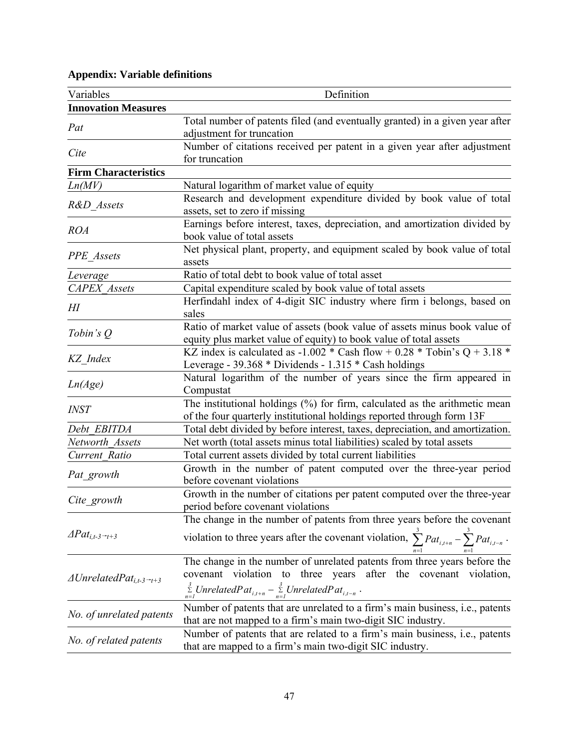## Appendix: Variable definitions

| Variables | Definition |
|---|---|
| **Innovation Measures** | |
| *Pat* | Total number of patents filed (and eventually granted) in a given year after adjustment for truncation |
| *Cite* | Number of citations received per patent in a given year after adjustment for truncation |
| **Firm Characteristics** | |
| *Ln(MV)* | Natural logarithm of market value of equity |
| *R&D_Assets* | Research and development expenditure divided by book value of total assets, set to zero if missing |
| *ROA* | Earnings before interest, taxes, depreciation, and amortization divided by book value of total assets |
| *PPE_Assets* | Net physical plant, property, and equipment scaled by book value of total assets |
| *Leverage* | Ratio of total debt to book value of total asset |
| *CAPEX_Assets* | Capital expenditure scaled by book value of total assets |
| *HI* | Herfindahl index of 4-digit SIC industry where firm i belongs, based on sales |
| *Tobin's Q* | Ratio of market value of assets (book value of assets minus book value of equity plus market value of equity) to book value of total assets |
| *KZ_Index* | KZ index is calculated as -1.002 * Cash flow + 0.28 * Tobin's Q + 3.18 * Leverage - 39.368 * Dividends - 1.315 * Cash holdings |
| *Ln(Age)* | Natural logarithm of the number of years since the firm appeared in Compustat |
| *INST* | The institutional holdings (%) for firm, calculated as the arithmetic mean of the four quarterly institutional holdings reported through form 13F |
| *Debt_EBITDA* | Total debt divided by before interest, taxes, depreciation, and amortization. |
| *Networth_Assets* | Net worth (total assets minus total liabilities) scaled by total assets |
| *Current_Ratio* | Total current assets divided by total current liabilities |
| *Pat_growth* | Growth in the number of patent computed over the three-year period before covenant violations |
| *Cite_growth* | Growth in the number of citations per patent computed over the three-year period before covenant violations |
| $\Delta Pat_{i,t-3 \to t+3}$ | The change in the number of patents from three years before the covenant violation to three years after the covenant violation, $\sum_{n=1}^{3} Pat_{i,t+n} - \sum_{n=1}^{3} Pat_{i,t-n}$ . |
| $\Delta UnrelatedPat_{i,t-3 \to t+3}$ | The change in the number of unrelated patents from three years before the covenant violation to three years after the covenant violation, $\sum_{n=1}^{3} UnrelatedPat_{i,t+n} - \sum_{n=1}^{3} UnrelatedPat_{i,t-n}$ . |
| *No. of unrelated patents* | Number of patents that are unrelated to a firm's main business, i.e., patents that are not mapped to a firm's main two-digit SIC industry. |
| *No. of related patents* | Number of patents that are related to a firm's main business, i.e., patents that are mapped to a firm's main two-digit SIC industry. |